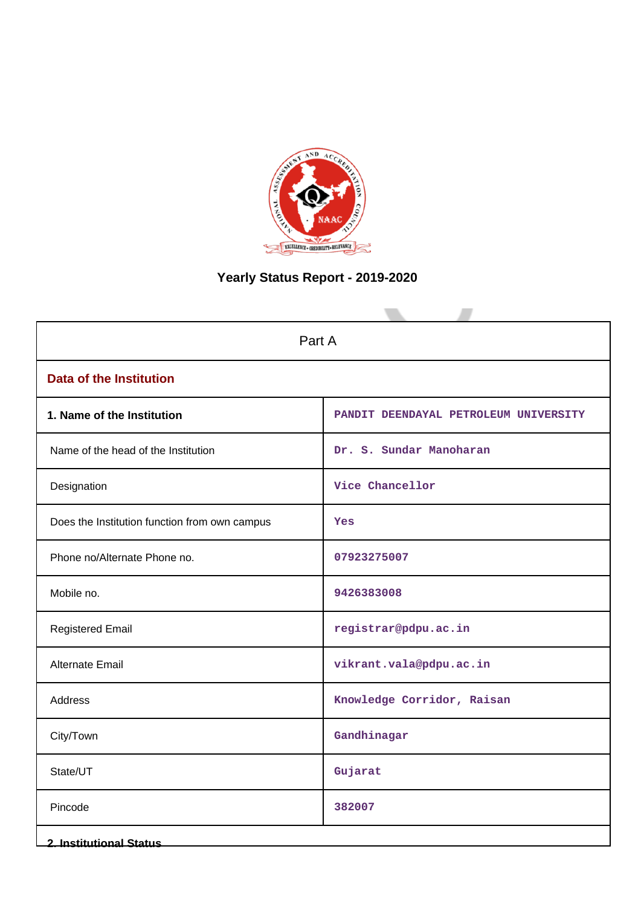# Yearly Status Report - 2019-2020

| Part A | |
|---|---|
| **Data of the Institution** | |
| **1. Name of the Institution** | PANDIT DEENDAYAL PETROLEUM UNIVERSITY |
| Name of the head of the Institution | Dr. S. Sundar Manoharan |
| Designation | Vice Chancellor |
| Does the Institution function from own campus | Yes |
| Phone no/Alternate Phone no. | 07923275007 |
| Mobile no. | 9426383008 |
| Registered Email | registrar@pdpu.ac.in |
| Alternate Email | vikrant.vala@pdpu.ac.in |
| Address | Knowledge Corridor, Raisan |
| City/Town | Gandhinagar |
| State/UT | Gujarat |
| Pincode | 382007 |
| **2. Institutional Status** | |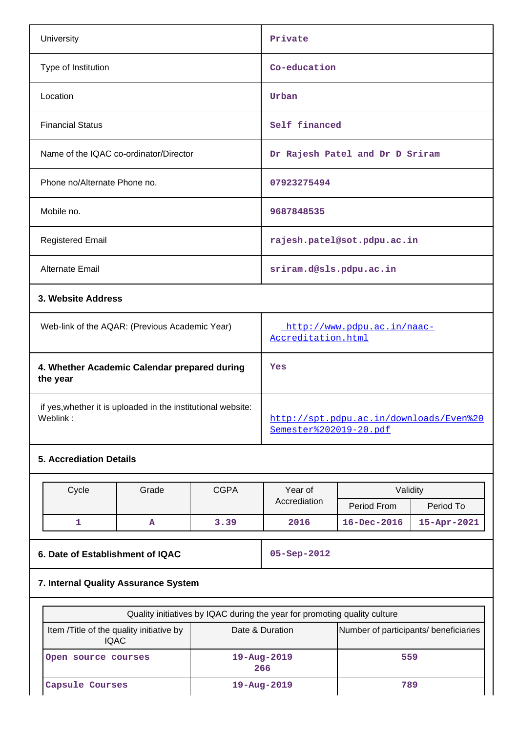| | |
|---|---|
| University | Private |
| Type of Institution | Co-education |
| Location | Urban |
| Financial Status | Self financed |
| Name of the IQAC co-ordinator/Director | Dr Rajesh Patel and Dr D Sriram |
| Phone no/Alternate Phone no. | 07923275494 |
| Mobile no. | 9687848535 |
| Registered Email | rajesh.patel@sot.pdpu.ac.in |
| Alternate Email | sriram.d@sls.pdpu.ac.in |

**3. Website Address**

| | |
|---|---|
| Web-link of the AQAR: (Previous Academic Year) | [http://www.pdpu.ac.in/naac-Accreditation.html](http://www.pdpu.ac.in/naac-Accreditation.html) |
| **4. Whether Academic Calendar prepared during the year** | Yes |
| if yes,whether it is uploaded in the institutional website: Weblink : | [http://spt.pdpu.ac.in/downloads/Even%20Semester%202019-20.pdf](http://spt.pdpu.ac.in/downloads/Even%20Semester%202019-20.pdf) |

**5. Accrediation Details**

| Cycle | Grade | CGPA | Year of Accrediation | Validity | |
|---|---|---|---|---|---|
| | | | | Period From | Period To |
| 1 | A | 3.39 | 2016 | 16-Dec-2016 | 15-Apr-2021 |

| | |
|---|---|
| **6. Date of Establishment of IQAC** | 05-Sep-2012 |

**7. Internal Quality Assurance System**

| Quality initiatives by IQAC during the year for promoting quality culture | | |
|---|---|---|
| Item /Title of the quality initiative by IQAC | Date & Duration | Number of participants/ beneficiaries |
| Open source courses | 19-Aug-2019<br>266 | 559 |
| Capsule Courses | 19-Aug-2019 | 789 |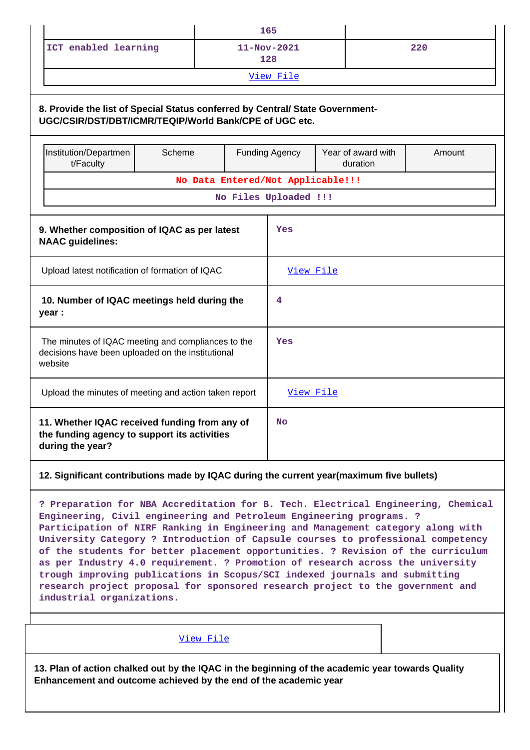| | 165 | |
|---|---|---|
| ICT enabled learning | 11-Nov-2021<br>128 | 220 |
| View File | | |

**8. Provide the list of Special Status conferred by Central/ State Government- UGC/CSIR/DST/DBT/ICMR/TEQIP/World Bank/CPE of UGC etc.**

| Institution/Department/Faculty | Scheme | Funding Agency | Year of award with duration | Amount |
|---|---|---|---|---|
| No Data Entered/Not Applicable!!! | | | | |
| No Files Uploaded !!! | | | | |

| | |
|---|---|
| **9. Whether composition of IQAC as per latest NAAC guidelines:** | Yes |
| Upload latest notification of formation of IQAC | View File |
| **10. Number of IQAC meetings held during the year :** | 4 |
| The minutes of IQAC meeting and compliances to the decisions have been uploaded on the institutional website | Yes |
| Upload the minutes of meeting and action taken report | View File |
| **11. Whether IQAC received funding from any of the funding agency to support its activities during the year?** | No |

**12. Significant contributions made by IQAC during the current year(maximum five bullets)**

? Preparation for NBA Accreditation for B. Tech. Electrical Engineering, Chemical Engineering, Civil engineering and Petroleum Engineering programs. ? Participation of NIRF Ranking in Engineering and Management category along with University Category ? Introduction of Capsule courses to professional competency of the students for better placement opportunities. ? Revision of the curriculum as per Industry 4.0 requirement. ? Promotion of research across the university trough improving publications in Scopus/SCI indexed journals and submitting research project proposal for sponsored research project to the government and industrial organizations.

View File

**13. Plan of action chalked out by the IQAC in the beginning of the academic year towards Quality Enhancement and outcome achieved by the end of the academic year**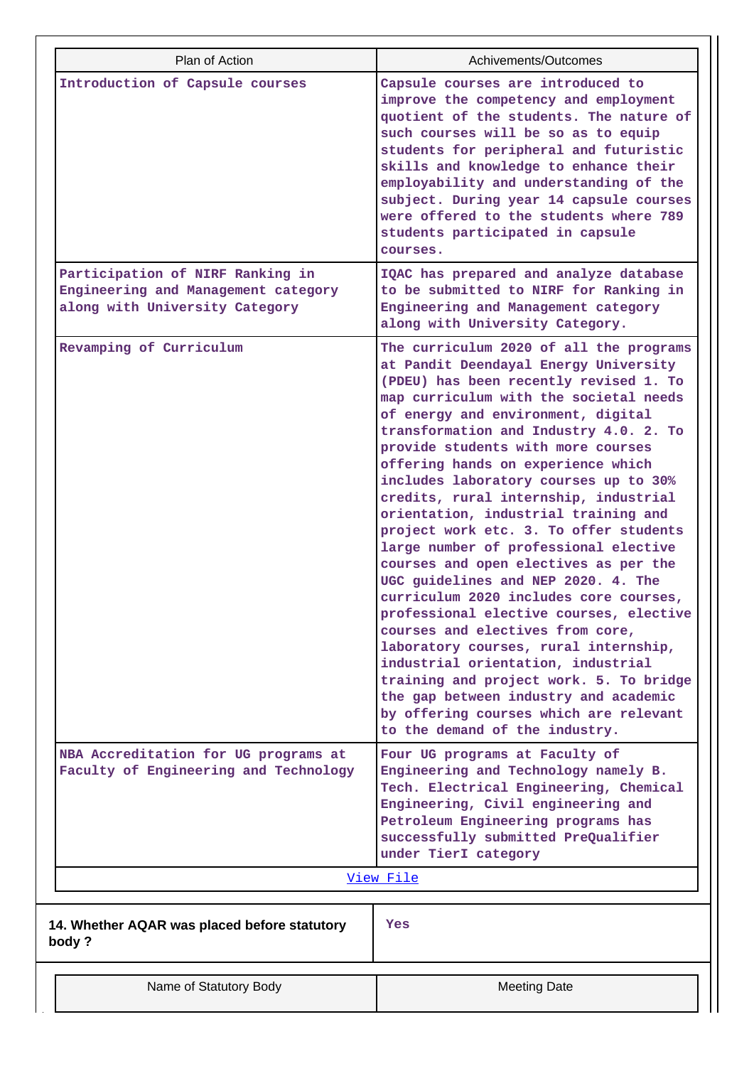| Plan of Action | Achivements/Outcomes |
|---|---|
| Introduction of Capsule courses | Capsule courses are introduced to improve the competency and employment quotient of the students. The nature of such courses will be so as to equip students for peripheral and futuristic skills and knowledge to enhance their employability and understanding of the subject. During year 14 capsule courses were offered to the students where 789 students participated in capsule courses. |
| Participation of NIRF Ranking in Engineering and Management category along with University Category | IQAC has prepared and analyze database to be submitted to NIRF for Ranking in Engineering and Management category along with University Category. |
| Revamping of Curriculum | The curriculum 2020 of all the programs at Pandit Deendayal Energy University (PDEU) has been recently revised 1. To map curriculum with the societal needs of energy and environment, digital transformation and Industry 4.0. 2. To provide students with more courses offering hands on experience which includes laboratory courses up to 30% credits, rural internship, industrial orientation, industrial training and project work etc. 3. To offer students large number of professional elective courses and open electives as per the UGC guidelines and NEP 2020. 4. The curriculum 2020 includes core courses, professional elective courses, elective courses and electives from core, laboratory courses, rural internship, industrial orientation, industrial training and project work. 5. To bridge the gap between industry and academic by offering courses which are relevant to the demand of the industry. |
| NBA Accreditation for UG programs at Faculty of Engineering and Technology | Four UG programs at Faculty of Engineering and Technology namely B. Tech. Electrical Engineering, Chemical Engineering, Civil engineering and Petroleum Engineering programs has successfully submitted PreQualifier under TierI category |

View File

| 14. Whether AQAR was placed before statutory body ? | Yes |
|---|---|

| Name of Statutory Body | Meeting Date |
|---|---|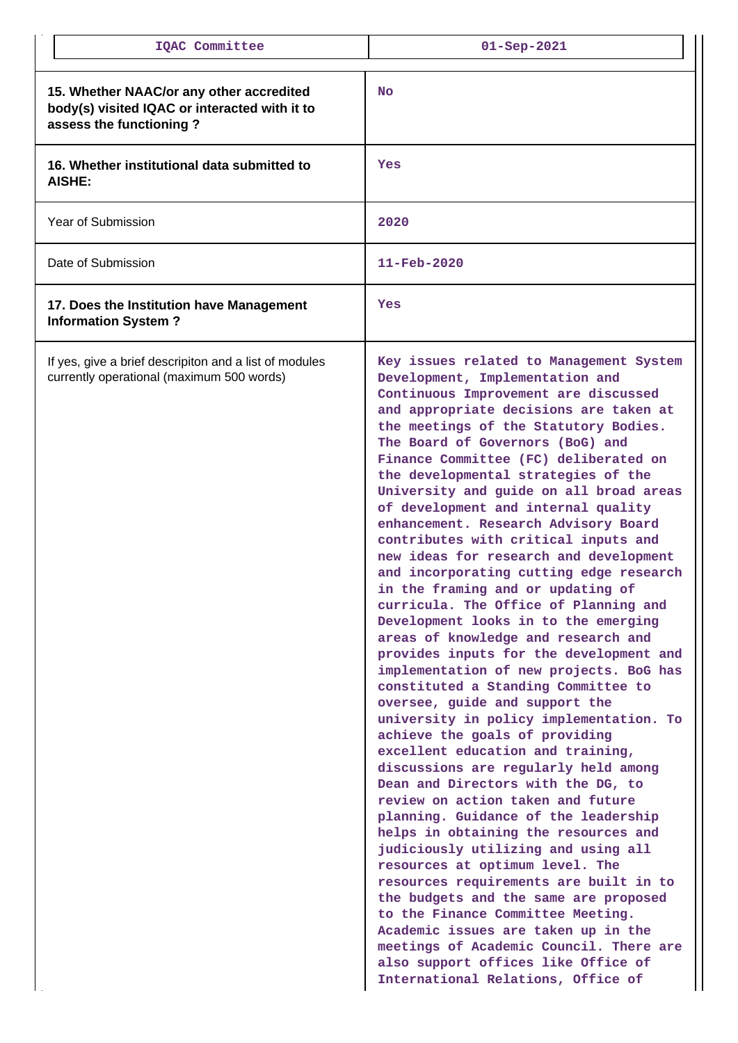| IQAC Committee | 01-Sep-2021 |
|---|---|
| **15. Whether NAAC/or any other accredited body(s) visited IQAC or interacted with it to assess the functioning ?** | No |
| **16. Whether institutional data submitted to AISHE:** | Yes |
| Year of Submission | 2020 |
| Date of Submission | 11-Feb-2020 |
| **17. Does the Institution have Management Information System ?** | Yes |
| If yes, give a brief descripiton and a list of modules currently operational (maximum 500 words) | Key issues related to Management System Development, Implementation and Continuous Improvement are discussed and appropriate decisions are taken at the meetings of the Statutory Bodies. The Board of Governors (BoG) and Finance Committee (FC) deliberated on the developmental strategies of the University and guide on all broad areas of development and internal quality enhancement. Research Advisory Board contributes with critical inputs and new ideas for research and development and incorporating cutting edge research in the framing and or updating of curricula. The Office of Planning and Development looks in to the emerging areas of knowledge and research and provides inputs for the development and implementation of new projects. BoG has constituted a Standing Committee to oversee, guide and support the university in policy implementation. To achieve the goals of providing excellent education and training, discussions are regularly held among Dean and Directors with the DG, to review on action taken and future planning. Guidance of the leadership helps in obtaining the resources and judiciously utilizing and using all resources at optimum level. The resources requirements are built in to the budgets and the same are proposed to the Finance Committee Meeting. Academic issues are taken up in the meetings of Academic Council. There are also support offices like Office of International Relations, Office of |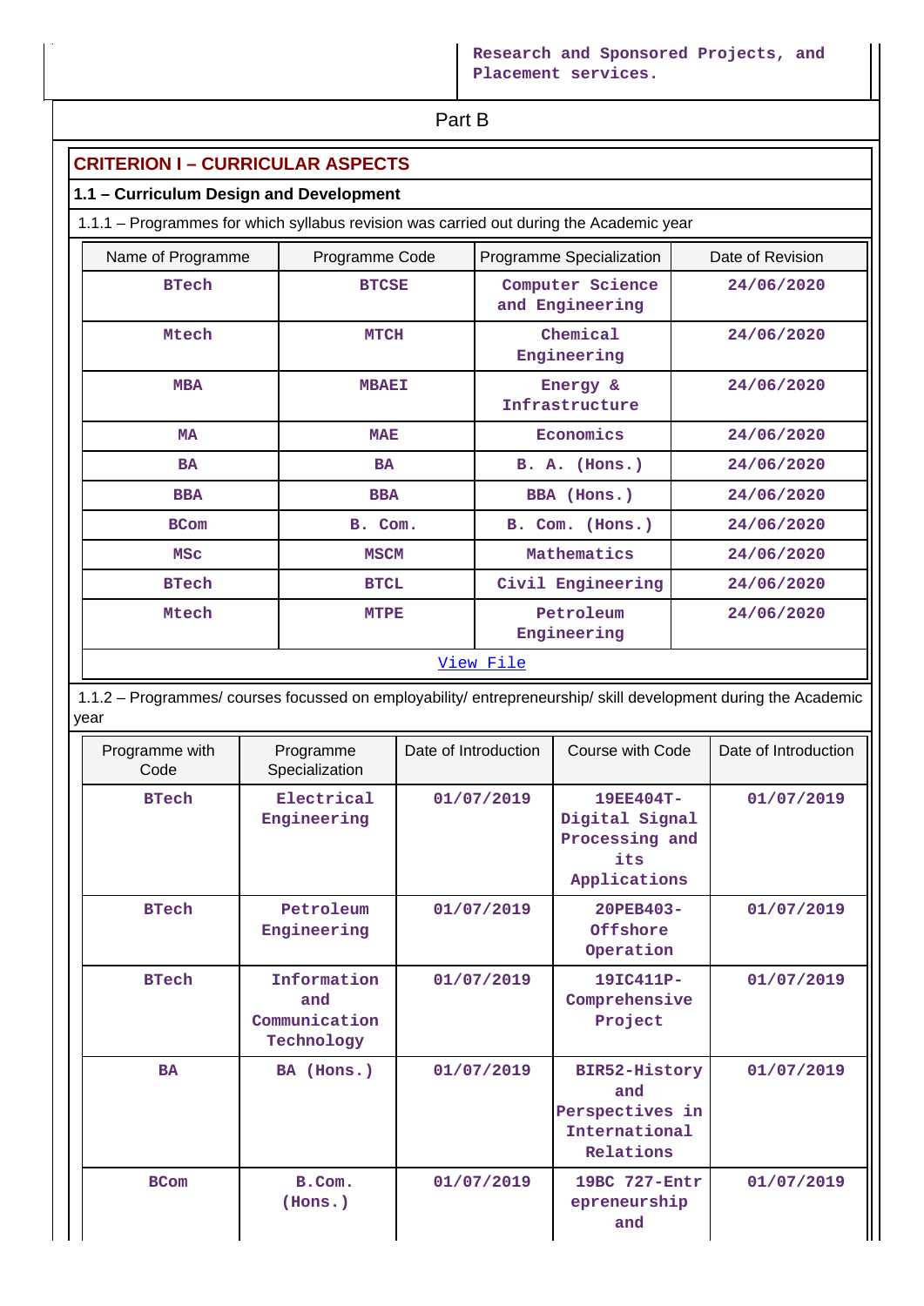| | Research and Sponsored Projects, and Placement services. |
|---|---|

## Part B

### CRITERION I – CURRICULAR ASPECTS

#### 1.1 – Curriculum Design and Development

1.1.1 – Programmes for which syllabus revision was carried out during the Academic year

| Name of Programme | Programme Code | Programme Specialization | Date of Revision |
|---|---|---|---|
| BTech | BTCSE | Computer Science and Engineering | 24/06/2020 |
| Mtech | MTCH | Chemical Engineering | 24/06/2020 |
| MBA | MBAEI | Energy & Infrastructure | 24/06/2020 |
| MA | MAE | Economics | 24/06/2020 |
| BA | BA | B. A. (Hons.) | 24/06/2020 |
| BBA | BBA | BBA (Hons.) | 24/06/2020 |
| BCom | B. Com. | B. Com. (Hons.) | 24/06/2020 |
| MSc | MSCM | Mathematics | 24/06/2020 |
| BTech | BTCL | Civil Engineering | 24/06/2020 |
| Mtech | MTPE | Petroleum Engineering | 24/06/2020 |

View File

1.1.2 – Programmes/ courses focussed on employability/ entrepreneurship/ skill development during the Academic year

| Programme with Code | Programme Specialization | Date of Introduction | Course with Code | Date of Introduction |
|---|---|---|---|---|
| BTech | Electrical Engineering | 01/07/2019 | 19EE404T-Digital Signal Processing and its Applications | 01/07/2019 |
| BTech | Petroleum Engineering | 01/07/2019 | 20PEB403-Offshore Operation | 01/07/2019 |
| BTech | Information and Communication Technology | 01/07/2019 | 19IC411P-Comprehensive Project | 01/07/2019 |
| BA | BA (Hons.) | 01/07/2019 | BIR52-History and Perspectives in International Relations | 01/07/2019 |
| BCom | B.Com. (Hons.) | 01/07/2019 | 19BC 727-Entrepreneurship and | 01/07/2019 |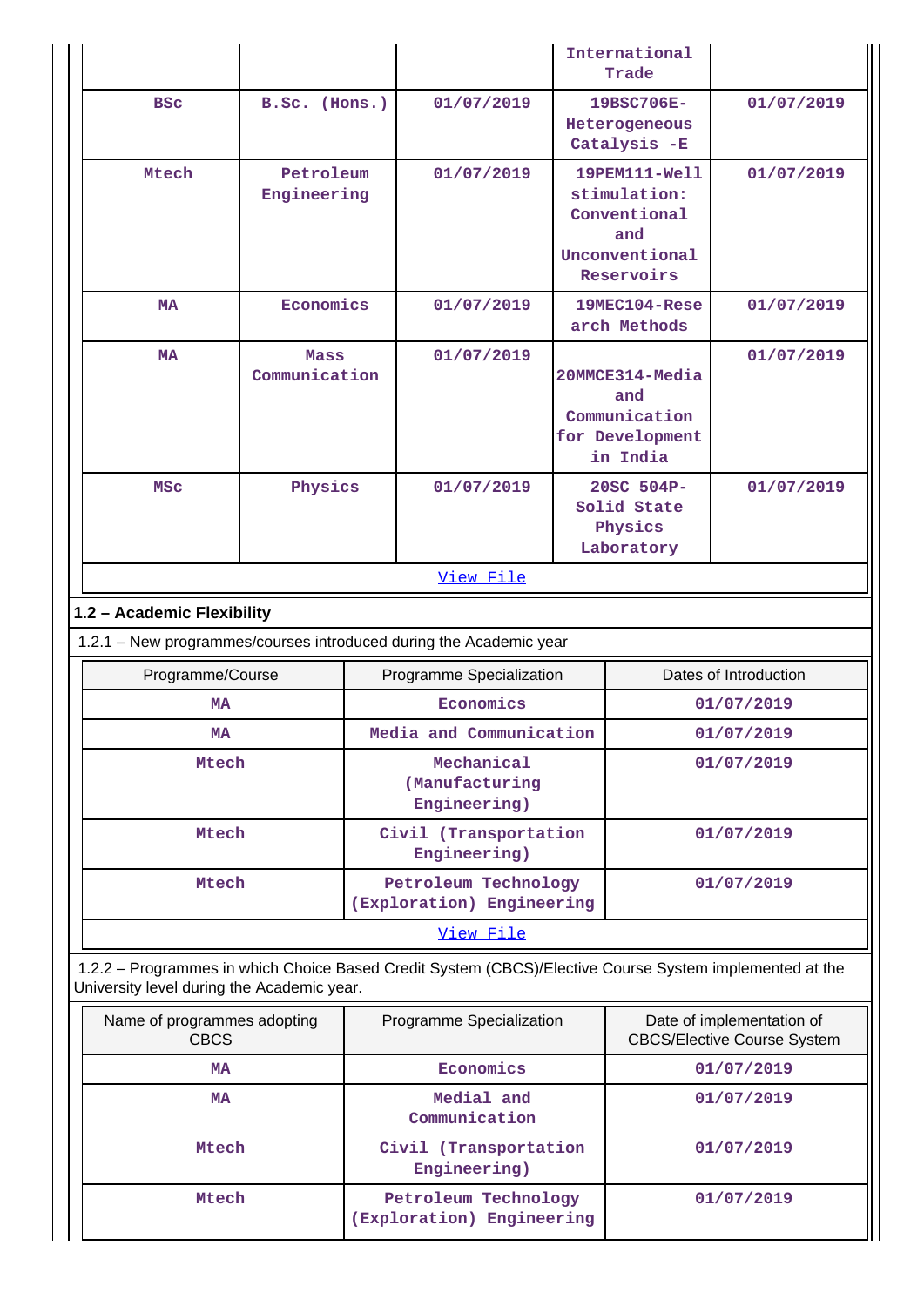| | | | International Trade | |
|---|---|---|---|---|
| BSc | B.Sc. (Hons.) | 01/07/2019 | 19BSC706E-Heterogeneous Catalysis -E | 01/07/2019 |
| Mtech | Petroleum Engineering | 01/07/2019 | 19PEM111-Well stimulation: Conventional and Unconventional Reservoirs | 01/07/2019 |
| MA | Economics | 01/07/2019 | 19MEC104-Research Methods | 01/07/2019 |
| MA | Mass Communication | 01/07/2019 | 20MMCE314-Media and Communication for Development in India | 01/07/2019 |
| MSc | Physics | 01/07/2019 | 20SC 504P-Solid State Physics Laboratory | 01/07/2019 |

View File

**1.2 – Academic Flexibility**

1.2.1 – New programmes/courses introduced during the Academic year

| Programme/Course | Programme Specialization | Dates of Introduction |
|---|---|---|
| MA | Economics | 01/07/2019 |
| MA | Media and Communication | 01/07/2019 |
| Mtech | Mechanical (Manufacturing Engineering) | 01/07/2019 |
| Mtech | Civil (Transportation Engineering) | 01/07/2019 |
| Mtech | Petroleum Technology (Exploration) Engineering | 01/07/2019 |

View File

1.2.2 – Programmes in which Choice Based Credit System (CBCS)/Elective Course System implemented at the University level during the Academic year.

| Name of programmes adopting CBCS | Programme Specialization | Date of implementation of CBCS/Elective Course System |
|---|---|---|
| MA | Economics | 01/07/2019 |
| MA | Medial and Communication | 01/07/2019 |
| Mtech | Civil (Transportation Engineering) | 01/07/2019 |
| Mtech | Petroleum Technology (Exploration) Engineering | 01/07/2019 |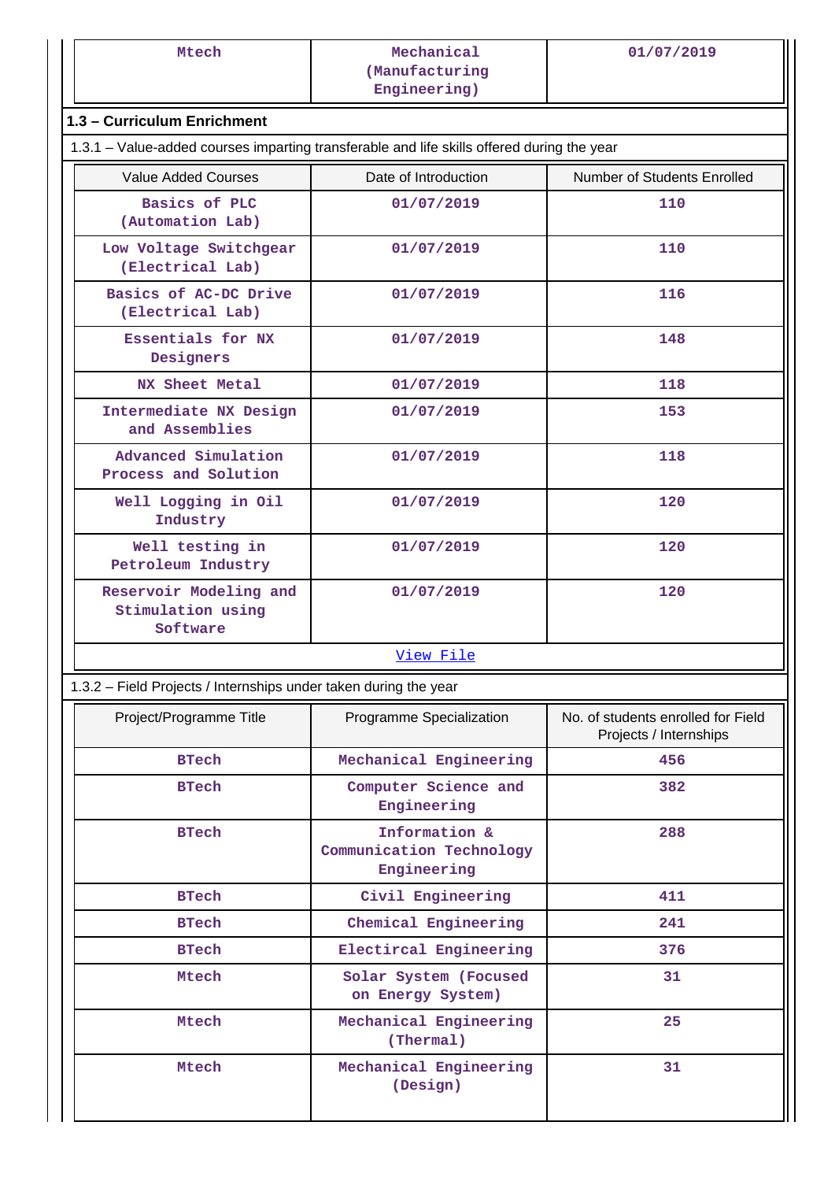| Mtech | Mechanical (Manufacturing Engineering) | 01/07/2019 |
|---|---|---|

## 1.3 – Curriculum Enrichment

1.3.1 – Value-added courses imparting transferable and life skills offered during the year

| Value Added Courses | Date of Introduction | Number of Students Enrolled |
|---|---|---|
| Basics of PLC (Automation Lab) | 01/07/2019 | 110 |
| Low Voltage Switchgear (Electrical Lab) | 01/07/2019 | 110 |
| Basics of AC-DC Drive (Electrical Lab) | 01/07/2019 | 116 |
| Essentials for NX Designers | 01/07/2019 | 148 |
| NX Sheet Metal | 01/07/2019 | 118 |
| Intermediate NX Design and Assemblies | 01/07/2019 | 153 |
| Advanced Simulation Process and Solution | 01/07/2019 | 118 |
| Well Logging in Oil Industry | 01/07/2019 | 120 |
| Well testing in Petroleum Industry | 01/07/2019 | 120 |
| Reservoir Modeling and Stimulation using Software | 01/07/2019 | 120 |

View File

1.3.2 – Field Projects / Internships under taken during the year

| Project/Programme Title | Programme Specialization | No. of students enrolled for Field Projects / Internships |
|---|---|---|
| BTech | Mechanical Engineering | 456 |
| BTech | Computer Science and Engineering | 382 |
| BTech | Information & Communication Technology Engineering | 288 |
| BTech | Civil Engineering | 411 |
| BTech | Chemical Engineering | 241 |
| BTech | Electircal Engineering | 376 |
| Mtech | Solar System (Focused on Energy System) | 31 |
| Mtech | Mechanical Engineering (Thermal) | 25 |
| Mtech | Mechanical Engineering (Design) | 31 |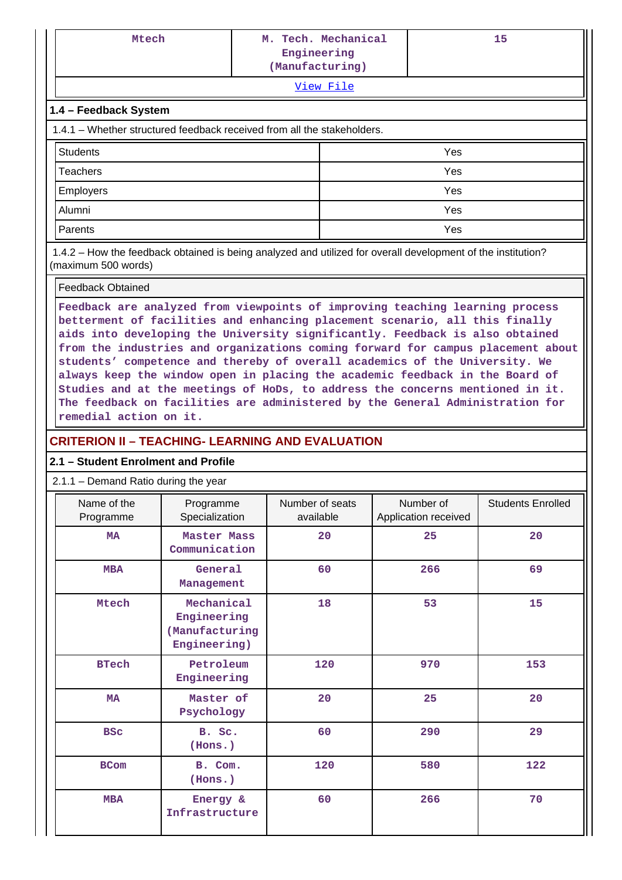| Mtech | M. Tech. Mechanical Engineering (Manufacturing) | 15 |
|---|---|---|

View File

### 1.4 – Feedback System

1.4.1 – Whether structured feedback received from all the stakeholders.

| Students | Yes |
|---|---|
| Teachers | Yes |
| Employers | Yes |
| Alumni | Yes |
| Parents | Yes |

1.4.2 – How the feedback obtained is being analyzed and utilized for overall development of the institution? (maximum 500 words)

Feedback Obtained

Feedback are analyzed from viewpoints of improving teaching learning process betterment of facilities and enhancing placement scenario, all this finally aids into developing the University significantly. Feedback is also obtained from the industries and organizations coming forward for campus placement about students' competence and thereby of overall academics of the University. We always keep the window open in placing the academic feedback in the Board of Studies and at the meetings of HoDs, to address the concerns mentioned in it. The feedback on facilities are administered by the General Administration for remedial action on it.

## CRITERION II – TEACHING- LEARNING AND EVALUATION

### 2.1 – Student Enrolment and Profile

2.1.1 – Demand Ratio during the year

| Name of the Programme | Programme Specialization | Number of seats available | Number of Application received | Students Enrolled |
|---|---|---|---|---|
| MA | Master Mass Communication | 20 | 25 | 20 |
| MBA | General Management | 60 | 266 | 69 |
| Mtech | Mechanical Engineering (Manufacturing Engineering) | 18 | 53 | 15 |
| BTech | Petroleum Engineering | 120 | 970 | 153 |
| MA | Master of Psychology | 20 | 25 | 20 |
| BSc | B. Sc. (Hons.) | 60 | 290 | 29 |
| BCom | B. Com. (Hons.) | 120 | 580 | 122 |
| MBA | Energy & Infrastructure | 60 | 266 | 70 |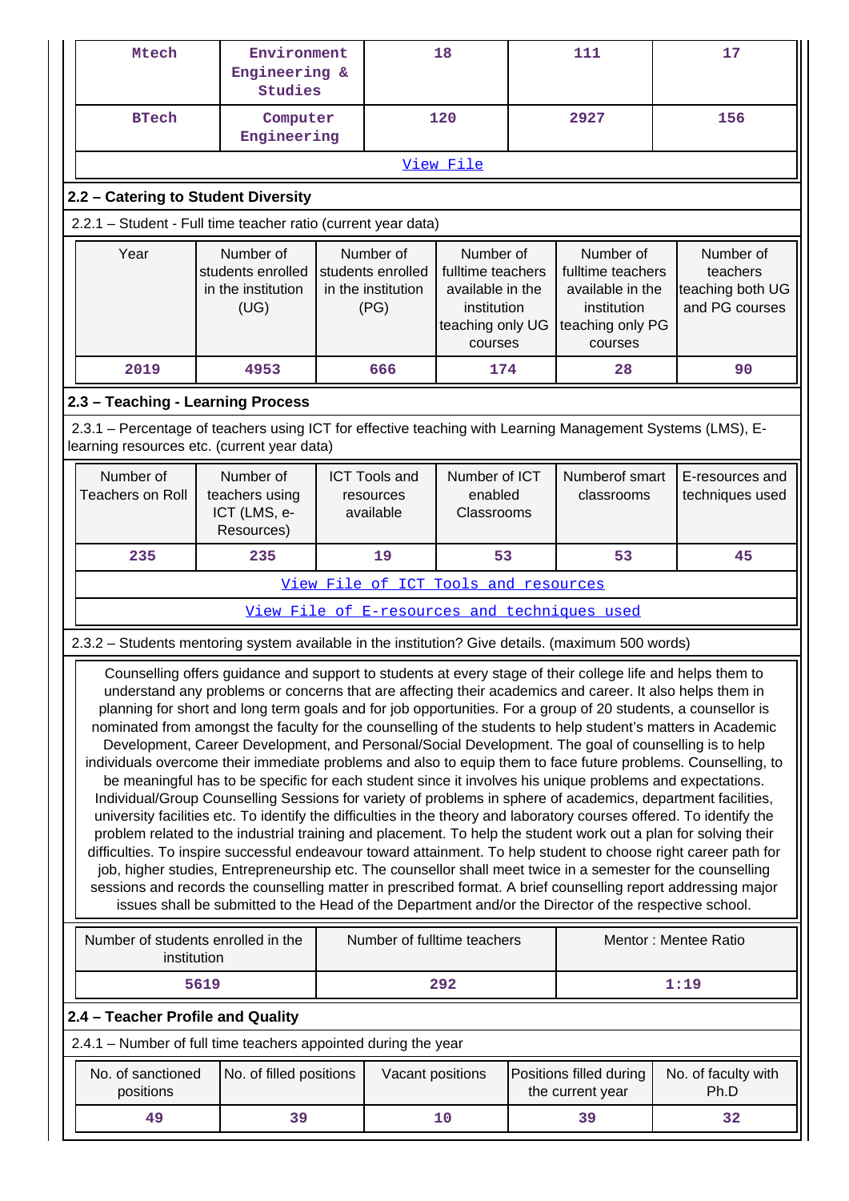| Mtech | Environment Engineering & Studies | 18 | 111 | 17 |
|---|---|---|---|---|
| BTech | Computer Engineering | 120 | 2927 | 156 |

View File

## 2.2 – Catering to Student Diversity

2.2.1 – Student - Full time teacher ratio (current year data)

| Year | Number of students enrolled in the institution (UG) | Number of students enrolled in the institution (PG) | Number of fulltime teachers available in the institution teaching only UG courses | Number of fulltime teachers available in the institution teaching only PG courses | Number of teachers teaching both UG and PG courses |
|---|---|---|---|---|---|
| 2019 | 4953 | 666 | 174 | 28 | 90 |

## 2.3 – Teaching - Learning Process

2.3.1 – Percentage of teachers using ICT for effective teaching with Learning Management Systems (LMS), E-learning resources etc. (current year data)

| Number of Teachers on Roll | Number of teachers using ICT (LMS, e-Resources) | ICT Tools and resources available | Number of ICT enabled Classrooms | Numberof smart classrooms | E-resources and techniques used |
|---|---|---|---|---|---|
| 235 | 235 | 19 | 53 | 53 | 45 |

View File of ICT Tools and resources

View File of E-resources and techniques used

2.3.2 – Students mentoring system available in the institution? Give details. (maximum 500 words)

Counselling offers guidance and support to students at every stage of their college life and helps them to understand any problems or concerns that are affecting their academics and career. It also helps them in planning for short and long term goals and for job opportunities. For a group of 20 students, a counsellor is nominated from amongst the faculty for the counselling of the students to help student's matters in Academic Development, Career Development, and Personal/Social Development. The goal of counselling is to help individuals overcome their immediate problems and also to equip them to face future problems. Counselling, to be meaningful has to be specific for each student since it involves his unique problems and expectations. Individual/Group Counselling Sessions for variety of problems in sphere of academics, department facilities, university facilities etc. To identify the difficulties in the theory and laboratory courses offered. To identify the problem related to the industrial training and placement. To help the student work out a plan for solving their difficulties. To inspire successful endeavour toward attainment. To help student to choose right career path for job, higher studies, Entrepreneurship etc. The counsellor shall meet twice in a semester for the counselling sessions and records the counselling matter in prescribed format. A brief counselling report addressing major issues shall be submitted to the Head of the Department and/or the Director of the respective school.

| Number of students enrolled in the institution | Number of fulltime teachers | Mentor : Mentee Ratio |
|---|---|---|
| 5619 | 292 | 1:19 |

## 2.4 – Teacher Profile and Quality

2.4.1 – Number of full time teachers appointed during the year

| No. of sanctioned positions | No. of filled positions | Vacant positions | Positions filled during the current year | No. of faculty with Ph.D |
|---|---|---|---|---|
| 49 | 39 | 10 | 39 | 32 |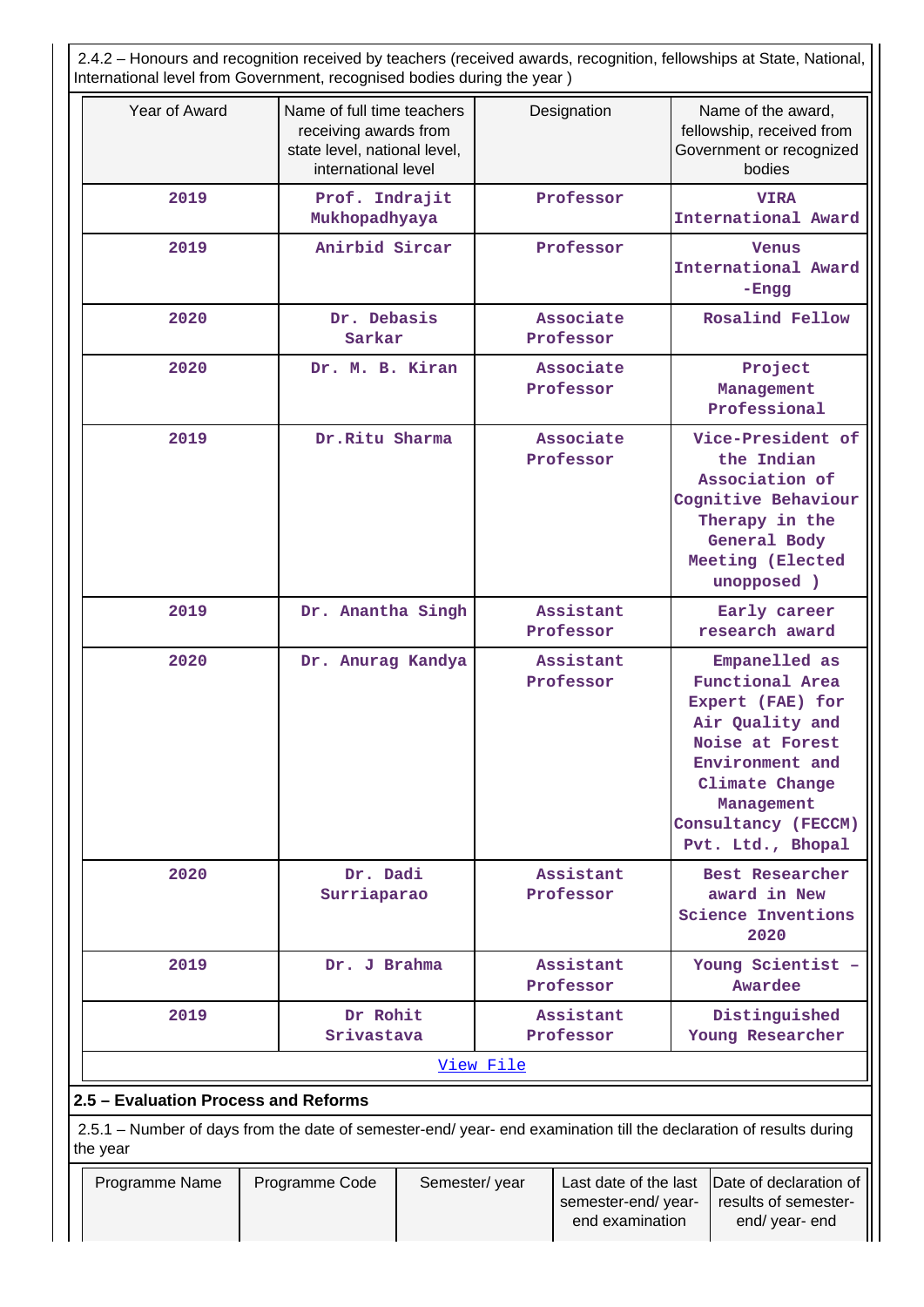2.4.2 – Honours and recognition received by teachers (received awards, recognition, fellowships at State, National, International level from Government, recognised bodies during the year )

| Year of Award | Name of full time teachers receiving awards from state level, national level, international level | Designation | Name of the award, fellowship, received from Government or recognized bodies |
|---|---|---|---|
| 2019 | Prof. Indrajit Mukhopadhyaya | Professor | VIRA International Award |
| 2019 | Anirbid Sircar | Professor | Venus International Award -Engg |
| 2020 | Dr. Debasis Sarkar | Associate Professor | Rosalind Fellow |
| 2020 | Dr. M. B. Kiran | Associate Professor | Project Management Professional |
| 2019 | Dr.Ritu Sharma | Associate Professor | Vice-President of the Indian Association of Cognitive Behaviour Therapy in the General Body Meeting (Elected unopposed ) |
| 2019 | Dr. Anantha Singh | Assistant Professor | Early career research award |
| 2020 | Dr. Anurag Kandya | Assistant Professor | Empanelled as Functional Area Expert (FAE) for Air Quality and Noise at Forest Environment and Climate Change Management Consultancy (FECCM) Pvt. Ltd., Bhopal |
| 2020 | Dr. Dadi Surriaparao | Assistant Professor | Best Researcher award in New Science Inventions 2020 |
| 2019 | Dr. J Brahma | Assistant Professor | Young Scientist – Awardee |
| 2019 | Dr Rohit Srivastava | Assistant Professor | Distinguished Young Researcher |

View File

## 2.5 – Evaluation Process and Reforms

2.5.1 – Number of days from the date of semester-end/ year- end examination till the declaration of results during the year

| Programme Name | Programme Code | Semester/ year | Last date of the last semester-end/ year-end examination | Date of declaration of results of semester-end/ year- end |
|---|---|---|---|---|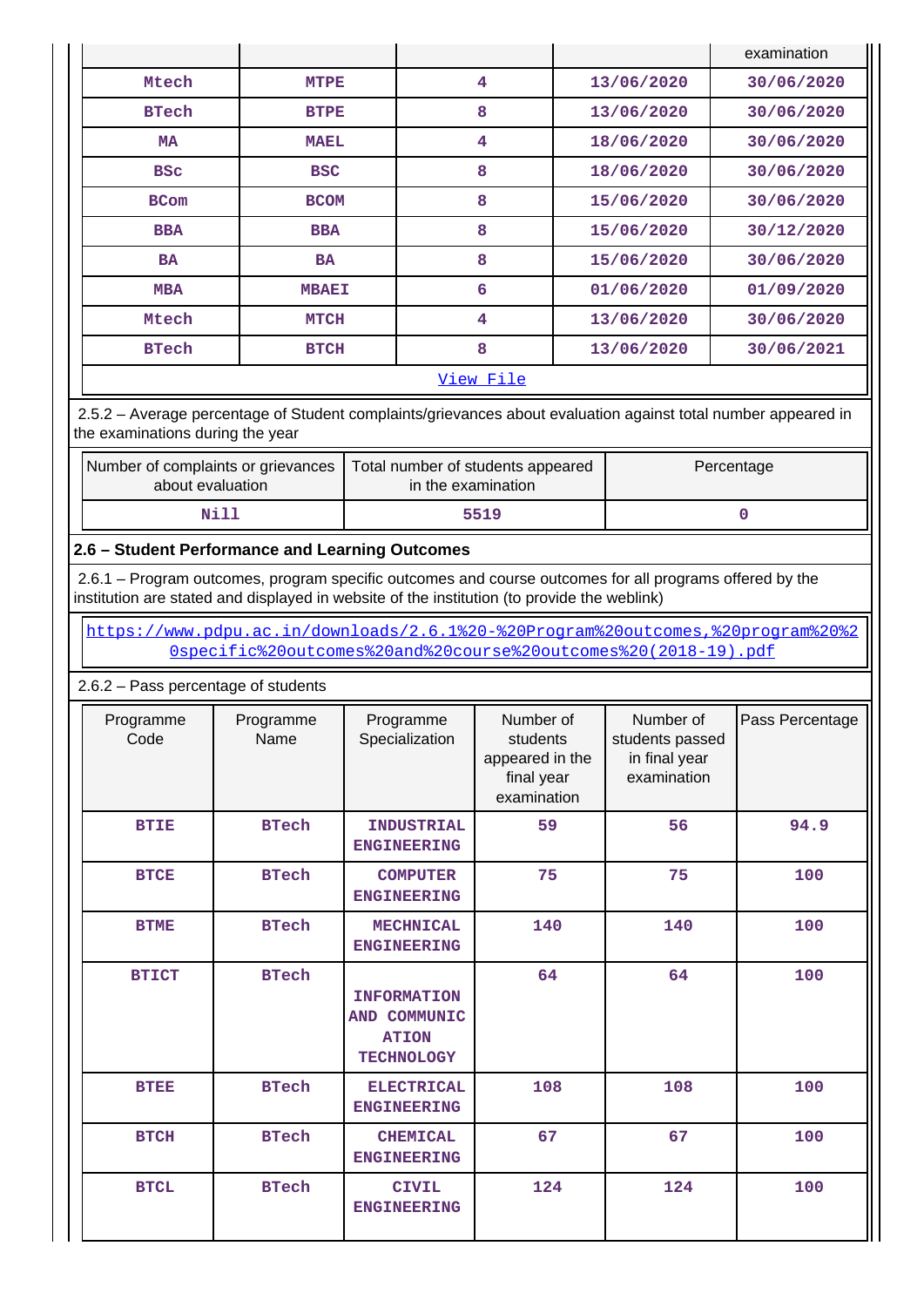| | | | | examination |
|---|---|---|---|---|
| Mtech | MTPE | 4 | 13/06/2020 | 30/06/2020 |
| BTech | BTPE | 8 | 13/06/2020 | 30/06/2020 |
| MA | MAEL | 4 | 18/06/2020 | 30/06/2020 |
| BSc | BSC | 8 | 18/06/2020 | 30/06/2020 |
| BCom | BCOM | 8 | 15/06/2020 | 30/06/2020 |
| BBA | BBA | 8 | 15/06/2020 | 30/12/2020 |
| BA | BA | 8 | 15/06/2020 | 30/06/2020 |
| MBA | MBAEI | 6 | 01/06/2020 | 01/09/2020 |
| Mtech | MTCH | 4 | 13/06/2020 | 30/06/2020 |
| BTech | BTCH | 8 | 13/06/2020 | 30/06/2021 |

View File

2.5.2 – Average percentage of Student complaints/grievances about evaluation against total number appeared in the examinations during the year

| Number of complaints or grievances about evaluation | Total number of students appeared in the examination | Percentage |
|---|---|---|
| Nill | 5519 | 0 |

## 2.6 – Student Performance and Learning Outcomes

2.6.1 – Program outcomes, program specific outcomes and course outcomes for all programs offered by the institution are stated and displayed in website of the institution (to provide the weblink)

https://www.pdpu.ac.in/downloads/2.6.1%20-%20Program%20outcomes,%20program%20specific%20outcomes%20and%20course%20outcomes%20(2018-19).pdf

2.6.2 – Pass percentage of students

| Programme Code | Programme Name | Programme Specialization | Number of students appeared in the final year examination | Number of students passed in final year examination | Pass Percentage |
|---|---|---|---|---|---|
| BTIE | BTech | INDUSTRIAL ENGINEERING | 59 | 56 | 94.9 |
| BTCE | BTech | COMPUTER ENGINEERING | 75 | 75 | 100 |
| BTME | BTech | MECHNICAL ENGINEERING | 140 | 140 | 100 |
| BTICT | BTech | INFORMATION AND COMMUNICATION TECHNOLOGY | 64 | 64 | 100 |
| BTEE | BTech | ELECTRICAL ENGINEERING | 108 | 108 | 100 |
| BTCH | BTech | CHEMICAL ENGINEERING | 67 | 67 | 100 |
| BTCL | BTech | CIVIL ENGINEERING | 124 | 124 | 100 |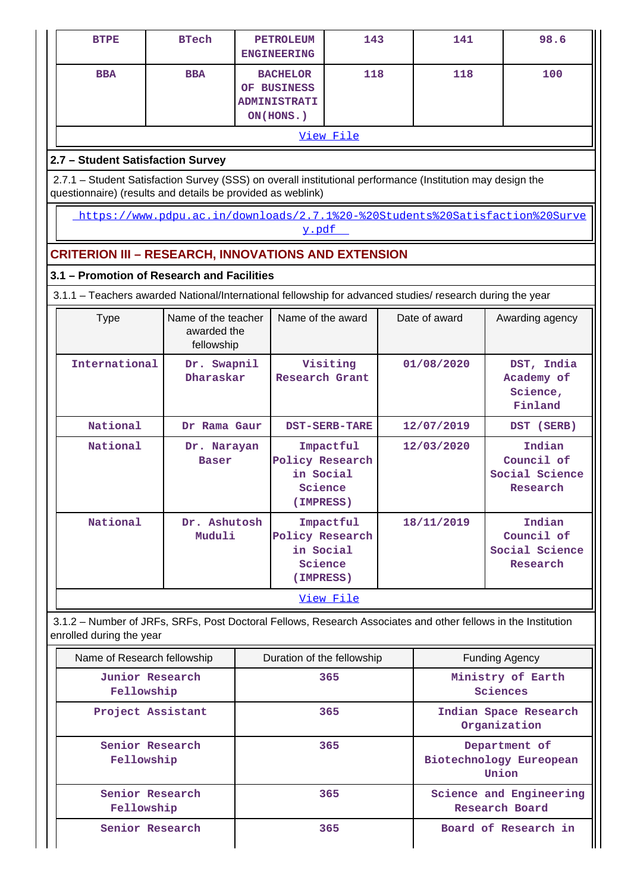| BTPE | BTech | PETROLEUM ENGINEERING | 143 | 141 | 98.6 |
|---|---|---|---|---|---|
| BBA | BBA | BACHELOR OF BUSINESS ADMINISTRATION(HONS.) | 118 | 118 | 100 |

View File

## 2.7 – Student Satisfaction Survey

2.7.1 – Student Satisfaction Survey (SSS) on overall institutional performance (Institution may design the questionnaire) (results and details be provided as weblink)

https://www.pdpu.ac.in/downloads/2.7.1%20-%20Students%20Satisfaction%20Survey.pdf

# CRITERION III – RESEARCH, INNOVATIONS AND EXTENSION

## 3.1 – Promotion of Research and Facilities

3.1.1 – Teachers awarded National/International fellowship for advanced studies/ research during the year

| Type | Name of the teacher awarded the fellowship | Name of the award | Date of award | Awarding agency |
|---|---|---|---|---|
| International | Dr. Swapnil Dharaskar | Visiting Research Grant | 01/08/2020 | DST, India Academy of Science, Finland |
| National | Dr Rama Gaur | DST-SERB-TARE | 12/07/2019 | DST (SERB) |
| National | Dr. Narayan Baser | Impactful Policy Research in Social Science (IMPRESS) | 12/03/2020 | Indian Council of Social Science Research |
| National | Dr. Ashutosh Muduli | Impactful Policy Research in Social Science (IMPRESS) | 18/11/2019 | Indian Council of Social Science Research |

View File

3.1.2 – Number of JRFs, SRFs, Post Doctoral Fellows, Research Associates and other fellows in the Institution enrolled during the year

| Name of Research fellowship | Duration of the fellowship | Funding Agency |
|---|---|---|
| Junior Research Fellowship | 365 | Ministry of Earth Sciences |
| Project Assistant | 365 | Indian Space Research Organization |
| Senior Research Fellowship | 365 | Department of Biotechnology Eureopean Union |
| Senior Research Fellowship | 365 | Science and Engineering Research Board |
| Senior Research | 365 | Board of Research in |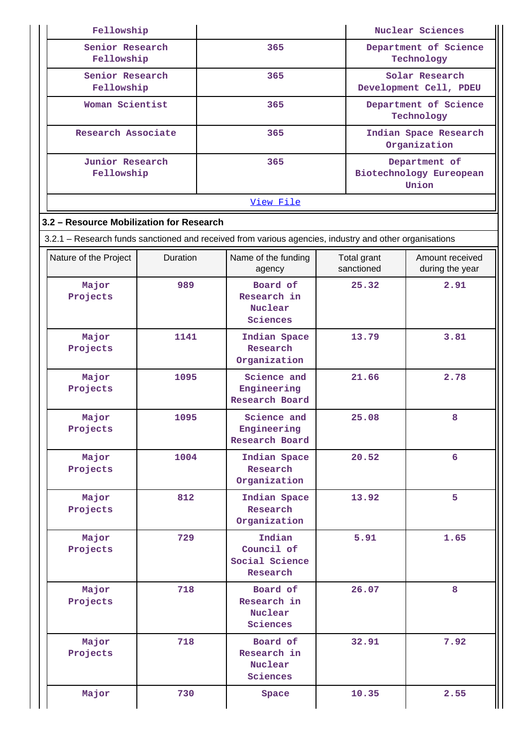| Fellowship | | Nuclear Sciences |
|---|---|---|
| Senior Research Fellowship | 365 | Department of Science Technology |
| Senior Research Fellowship | 365 | Solar Research Development Cell, PDEU |
| Woman Scientist | 365 | Department of Science Technology |
| Research Associate | 365 | Indian Space Research Organization |
| Junior Research Fellowship | 365 | Department of Biotechnology Eureopean Union |

View File

### 3.2 – Resource Mobilization for Research

3.2.1 – Research funds sanctioned and received from various agencies, industry and other organisations

| Nature of the Project | Duration | Name of the funding agency | Total grant sanctioned | Amount received during the year |
|---|---|---|---|---|
| Major Projects | 989 | Board of Research in Nuclear Sciences | 25.32 | 2.91 |
| Major Projects | 1141 | Indian Space Research Organization | 13.79 | 3.81 |
| Major Projects | 1095 | Science and Engineering Research Board | 21.66 | 2.78 |
| Major Projects | 1095 | Science and Engineering Research Board | 25.08 | 8 |
| Major Projects | 1004 | Indian Space Research Organization | 20.52 | 6 |
| Major Projects | 812 | Indian Space Research Organization | 13.92 | 5 |
| Major Projects | 729 | Indian Council of Social Science Research | 5.91 | 1.65 |
| Major Projects | 718 | Board of Research in Nuclear Sciences | 26.07 | 8 |
| Major Projects | 718 | Board of Research in Nuclear Sciences | 32.91 | 7.92 |
| Major | 730 | Space | 10.35 | 2.55 |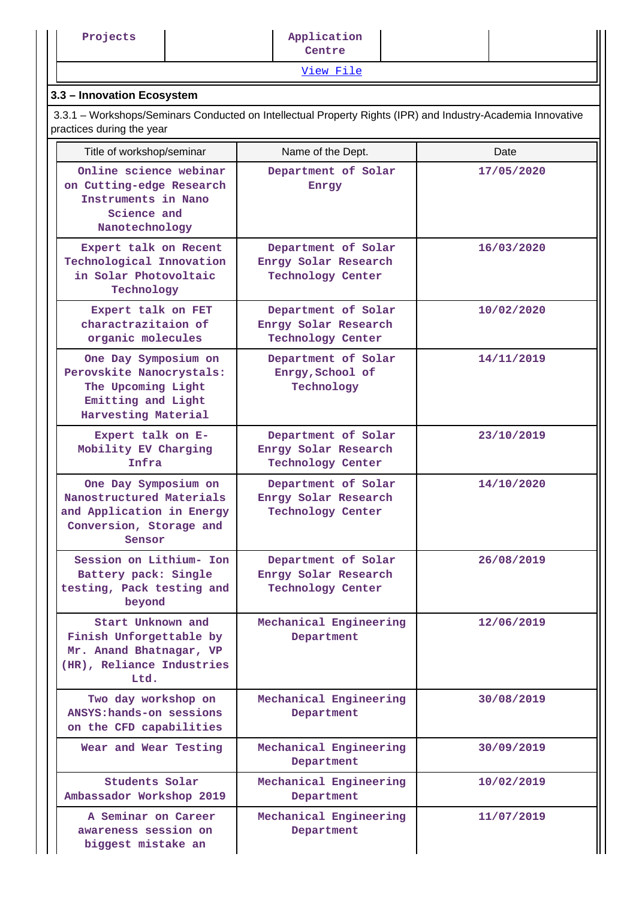| Projects | | Application Centre | | |
|---|---|---|---|---|
| View File | | | | |

### 3.3 – Innovation Ecosystem

3.3.1 – Workshops/Seminars Conducted on Intellectual Property Rights (IPR) and Industry-Academia Innovative practices during the year

| Title of workshop/seminar | Name of the Dept. | Date |
|---|---|---|
| Online science webinar on Cutting-edge Research Instruments in Nano Science and Nanotechnology | Department of Solar Enrgy | 17/05/2020 |
| Expert talk on Recent Technological Innovation in Solar Photovoltaic Technology | Department of Solar Enrgy Solar Research Technology Center | 16/03/2020 |
| Expert talk on FET charactrazitaion of organic molecules | Department of Solar Enrgy Solar Research Technology Center | 10/02/2020 |
| One Day Symposium on Perovskite Nanocrystals: The Upcoming Light Emitting and Light Harvesting Material | Department of Solar Enrgy,School of Technology | 14/11/2019 |
| Expert talk on E-Mobility EV Charging Infra | Department of Solar Enrgy Solar Research Technology Center | 23/10/2019 |
| One Day Symposium on Nanostructured Materials and Application in Energy Conversion, Storage and Sensor | Department of Solar Enrgy Solar Research Technology Center | 14/10/2020 |
| Session on Lithium- Ion Battery pack: Single testing, Pack testing and beyond | Department of Solar Enrgy Solar Research Technology Center | 26/08/2019 |
| Start Unknown and Finish Unforgettable by Mr. Anand Bhatnagar, VP (HR), Reliance Industries Ltd. | Mechanical Engineering Department | 12/06/2019 |
| Two day workshop on ANSYS:hands-on sessions on the CFD capabilities | Mechanical Engineering Department | 30/08/2019 |
| Wear and Wear Testing | Mechanical Engineering Department | 30/09/2019 |
| Students Solar Ambassador Workshop 2019 | Mechanical Engineering Department | 10/02/2019 |
| A Seminar on Career awareness session on biggest mistake an | Mechanical Engineering Department | 11/07/2019 |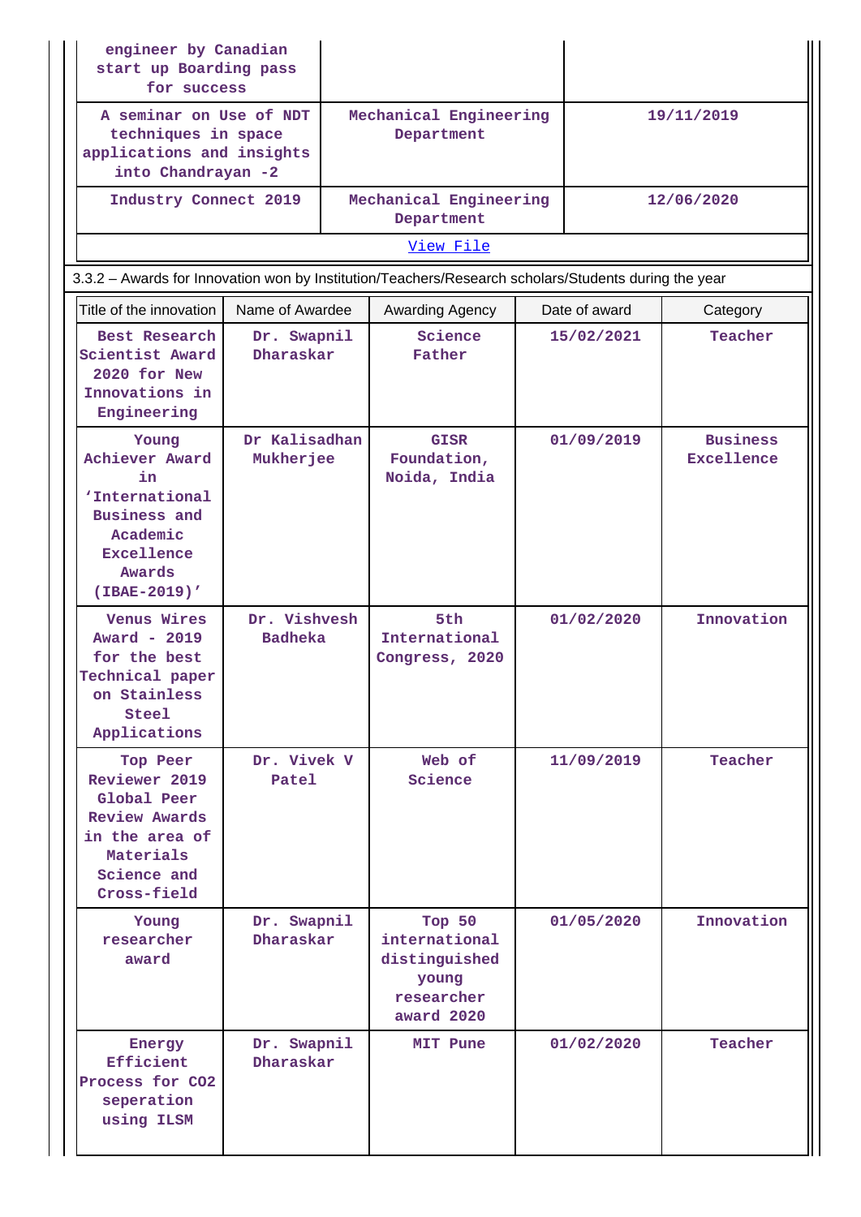| | | |
|---|---|---|
| engineer by Canadian start up Boarding pass for success | | |
| A seminar on Use of NDT techniques in space applications and insights into Chandrayan -2 | Mechanical Engineering Department | 19/11/2019 |
| Industry Connect 2019 | Mechanical Engineering Department | 12/06/2020 |
| View File | | |

3.3.2 – Awards for Innovation won by Institution/Teachers/Research scholars/Students during the year

| Title of the innovation | Name of Awardee | Awarding Agency | Date of award | Category |
|---|---|---|---|---|
| Best Research Scientist Award 2020 for New Innovations in Engineering | Dr. Swapnil Dharaskar | Science Father | 15/02/2021 | Teacher |
| Young Achiever Award in 'International Business and Academic Excellence Awards (IBAE-2019)' | Dr Kalisadhan Mukherjee | GISR Foundation, Noida, India | 01/09/2019 | Business Excellence |
| Venus Wires Award - 2019 for the best Technical paper on Stainless Steel Applications | Dr. Vishvesh Badheka | 5th International Congress, 2020 | 01/02/2020 | Innovation |
| Top Peer Reviewer 2019 Global Peer Review Awards in the area of Materials Science and Cross-field | Dr. Vivek V Patel | Web of Science | 11/09/2019 | Teacher |
| Young researcher award | Dr. Swapnil Dharaskar | Top 50 international distinguished young researcher award 2020 | 01/05/2020 | Innovation |
| Energy Efficient Process for CO2 seperation using ILSM | Dr. Swapnil Dharaskar | MIT Pune | 01/02/2020 | Teacher |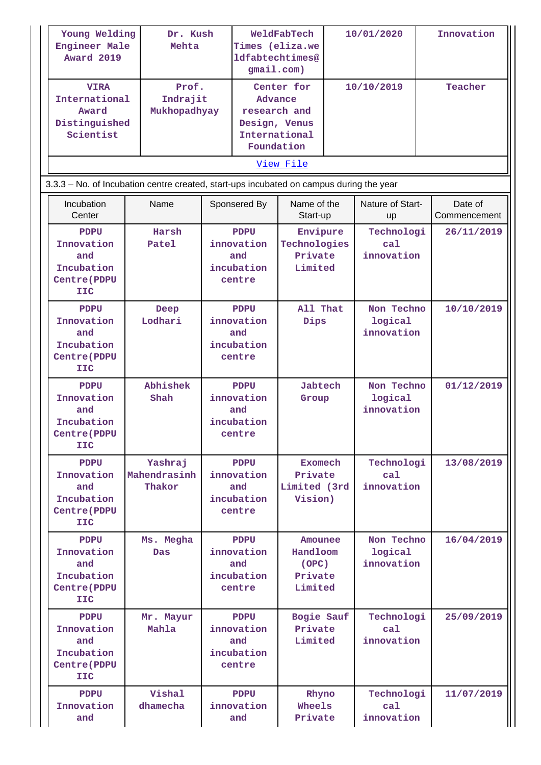| Young Welding Engineer Male Award 2019 | Dr. Kush Mehta | WeldFabTech Times (eliza.weldfabtechtimes@gmail.com) | 10/01/2020 | Innovation |
|---|---|---|---|---|
| VIRA International Award Distinguished Scientist | Prof. Indrajit Mukhopadhyay | Center for Advance research and Design, Venus International Foundation | 10/10/2019 | Teacher |
| View File | | | | |

3.3.3 – No. of Incubation centre created, start-ups incubated on campus during the year

| Incubation Center | Name | Sponsored By | Name of the Start-up | Nature of Start-up | Date of Commencement |
|---|---|---|---|---|---|
| PDPU Innovation and Incubation Centre(PDPU IIC | Harsh Patel | PDPU innovation and incubation centre | Envipure Technologies Private Limited | Technological innovation | 26/11/2019 |
| PDPU Innovation and Incubation Centre(PDPU IIC | Deep Lodhari | PDPU innovation and incubation centre | All That Dips | Non Technological innovation | 10/10/2019 |
| PDPU Innovation and Incubation Centre(PDPU IIC | Abhishek Shah | PDPU innovation and incubation centre | Jabtech Group | Non Technological innovation | 01/12/2019 |
| PDPU Innovation and Incubation Centre(PDPU IIC | Yashraj Mahendrasinh Thakor | PDPU innovation and incubation centre | Exomech Private Limited (3rd Vision) | Technological innovation | 13/08/2019 |
| PDPU Innovation and Incubation Centre(PDPU IIC | Ms. Megha Das | PDPU innovation and incubation centre | Amounee Handloom (OPC) Private Limited | Non Technological innovation | 16/04/2019 |
| PDPU Innovation and Incubation Centre(PDPU IIC | Mr. Mayur Mahla | PDPU innovation and incubation centre | Bogie Sauf Private Limited | Technological innovation | 25/09/2019 |
| PDPU Innovation and | Vishal dhamecha | PDPU innovation and | Rhyno Wheels Private | Technological innovation | 11/07/2019 |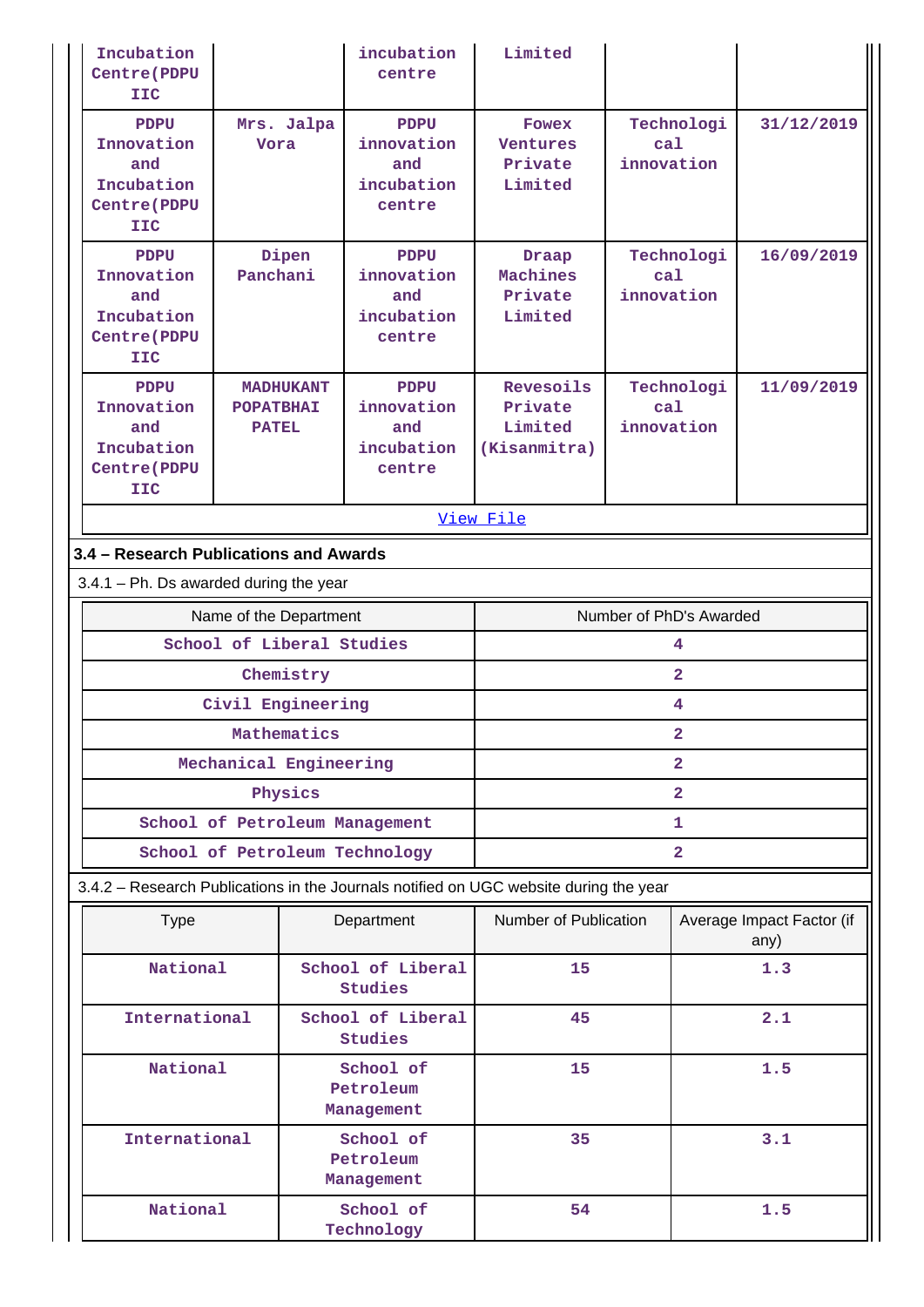| | | | | | |
|---|---|---|---|---|---|
| Incubation Centre(PDPU IIC | | incubation centre | Limited | | |
| PDPU Innovation and Incubation Centre(PDPU IIC | Mrs. Jalpa Vora | PDPU innovation and incubation centre | Fowex Ventures Private Limited | Technological innovation | 31/12/2019 |
| PDPU Innovation and Incubation Centre(PDPU IIC | Dipen Panchani | PDPU innovation and incubation centre | Draap Machines Private Limited | Technological innovation | 16/09/2019 |
| PDPU Innovation and Incubation Centre(PDPU IIC | MADHUKANT POPATBHAI PATEL | PDPU innovation and incubation centre | Revesoils Private Limited (Kisanmitra) | Technological innovation | 11/09/2019 |

View File

### 3.4 – Research Publications and Awards

3.4.1 – Ph. Ds awarded during the year

| Name of the Department | Number of PhD's Awarded |
|---|---|
| School of Liberal Studies | 4 |
| Chemistry | 2 |
| Civil Engineering | 4 |
| Mathematics | 2 |
| Mechanical Engineering | 2 |
| Physics | 2 |
| School of Petroleum Management | 1 |
| School of Petroleum Technology | 2 |

3.4.2 – Research Publications in the Journals notified on UGC website during the year

| Type | Department | Number of Publication | Average Impact Factor (if any) |
|---|---|---|---|
| National | School of Liberal Studies | 15 | 1.3 |
| International | School of Liberal Studies | 45 | 2.1 |
| National | School of Petroleum Management | 15 | 1.5 |
| International | School of Petroleum Management | 35 | 3.1 |
| National | School of Technology | 54 | 1.5 |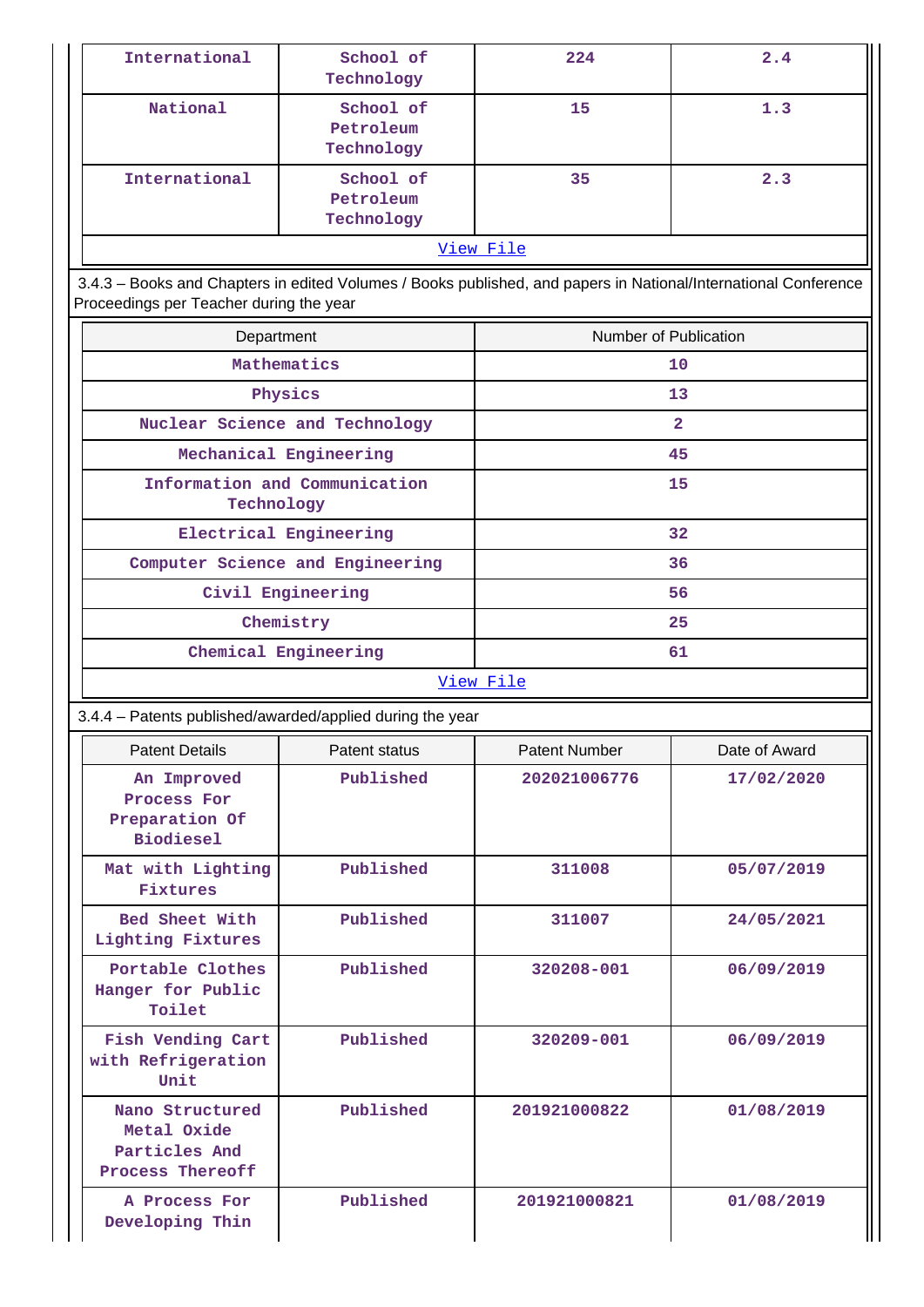| International | School of Technology | 224 | 2.4 |
|---|---|---|---|
| National | School of Petroleum Technology | 15 | 1.3 |
| International | School of Petroleum Technology | 35 | 2.3 |

View File

3.4.3 – Books and Chapters in edited Volumes / Books published, and papers in National/International Conference Proceedings per Teacher during the year

| Department | Number of Publication |
|---|---|
| Mathematics | 10 |
| Physics | 13 |
| Nuclear Science and Technology | 2 |
| Mechanical Engineering | 45 |
| Information and Communication Technology | 15 |
| Electrical Engineering | 32 |
| Computer Science and Engineering | 36 |
| Civil Engineering | 56 |
| Chemistry | 25 |
| Chemical Engineering | 61 |

View File

3.4.4 – Patents published/awarded/applied during the year

| Patent Details | Patent status | Patent Number | Date of Award |
|---|---|---|---|
| An Improved Process For Preparation Of Biodiesel | Published | 202021006776 | 17/02/2020 |
| Mat with Lighting Fixtures | Published | 311008 | 05/07/2019 |
| Bed Sheet With Lighting Fixtures | Published | 311007 | 24/05/2021 |
| Portable Clothes Hanger for Public Toilet | Published | 320208-001 | 06/09/2019 |
| Fish Vending Cart with Refrigeration Unit | Published | 320209-001 | 06/09/2019 |
| Nano Structured Metal Oxide Particles And Process Thereoff | Published | 201921000822 | 01/08/2019 |
| A Process For Developing Thin | Published | 201921000821 | 01/08/2019 |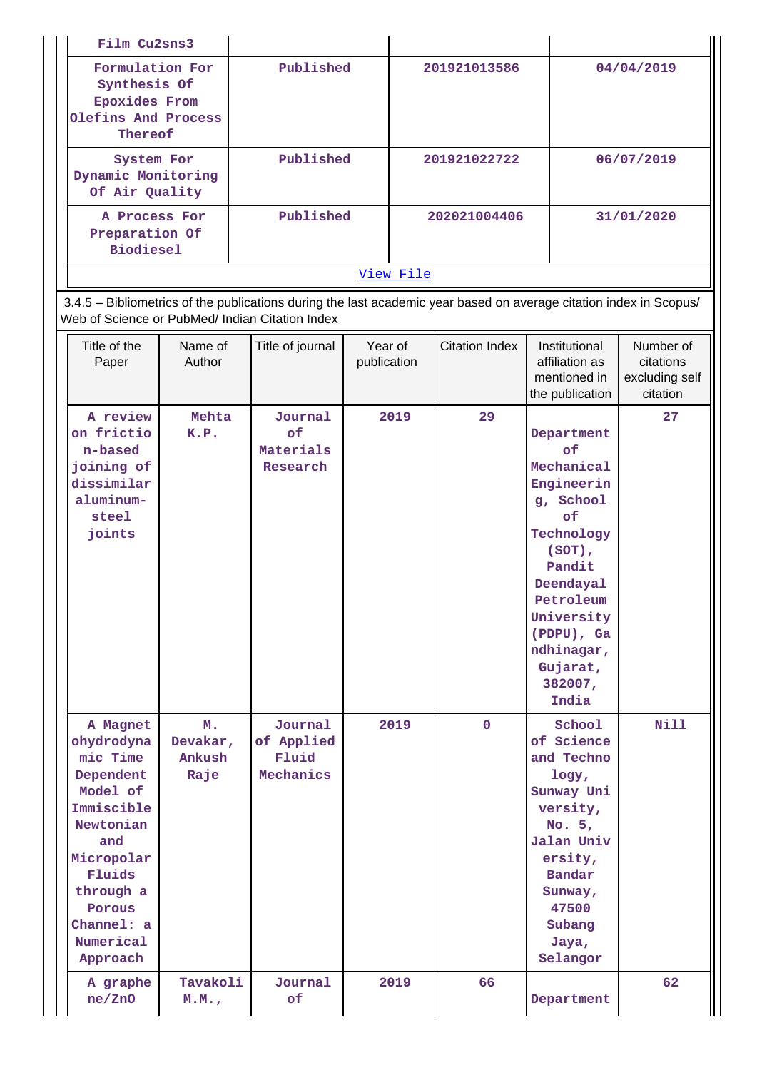| | | | |
|---|---|---|---|
| Film Cu2sns3 | | | |
| Formulation For Synthesis Of Epoxides From Olefins And Process Thereof | Published | 201921013586 | 04/04/2019 |
| System For Dynamic Monitoring Of Air Quality | Published | 201921022722 | 06/07/2019 |
| A Process For Preparation Of Biodiesel | Published | 202021004406 | 31/01/2020 |
| View File | | | |

3.4.5 – Bibliometrics of the publications during the last academic year based on average citation index in Scopus/ Web of Science or PubMed/ Indian Citation Index

| Title of the Paper | Name of Author | Title of journal | Year of publication | Citation Index | Institutional affiliation as mentioned in the publication | Number of citations excluding self citation |
|---|---|---|---|---|---|---|
| A review on friction-based joining of dissimilar aluminum-steel joints | Mehta K.P. | Journal of Materials Research | 2019 | 29 | Department of Mechanical Engineering, School of Technology (SOT), Pandit Deendayal Petroleum University (PDPU), Gandhinagar, Gujarat, 382007, India | 27 |
| A Magnetohydrodynamic Time Dependent Model of Immiscible Newtonian and Micropolar Fluids through a Porous Channel: a Numerical Approach | M. Devakar, Ankush Raje | Journal of Applied Fluid Mechanics | 2019 | 0 | School of Science and Technology, Sunway University, No. 5, Jalan Universiti, Bandar Sunway, 47500 Subang Jaya, Selangor | Nill |
| A graphene/ZnO | Tavakoli M.M., | Journal of | 2019 | 66 | Department | 62 |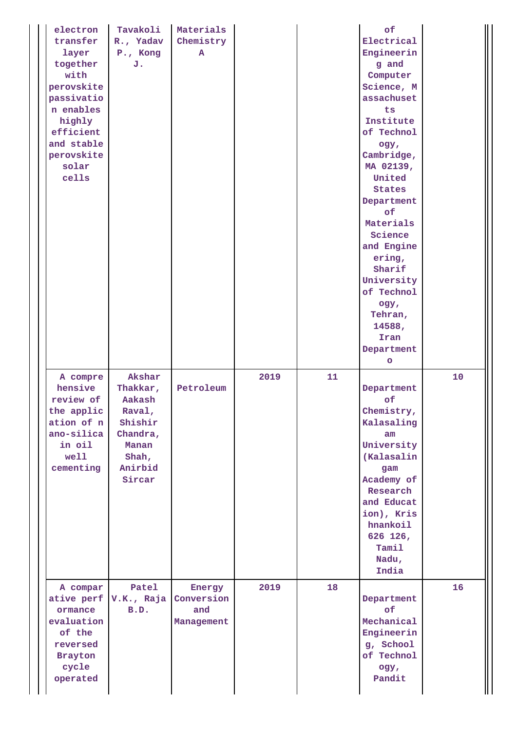| | | | | | | |
|---|---|---|---|---|---|---|
| electron transfer layer together with perovskite passivation enables highly efficient and stable perovskite solar cells | Tavakoli R., Yadav P., Kong J. | Materials Chemistry A | | | of Electrical Engineering and Computer Science, Massachusetts Institute of Technology, Cambridge, MA 02139, United States Department of Materials Science and Engineering, Sharif University of Technology, Tehran, 14588, Iran Department o | |
| A comprehensive review of the application of nano-silica in oil well cementing | Akshar Thakkar, Aakash Raval, Shishir Chandra, Manan Shah, Anirbid Sircar | Petroleum | 2019 | 11 | Department of Chemistry, Kalasalingam University (Kalasalingam Academy of Research and Education), Krishnankoil 626 126, Tamil Nadu, India | 10 |
| A comparative performance evaluation of the reversed Brayton cycle operated | Patel V.K., Raja B.D. | Energy Conversion and Management | 2019 | 18 | Department of Mechanical Engineering, School of Technology, Pandit | 16 |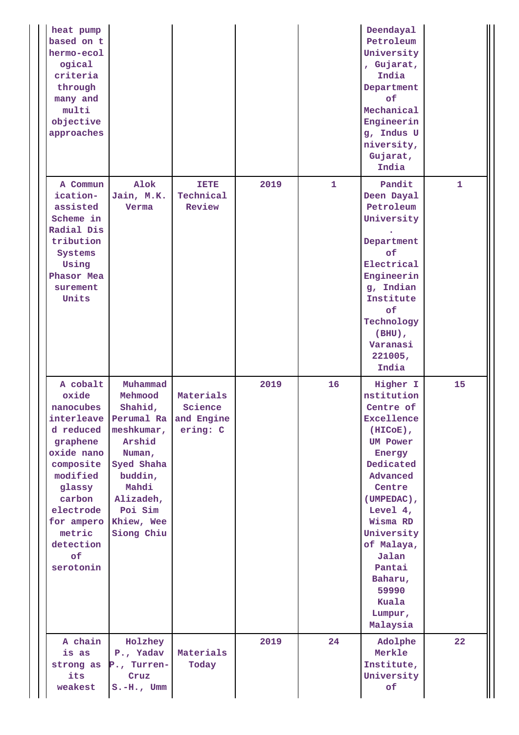| | | | | | | |
|---|---|---|---|---|---|---|
| heat pump based on thermo-ecological criteria through many and multi objective approaches | | | | | Deendayal Petroleum University, Gujarat, India Department of Mechanical Engineering, Indus University, Gujarat, India | |
| A Communication-assisted Scheme in Radial Distribution Systems Using Phasor Measurement Units | Alok Jain, M.K. Verma | IETE Technical Review | 2019 | 1 | Pandit Deen Dayal Petroleum University. Department of Electrical Engineering, Indian Institute of Technology (BHU), Varanasi 221005, India | 1 |
| A cobalt oxide nanocubes interleaved reduced graphene oxide nanocomposite modified glassy carbon electrode for amperometric detection of serotonin | Muhammad Mehmood Shahid, Perumal Rameshkumar, Arshid Numan, Syed Shahabuddin, Mahdi Alizadeh, Poi Sim Khiew, Wee Siong Chiu | Materials Science and Engineering: C | 2019 | 16 | Higher Institution Centre of Excellence (HICoE), UM Power Energy Dedicated Advanced Centre (UMPEDAC), Level 4, Wisma RD University of Malaya, Jalan Pantai Baharu, 59990 Kuala Lumpur, Malaysia | 15 |
| A chain is as strong as its weakest | Holzhey P., Yadav P., Turren-Cruz S.-H., Umm | Materials Today | 2019 | 24 | Adolphe Merkle Institute, University of | 22 |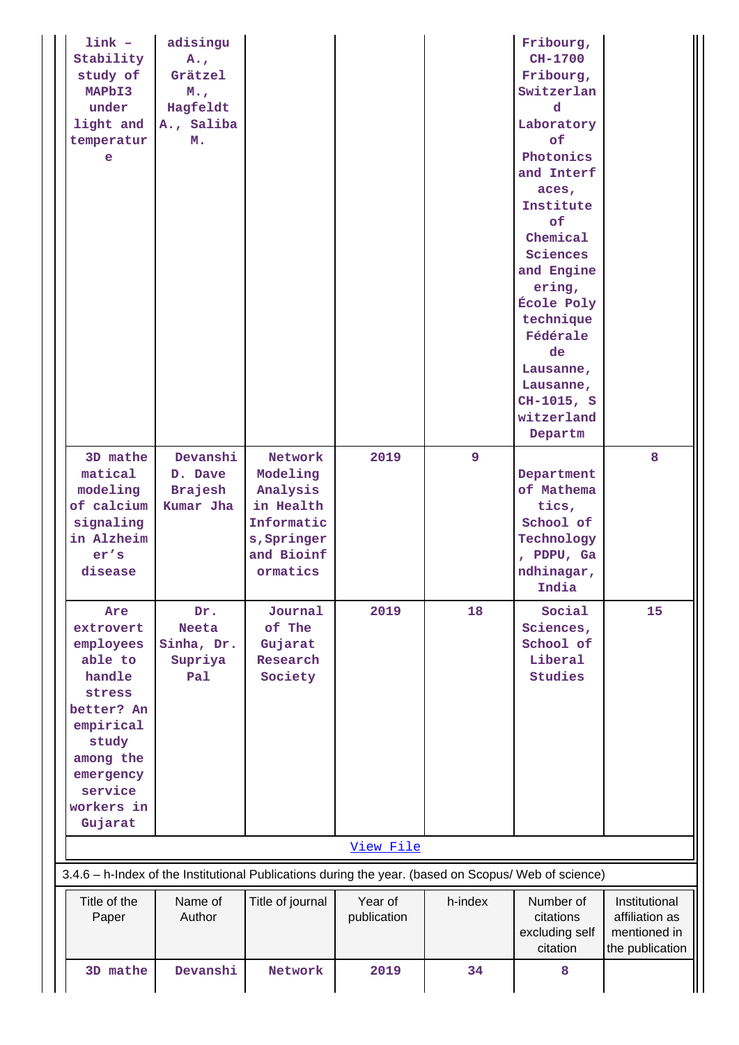| link – Stability study of MAPbI3 under light and temperature | adisingu A., Grätzel M., Hagfeldt A., Saliba M. | | | | Fribourg, CH-1700 Fribourg, Switzerland Laboratory of Photonics and Interfaces, Institute of Chemical Sciences and Engineering, École Polytechnique Fédérale de Lausanne, Lausanne, CH-1015, Switzerland Departm | |
|---|---|---|---|---|---|---|
| 3D mathematical modeling of calcium signaling in Alzheimer's disease | Devanshi D. Dave Brajesh Kumar Jha | Network Modeling Analysis in Health Informatics, Springer and Bioinformatics | 2019 | 9 | Department of Mathematics, School of Technology, PDPU, Gandhinagar, India | 8 |
| Are extrovert employees able to handle stress better? An empirical study among the emergency service workers in Gujarat | Dr. Neeta Sinha, Dr. Supriya Pal | Journal of The Gujarat Research Society | 2019 | 18 | Social Sciences, School of Liberal Studies | 15 |

View File

3.4.6 – h-Index of the Institutional Publications during the year. (based on Scopus/ Web of science)

| Title of the Paper | Name of Author | Title of journal | Year of publication | h-index | Number of citations excluding self citation | Institutional affiliation as mentioned in the publication |
|---|---|---|---|---|---|---|
| 3D mathe | Devanshi | Network | 2019 | 34 | 8 | |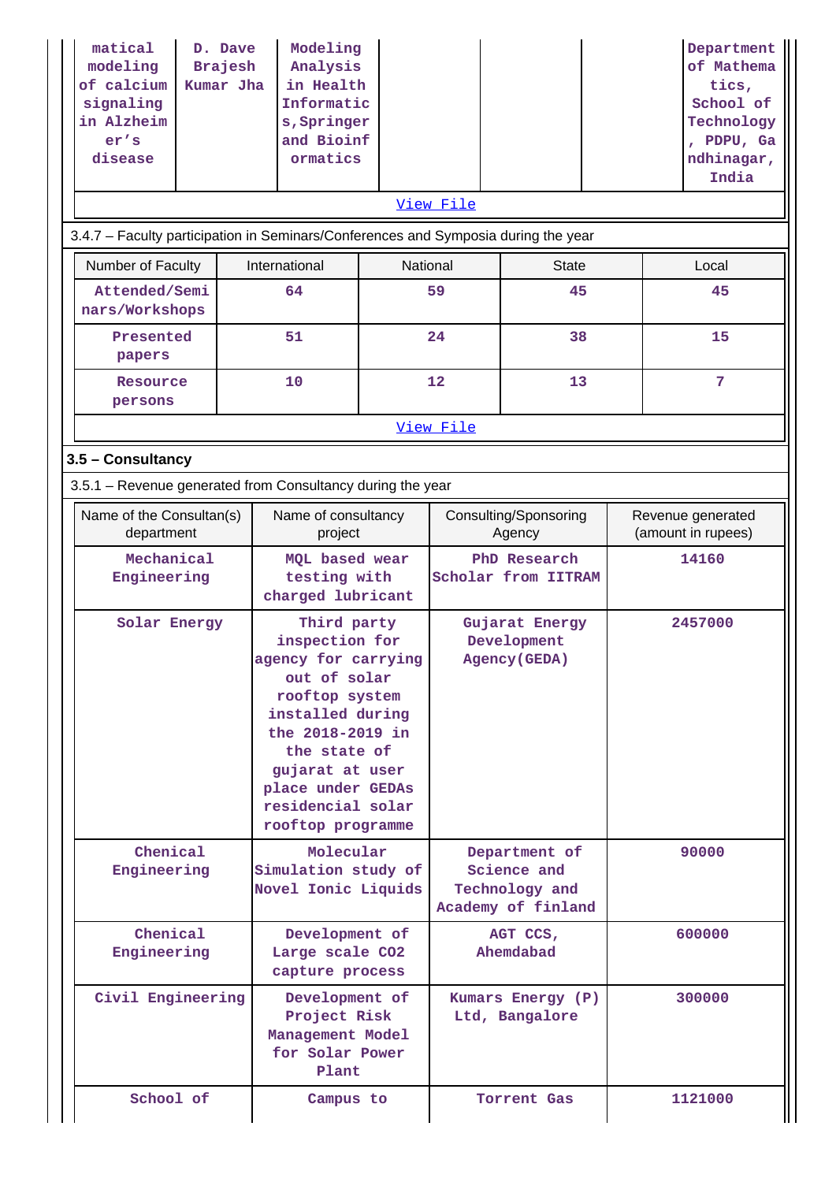| matical modeling of calcium signaling in Alzheimer's disease | D. Dave Brajesh Kumar Jha | Modeling Analysis in Health Informatics, Springer and Bioinformatics | | | | Department of Mathematics, School of Technology, PDPU, Gandhinagar, India |
|---|---|---|---|---|---|---|

View File

3.4.7 – Faculty participation in Seminars/Conferences and Symposia during the year

| Number of Faculty | International | National | State | Local |
|---|---|---|---|---|
| Attended/Seminars/Workshops | 64 | 59 | 45 | 45 |
| Presented papers | 51 | 24 | 38 | 15 |
| Resource persons | 10 | 12 | 13 | 7 |

View File

### 3.5 – Consultancy

3.5.1 – Revenue generated from Consultancy during the year

| Name of the Consultan(s) department | Name of consultancy project | Consulting/Sponsoring Agency | Revenue generated (amount in rupees) |
|---|---|---|---|
| Mechanical Engineering | MQL based wear testing with charged lubricant | PhD Research Scholar from IITRAM | 14160 |
| Solar Energy | Third party inspection for agency for carrying out of solar rooftop system installed during the 2018-2019 in the state of gujarat at user place under GEDAs residencial solar rooftop programme | Gujarat Energy Development Agency(GEDA) | 2457000 |
| Chenical Engineering | Molecular Simulation study of Novel Ionic Liquids | Department of Science and Technology and Academy of finland | 90000 |
| Chenical Engineering | Development of Large scale CO2 capture process | AGT CCS, Ahemdabad | 600000 |
| Civil Engineering | Development of Project Risk Management Model for Solar Power Plant | Kumars Energy (P) Ltd, Bangalore | 300000 |
| School of | Campus to | Torrent Gas | 1121000 |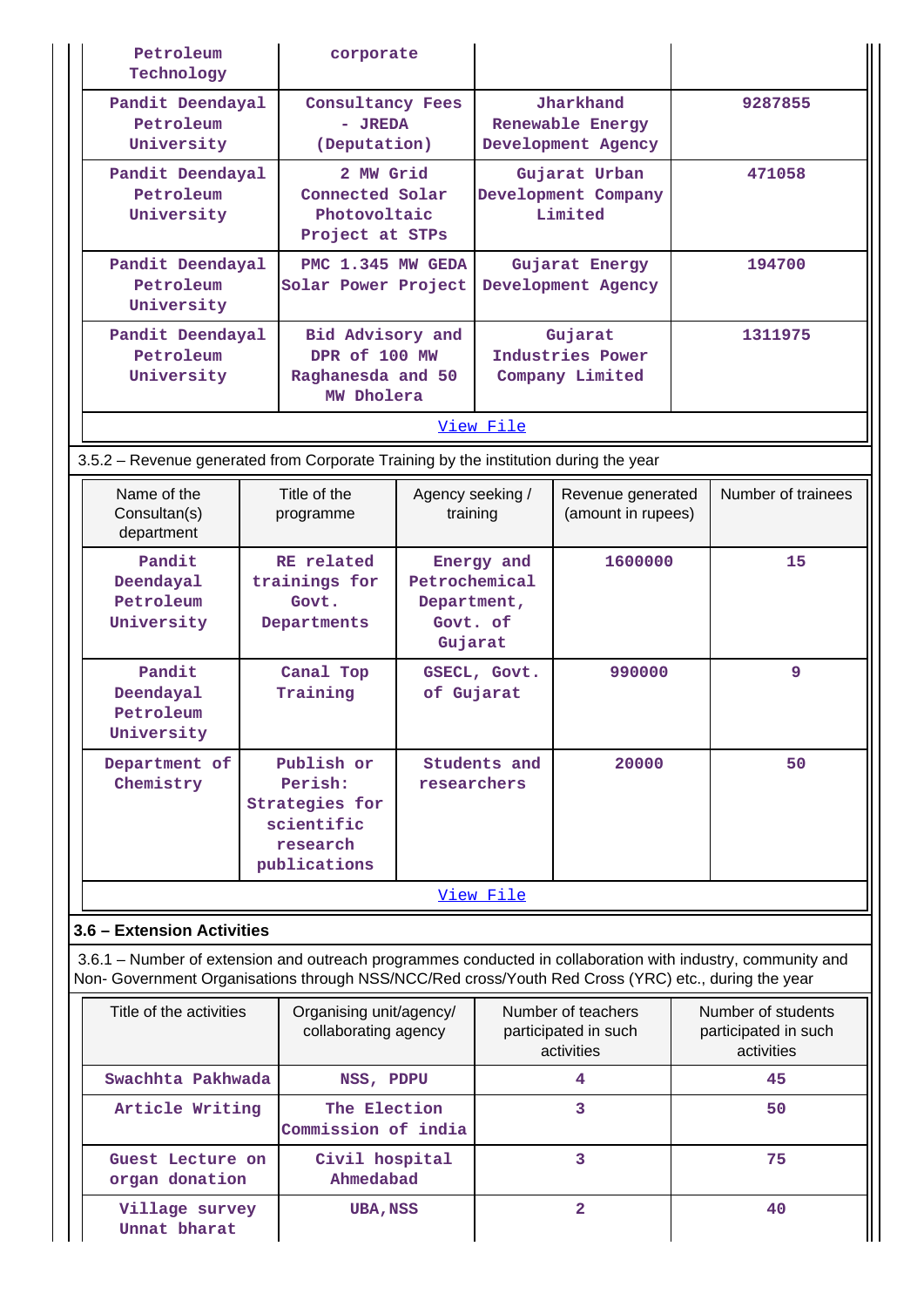| Petroleum Technology | corporate | | |
|---|---|---|---|
| Pandit Deendayal Petroleum University | Consultancy Fees - JREDA (Deputation) | Jharkhand Renewable Energy Development Agency | 9287855 |
| Pandit Deendayal Petroleum University | 2 MW Grid Connected Solar Photovoltaic Project at STPs | Gujarat Urban Development Company Limited | 471058 |
| Pandit Deendayal Petroleum University | PMC 1.345 MW GEDA Solar Power Project | Gujarat Energy Development Agency | 194700 |
| Pandit Deendayal Petroleum University | Bid Advisory and DPR of 100 MW Raghanesda and 50 MW Dholera | Gujarat Industries Power Company Limited | 1311975 |
| View File | | | |

3.5.2 – Revenue generated from Corporate Training by the institution during the year

| Name of the Consultan(s) department | Title of the programme | Agency seeking / training | Revenue generated (amount in rupees) | Number of trainees |
|---|---|---|---|---|
| Pandit Deendayal Petroleum University | RE related trainings for Govt. Departments | Energy and Petrochemical Department, Govt. of Gujarat | 1600000 | 15 |
| Pandit Deendayal Petroleum University | Canal Top Training | GSECL, Govt. of Gujarat | 990000 | 9 |
| Department of Chemistry | Publish or Perish: Strategies for scientific research publications | Students and researchers | 20000 | 50 |
| View File | | | | |

### 3.6 – Extension Activities

3.6.1 – Number of extension and outreach programmes conducted in collaboration with industry, community and Non- Government Organisations through NSS/NCC/Red cross/Youth Red Cross (YRC) etc., during the year

| Title of the activities | Organising unit/agency/ collaborating agency | Number of teachers participated in such activities | Number of students participated in such activities |
|---|---|---|---|
| Swachhta Pakhwada | NSS, PDPU | 4 | 45 |
| Article Writing | The Election Commission of india | 3 | 50 |
| Guest Lecture on organ donation | Civil hospital Ahmedabad | 3 | 75 |
| Village survey Unnat bharat | UBA,NSS | 2 | 40 |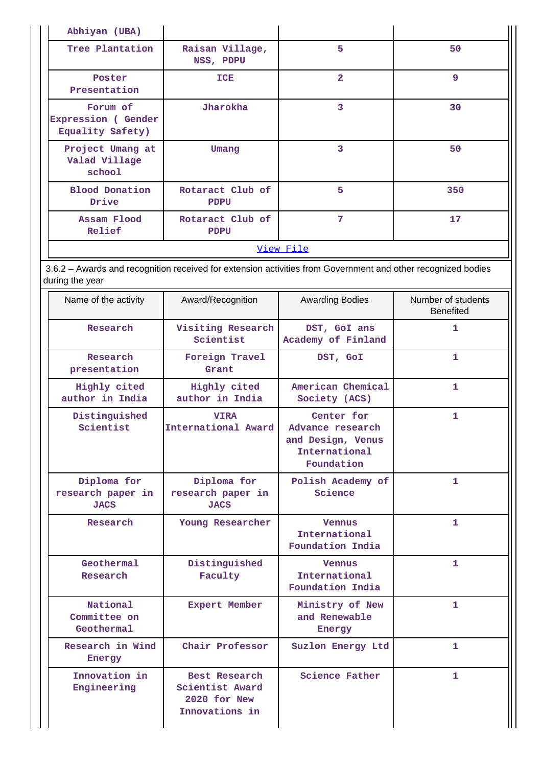| Abhiyan (UBA) | | | |
|---|---|---|---|
| Tree Plantation | Raisan Village, NSS, PDPU | 5 | 50 |
| Poster Presentation | ICE | 2 | 9 |
| Forum of Expression ( Gender Equality Safety) | Jharokha | 3 | 30 |
| Project Umang at Valad Village school | Umang | 3 | 50 |
| Blood Donation Drive | Rotaract Club of PDPU | 5 | 350 |
| Assam Flood Relief | Rotaract Club of PDPU | 7 | 17 |

View File

3.6.2 – Awards and recognition received for extension activities from Government and other recognized bodies during the year

| Name of the activity | Award/Recognition | Awarding Bodies | Number of students Benefited |
|---|---|---|---|
| Research | Visiting Research Scientist | DST, GoI ans Academy of Finland | 1 |
| Research presentation | Foreign Travel Grant | DST, GoI | 1 |
| Highly cited author in India | Highly cited author in India | American Chemical Society (ACS) | 1 |
| Distinguished Scientist | VIRA International Award | Center for Advance research and Design, Venus International Foundation | 1 |
| Diploma for research paper in JACS | Diploma for research paper in JACS | Polish Academy of Science | 1 |
| Research | Young Researcher | Vennus International Foundation India | 1 |
| Geothermal Research | Distinguished Faculty | Vennus International Foundation India | 1 |
| National Committee on Geothermal | Expert Member | Ministry of New and Renewable Energy | 1 |
| Research in Wind Energy | Chair Professor | Suzlon Energy Ltd | 1 |
| Innovation in Engineering | Best Research Scientist Award 2020 for New Innovations in | Science Father | 1 |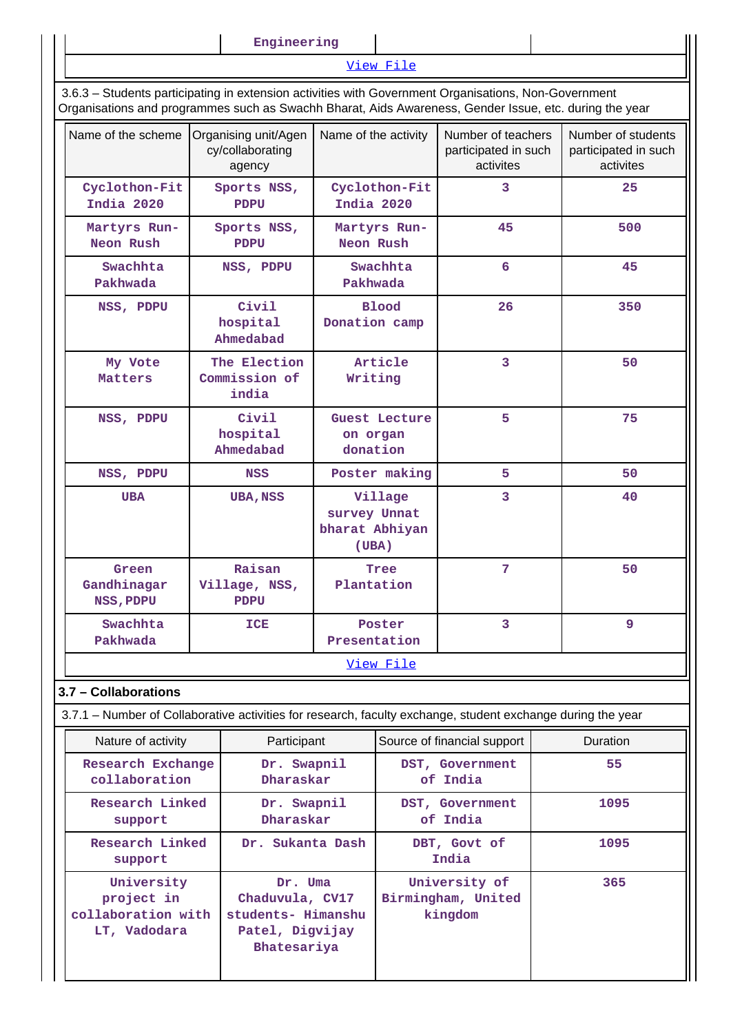| | Engineering | | |
|---|---|---|---|

View File

3.6.3 – Students participating in extension activities with Government Organisations, Non-Government Organisations and programmes such as Swachh Bharat, Aids Awareness, Gender Issue, etc. during the year

| Name of the scheme | Organising unit/Agency/collaborating agency | Name of the activity | Number of teachers participated in such activites | Number of students participated in such activites |
|---|---|---|---|---|
| Cyclothon-Fit India 2020 | Sports NSS, PDPU | Cyclothon-Fit India 2020 | 3 | 25 |
| Martyrs Run-Neon Rush | Sports NSS, PDPU | Martyrs Run-Neon Rush | 45 | 500 |
| Swachhta Pakhwada | NSS, PDPU | Swachhta Pakhwada | 6 | 45 |
| NSS, PDPU | Civil hospital Ahmedabad | Blood Donation camp | 26 | 350 |
| My Vote Matters | The Election Commission of india | Article Writing | 3 | 50 |
| NSS, PDPU | Civil hospital Ahmedabad | Guest Lecture on organ donation | 5 | 75 |
| NSS, PDPU | NSS | Poster making | 5 | 50 |
| UBA | UBA,NSS | Village survey Unnat bharat Abhiyan (UBA) | 3 | 40 |
| Green Gandhinagar NSS,PDPU | Raisan Village, NSS, PDPU | Tree Plantation | 7 | 50 |
| Swachhta Pakhwada | ICE | Poster Presentation | 3 | 9 |

View File

## 3.7 – Collaborations

3.7.1 – Number of Collaborative activities for research, faculty exchange, student exchange during the year

| Nature of activity | Participant | Source of financial support | Duration |
|---|---|---|---|
| Research Exchange collaboration | Dr. Swapnil Dharaskar | DST, Government of India | 55 |
| Research Linked support | Dr. Swapnil Dharaskar | DST, Government of India | 1095 |
| Research Linked support | Dr. Sukanta Dash | DBT, Govt of India | 1095 |
| University project in collaboration with LT, Vadodara | Dr. Uma Chaduvula, CV17 students- Himanshu Patel, Digvijay Bhatesariya | University of Birmingham, United kingdom | 365 |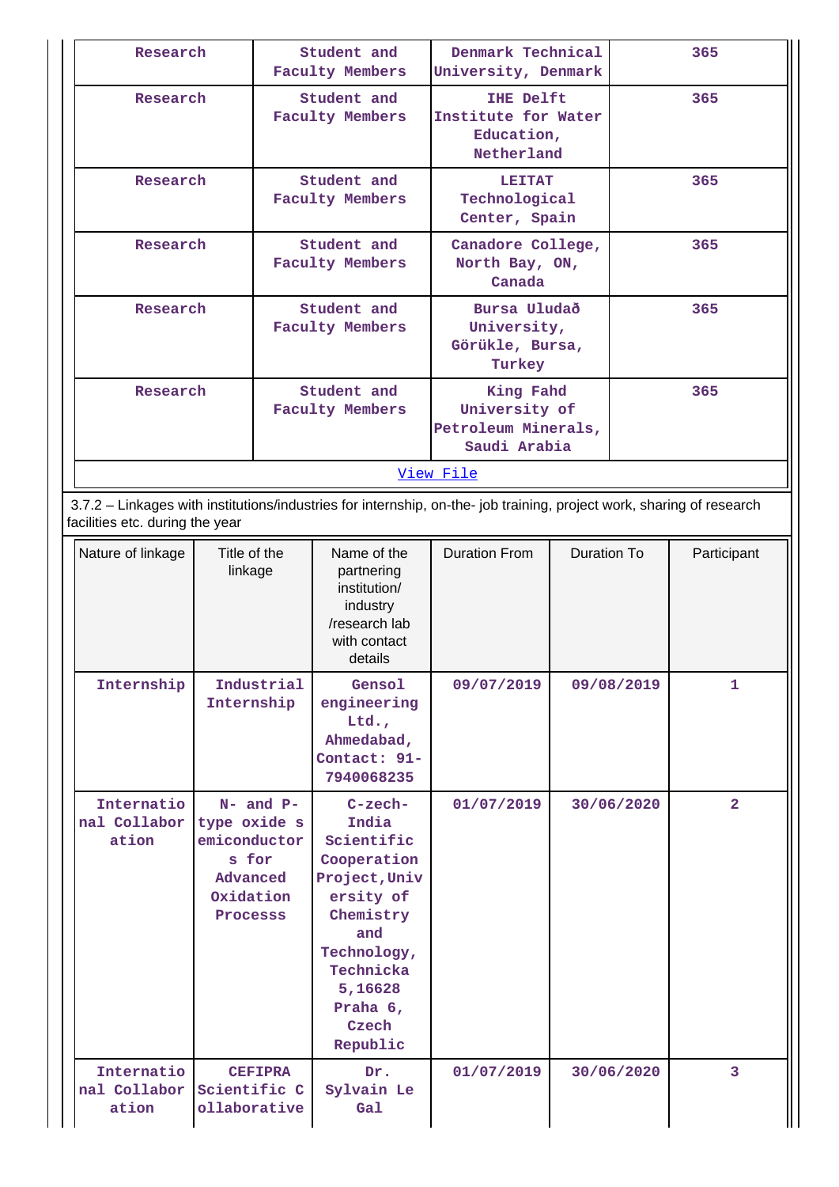| Research | Student and Faculty Members | Denmark Technical University, Denmark | 365 |
|---|---|---|---|
| Research | Student and Faculty Members | IHE Delft Institute for Water Education, Netherland | 365 |
| Research | Student and Faculty Members | LEITAT Technological Center, Spain | 365 |
| Research | Student and Faculty Members | Canadore College, North Bay, ON, Canada | 365 |
| Research | Student and Faculty Members | Bursa Uludað University, Görükle, Bursa, Turkey | 365 |
| Research | Student and Faculty Members | King Fahd University of Petroleum Minerals, Saudi Arabia | 365 |

View File

3.7.2 – Linkages with institutions/industries for internship, on-the- job training, project work, sharing of research facilities etc. during the year

| Nature of linkage | Title of the linkage | Name of the partnering institution/ industry /research lab with contact details | Duration From | Duration To | Participant |
|---|---|---|---|---|---|
| Internship | Industrial Internship | Gensol engineering Ltd., Ahmedabad, Contact: 91-7940068235 | 09/07/2019 | 09/08/2019 | 1 |
| International Collaboration | N- and P-type oxide semiconductors for Advanced Oxidation Processs | C-zech-India Scientific Cooperation Project,University of Chemistry and Technology, Technicka 5,16628 Praha 6, Czech Republic | 01/07/2019 | 30/06/2020 | 2 |
| International Collaboration | CEFIPRA Scientific Collaborative | Dr. Sylvain Le Gal | 01/07/2019 | 30/06/2020 | 3 |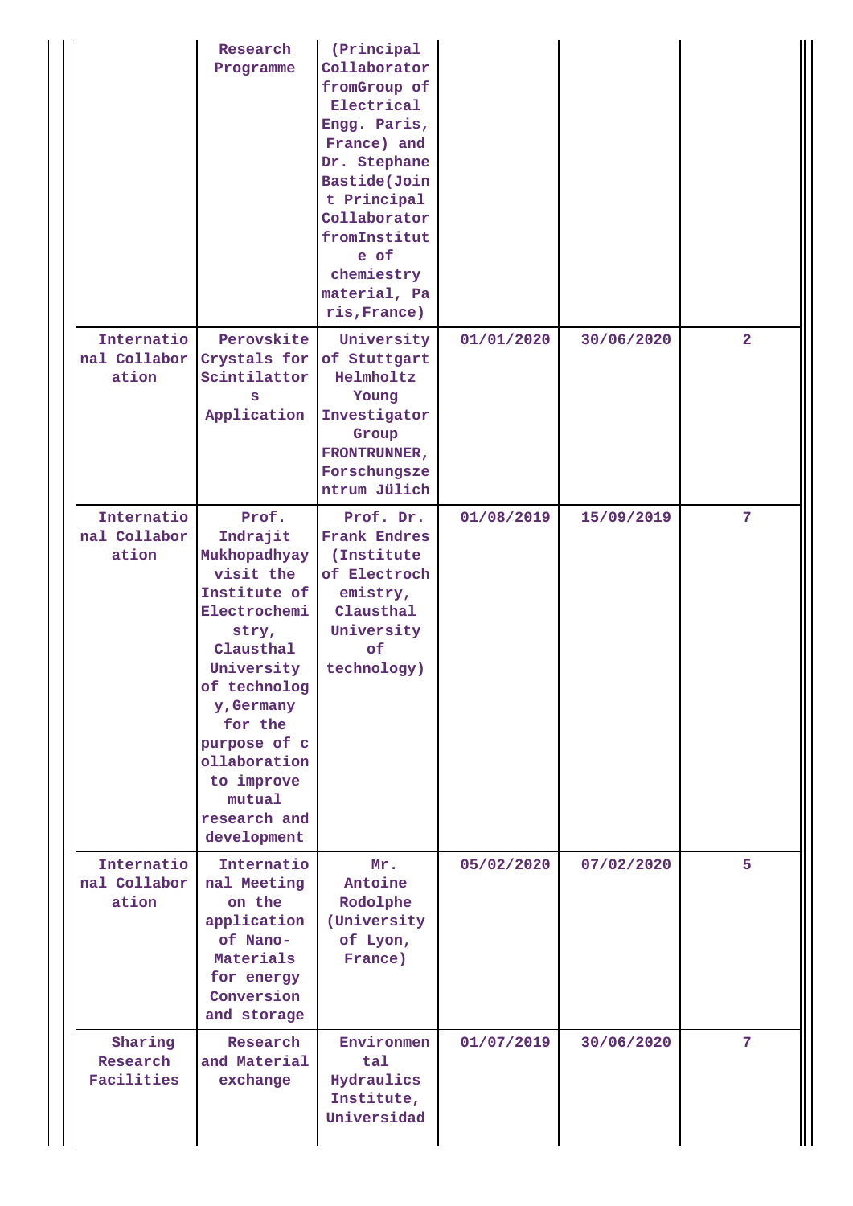| | | | | | |
|---|---|---|---|---|---|
| | Research Programme | (Principal Collaborator fromGroup of Electrical Engg. Paris, France) and Dr. Stephane Bastide(Joint Principal Collaborator fromInstitute of chemiestry material, Paris,France) | | | |
| International Collaboration | Perovskite Crystals for Scintilattors Application | University of Stuttgart Helmholtz Young Investigator Group FRONTRUNNER, Forschungszentrum Jülich | 01/01/2020 | 30/06/2020 | 2 |
| International Collaboration | Prof. Indrajit Mukhopadhyay visit the Institute of Electrochemistry, Clausthal University of technology,Germany for the purpose of collaboration to improve mutual research and development | Prof. Dr. Frank Endres (Institute of Electrochemistry, Clausthal University of technology) | 01/08/2019 | 15/09/2019 | 7 |
| International Collaboration | International Meeting on the application of Nano-Materials for energy Conversion and storage | Mr. Antoine Rodolphe (University of Lyon, France) | 05/02/2020 | 07/02/2020 | 5 |
| Sharing Research Facilities | Research and Material exchange | Environmental Hydraulics Institute, Universidad | 01/07/2019 | 30/06/2020 | 7 |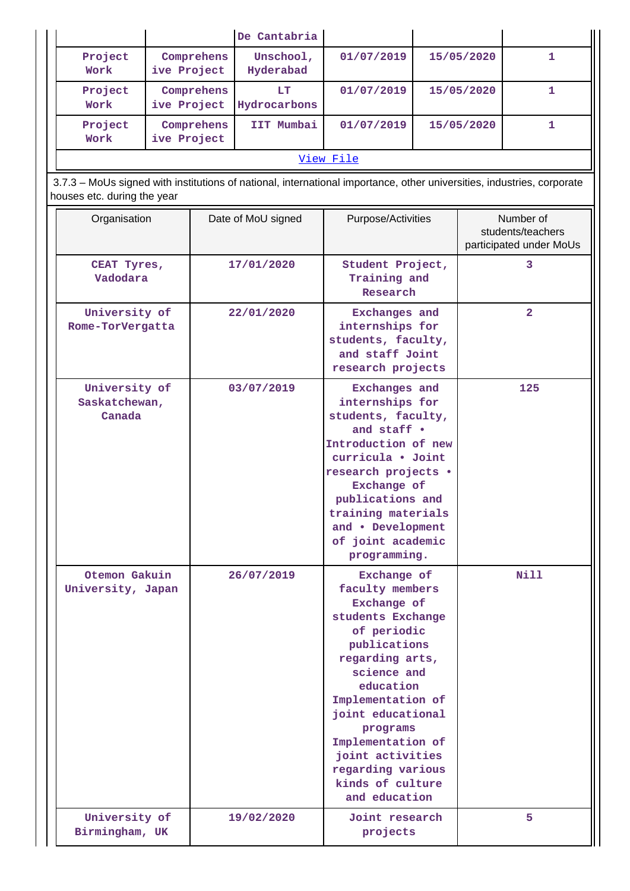|  |  | De Cantabria |  |  |  |
|---|---|---|---|---|---|
| Project Work | Comprehensive Project | Unschool, Hyderabad | 01/07/2019 | 15/05/2020 | 1 |
| Project Work | Comprehensive Project | LT Hydrocarbons | 01/07/2019 | 15/05/2020 | 1 |
| Project Work | Comprehensive Project | IIT Mumbai | 01/07/2019 | 15/05/2020 | 1 |

View File

3.7.3 – MoUs signed with institutions of national, international importance, other universities, industries, corporate houses etc. during the year

| Organisation | Date of MoU signed | Purpose/Activities | Number of students/teachers participated under MoUs |
|---|---|---|---|
| CEAT Tyres, Vadodara | 17/01/2020 | Student Project, Training and Research | 3 |
| University of Rome-TorVergatta | 22/01/2020 | Exchanges and internships for students, faculty, and staff Joint research projects | 2 |
| University of Saskatchewan, Canada | 03/07/2019 | Exchanges and internships for students, faculty, and staff • Introduction of new curricula • Joint research projects • Exchange of publications and training materials and • Development of joint academic programming. | 125 |
| Otemon Gakuin University, Japan | 26/07/2019 | Exchange of faculty members Exchange of students Exchange of periodic publications regarding arts, science and education Implementation of joint educational programs Implementation of joint activities regarding various kinds of culture and education | Nill |
| University of Birmingham, UK | 19/02/2020 | Joint research projects | 5 |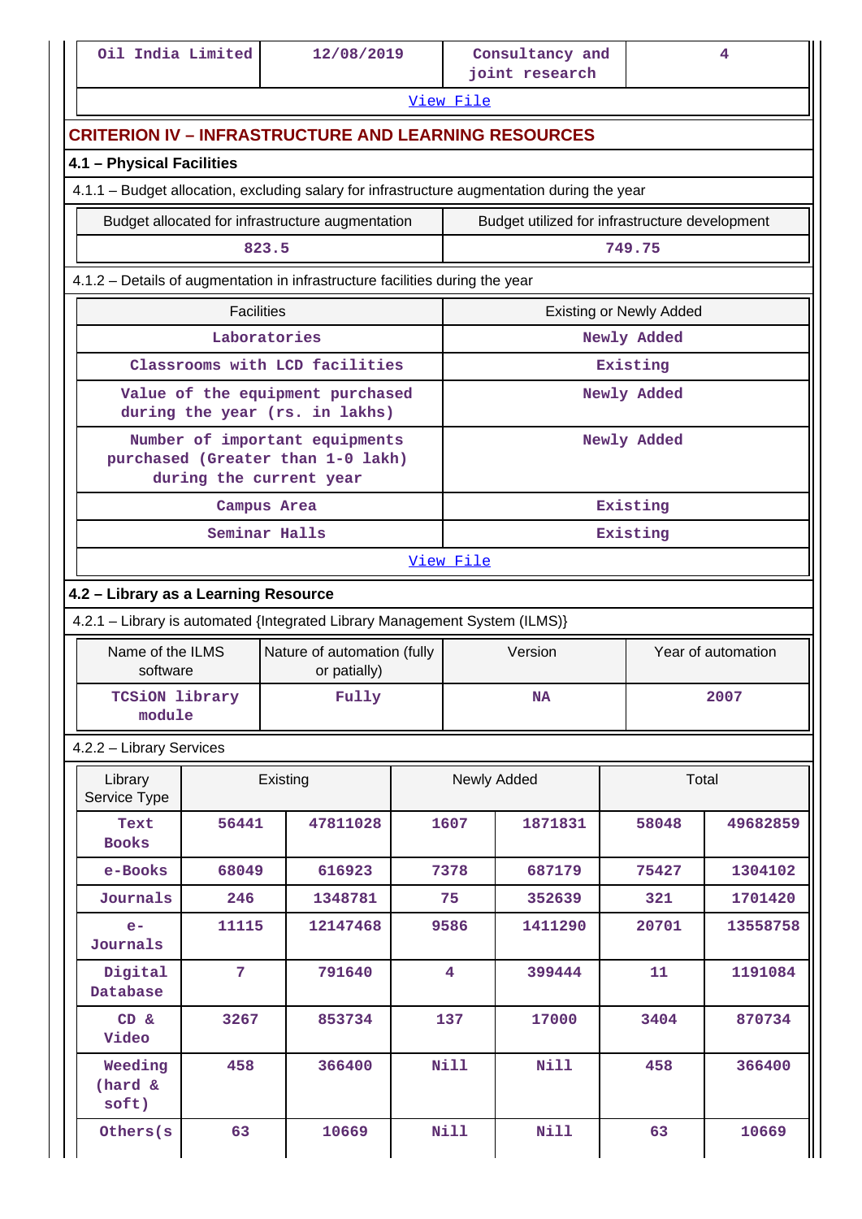| Oil India Limited | 12/08/2019 | Consultancy and joint research | 4 |
|---|---|---|---|
| View File | | | |

## CRITERION IV – INFRASTRUCTURE AND LEARNING RESOURCES

### 4.1 – Physical Facilities

4.1.1 – Budget allocation, excluding salary for infrastructure augmentation during the year

| Budget allocated for infrastructure augmentation | Budget utilized for infrastructure development |
|---|---|
| 823.5 | 749.75 |

4.1.2 – Details of augmentation in infrastructure facilities during the year

| Facilities | Existing or Newly Added |
|---|---|
| Laboratories | Newly Added |
| Classrooms with LCD facilities | Existing |
| Value of the equipment purchased during the year (rs. in lakhs) | Newly Added |
| Number of important equipments purchased (Greater than 1-0 lakh) during the current year | Newly Added |
| Campus Area | Existing |
| Seminar Halls | Existing |
| View File | |

### 4.2 – Library as a Learning Resource

4.2.1 – Library is automated {Integrated Library Management System (ILMS)}

| Name of the ILMS software | Nature of automation (fully or patially) | Version | Year of automation |
|---|---|---|---|
| TCSiON library module | Fully | NA | 2007 |

4.2.2 – Library Services

| Library Service Type | Existing | | Newly Added | | Total | |
|---|---|---|---|---|---|---|
| Text Books | 56441 | 47811028 | 1607 | 1871831 | 58048 | 49682859 |
| e-Books | 68049 | 616923 | 7378 | 687179 | 75427 | 1304102 |
| Journals | 246 | 1348781 | 75 | 352639 | 321 | 1701420 |
| e-Journals | 11115 | 12147468 | 9586 | 1411290 | 20701 | 13558758 |
| Digital Database | 7 | 791640 | 4 | 399444 | 11 | 1191084 |
| CD & Video | 3267 | 853734 | 137 | 17000 | 3404 | 870734 |
| Weeding (hard & soft) | 458 | 366400 | Nill | Nill | 458 | 366400 |
| Others(s | 63 | 10669 | Nill | Nill | 63 | 10669 |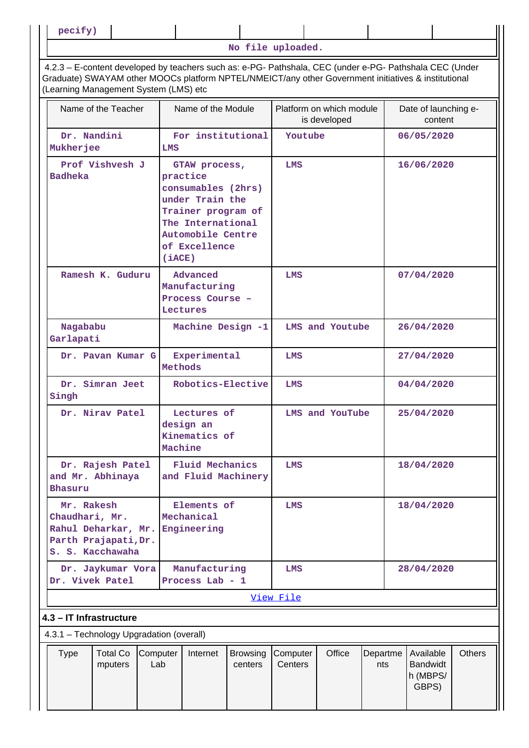| pecify) | | | | | | |
|---|---|---|---|---|---|---|

No file uploaded.

4.2.3 – E-content developed by teachers such as: e-PG- Pathshala, CEC (under e-PG- Pathshala CEC (Under Graduate) SWAYAM other MOOCs platform NPTEL/NMEICT/any other Government initiatives & institutional (Learning Management System (LMS) etc

| Name of the Teacher | Name of the Module | Platform on which module is developed | Date of launching e-content |
|---|---|---|---|
| Dr. Nandini Mukherjee | For institutional LMS | Youtube | 06/05/2020 |
| Prof Vishvesh J Badheka | GTAW process, practice consumables (2hrs) under Train the Trainer program of The International Automobile Centre of Excellence (iACE) | LMS | 16/06/2020 |
| Ramesh K. Guduru | Advanced Manufacturing Process Course – Lectures | LMS | 07/04/2020 |
| Nagababu Garlapati | Machine Design -1 | LMS and Youtube | 26/04/2020 |
| Dr. Pavan Kumar G | Experimental Methods | LMS | 27/04/2020 |
| Dr. Simran Jeet Singh | Robotics-Elective | LMS | 04/04/2020 |
| Dr. Nirav Patel | Lectures of design an Kinematics of Machine | LMS and YouTube | 25/04/2020 |
| Dr. Rajesh Patel and Mr. Abhinaya Bhasuru | Fluid Mechanics and Fluid Machinery | LMS | 18/04/2020 |
| Mr. Rakesh Chaudhari, Mr. Rahul Deharkar, Mr. Parth Prajapati,Dr. S. S. Kacchawaha | Elements of Mechanical Engineering | LMS | 18/04/2020 |
| Dr. Jaykumar Vora Dr. Vivek Patel | Manufacturing Process Lab - 1 | LMS | 28/04/2020 |

View File

**4.3 – IT Infrastructure**

4.3.1 – Technology Upgradation (overall)

| Type | Total Computers | Computer Lab | Internet | Browsing centers | Computer Centers | Office | Departments | Available Bandwidth (MBPS/ GBPS) | Others |
|---|---|---|---|---|---|---|---|---|---|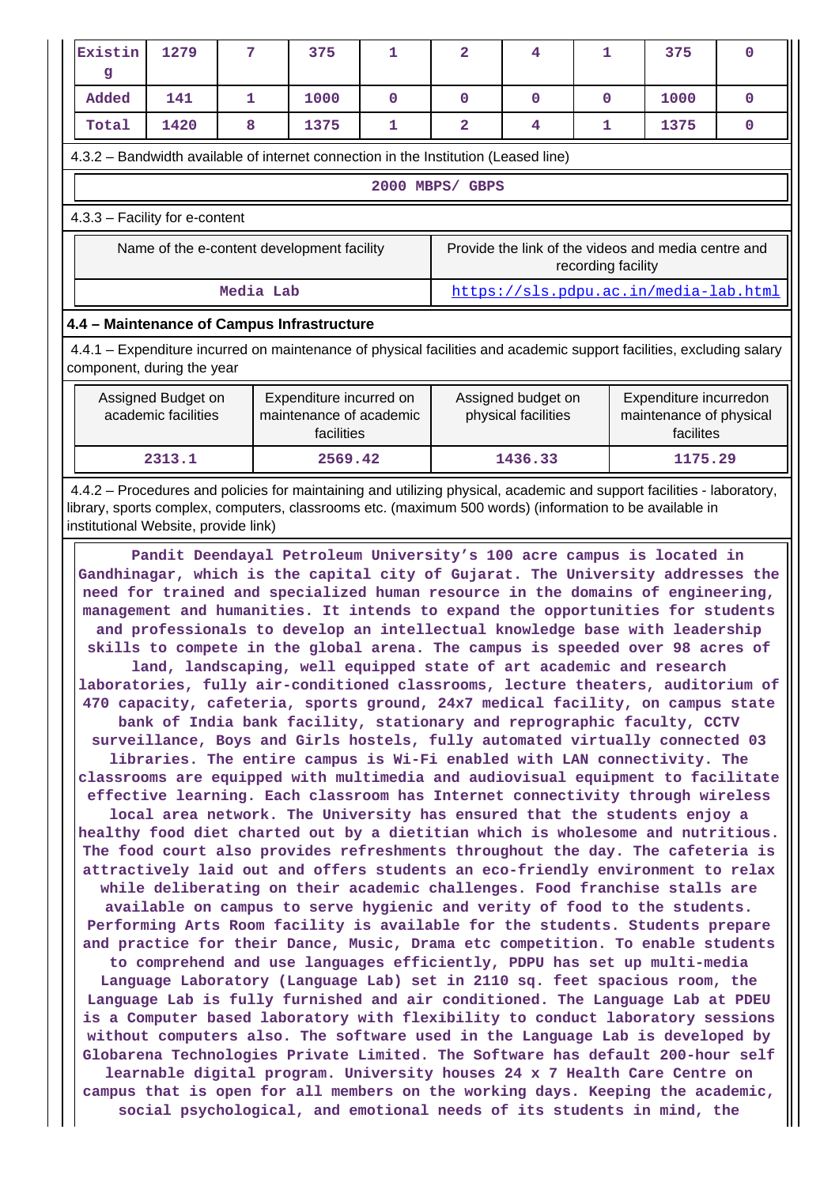| Existing | 1279 | 7 | 375 | 1 | 2 | 4 | 1 | 375 | 0 |
|---|---|---|---|---|---|---|---|---|---|
| Added | 141 | 1 | 1000 | 0 | 0 | 0 | 0 | 1000 | 0 |
| Total | 1420 | 8 | 1375 | 1 | 2 | 4 | 1 | 1375 | 0 |

4.3.2 – Bandwidth available of internet connection in the Institution (Leased line)

2000 MBPS/ GBPS

4.3.3 – Facility for e-content

| Name of the e-content development facility | Provide the link of the videos and media centre and recording facility |
|---|---|
| Media Lab | https://sls.pdpu.ac.in/media-lab.html |

**4.4 – Maintenance of Campus Infrastructure**

4.4.1 – Expenditure incurred on maintenance of physical facilities and academic support facilities, excluding salary component, during the year

| Assigned Budget on academic facilities | Expenditure incurred on maintenance of academic facilities | Assigned budget on physical facilities | Expenditure incurredon maintenance of physical facilites |
|---|---|---|---|
| 2313.1 | 2569.42 | 1436.33 | 1175.29 |

4.4.2 – Procedures and policies for maintaining and utilizing physical, academic and support facilities - laboratory, library, sports complex, computers, classrooms etc. (maximum 500 words) (information to be available in institutional Website, provide link)

Pandit Deendayal Petroleum University’s 100 acre campus is located in Gandhinagar, which is the capital city of Gujarat. The University addresses the need for trained and specialized human resource in the domains of engineering, management and humanities. It intends to expand the opportunities for students and professionals to develop an intellectual knowledge base with leadership skills to compete in the global arena. The campus is speeded over 98 acres of land, landscaping, well equipped state of art academic and research laboratories, fully air-conditioned classrooms, lecture theaters, auditorium of 470 capacity, cafeteria, sports ground, 24x7 medical facility, on campus state bank of India bank facility, stationary and reprographic faculty, CCTV surveillance, Boys and Girls hostels, fully automated virtually connected 03 libraries. The entire campus is Wi-Fi enabled with LAN connectivity. The classrooms are equipped with multimedia and audiovisual equipment to facilitate effective learning. Each classroom has Internet connectivity through wireless local area network. The University has ensured that the students enjoy a healthy food diet charted out by a dietitian which is wholesome and nutritious. The food court also provides refreshments throughout the day. The cafeteria is attractively laid out and offers students an eco-friendly environment to relax while deliberating on their academic challenges. Food franchise stalls are available on campus to serve hygienic and verity of food to the students. Performing Arts Room facility is available for the students. Students prepare and practice for their Dance, Music, Drama etc competition. To enable students to comprehend and use languages efficiently, PDPU has set up multi-media Language Laboratory (Language Lab) set in 2110 sq. feet spacious room, the Language Lab is fully furnished and air conditioned. The Language Lab at PDEU is a Computer based laboratory with flexibility to conduct laboratory sessions without computers also. The software used in the Language Lab is developed by Globarena Technologies Private Limited. The Software has default 200-hour self learnable digital program. University houses 24 x 7 Health Care Centre on campus that is open for all members on the working days. Keeping the academic, social psychological, and emotional needs of its students in mind, the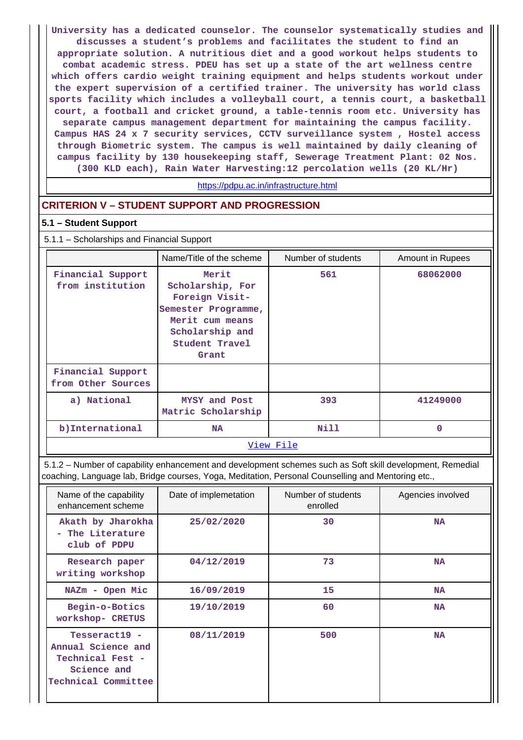University has a dedicated counselor. The counselor systematically studies and discusses a student's problems and facilitates the student to find an appropriate solution. A nutritious diet and a good workout helps students to combat academic stress. PDEU has set up a state of the art wellness centre which offers cardio weight training equipment and helps students workout under the expert supervision of a certified trainer. The university has world class sports facility which includes a volleyball court, a tennis court, a basketball court, a football and cricket ground, a table-tennis room etc. University has separate campus management department for maintaining the campus facility. Campus HAS 24 x 7 security services, CCTV surveillance system , Hostel access through Biometric system. The campus is well maintained by daily cleaning of campus facility by 130 housekeeping staff, Sewerage Treatment Plant: 02 Nos. (300 KLD each), Rain Water Harvesting:12 percolation wells (20 KL/Hr)

https://pdpu.ac.in/infrastructure.html

## CRITERION V – STUDENT SUPPORT AND PROGRESSION

### 5.1 – Student Support

5.1.1 – Scholarships and Financial Support

| | Name/Title of the scheme | Number of students | Amount in Rupees |
|---|---|---|---|
| Financial Support from institution | Merit Scholarship, For Foreign Visit-Semester Programme, Merit cum means Scholarship and Student Travel Grant | 561 | 68062000 |
| Financial Support from Other Sources | | | |
| a) National | MYSY and Post Matric Scholarship | 393 | 41249000 |
| b)International | NA | Nill | 0 |
| View File | | | |

5.1.2 – Number of capability enhancement and development schemes such as Soft skill development, Remedial coaching, Language lab, Bridge courses, Yoga, Meditation, Personal Counselling and Mentoring etc.,

| Name of the capability enhancement scheme | Date of implemetation | Number of students enrolled | Agencies involved |
|---|---|---|---|
| Akath by Jharokha - The Literature club of PDPU | 25/02/2020 | 30 | NA |
| Research paper writing workshop | 04/12/2019 | 73 | NA |
| NAZm - Open Mic | 16/09/2019 | 15 | NA |
| Begin-o-Botics workshop- CRETUS | 19/10/2019 | 60 | NA |
| Tesseract19 - Annual Science and Technical Fest - Science and Technical Committee | 08/11/2019 | 500 | NA |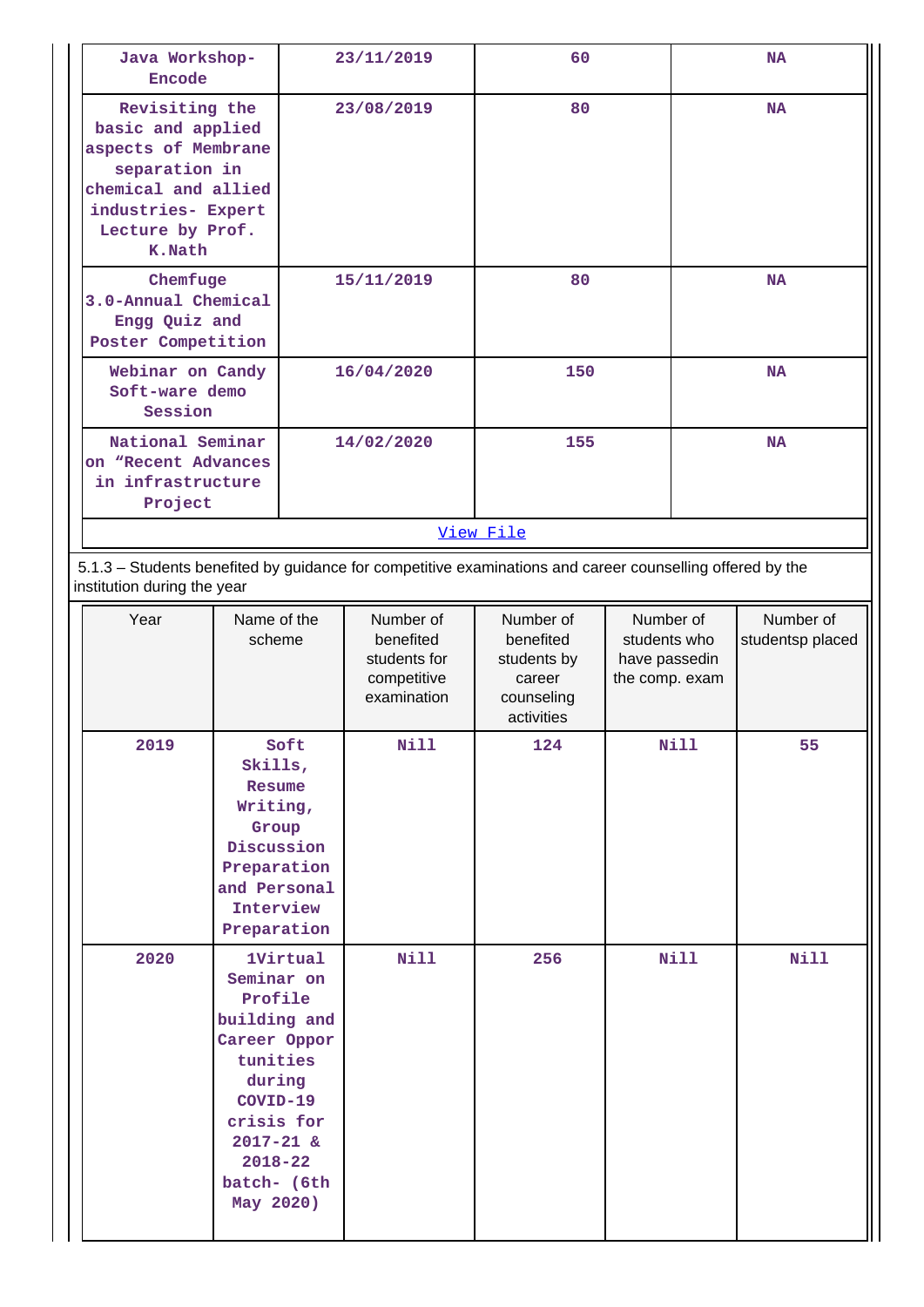| Java Workshop-Encode | 23/11/2019 | 60 | NA |
|---|---|---|---|
| Revisiting the basic and applied aspects of Membrane separation in chemical and allied industries- Expert Lecture by Prof. K.Nath | 23/08/2019 | 80 | NA |
| Chemfuge 3.0-Annual Chemical Engg Quiz and Poster Competition | 15/11/2019 | 80 | NA |
| Webinar on Candy Soft-ware demo Session | 16/04/2020 | 150 | NA |
| National Seminar on "Recent Advances in infrastructure Project | 14/02/2020 | 155 | NA |

View File

5.1.3 – Students benefited by guidance for competitive examinations and career counselling offered by the institution during the year

| Year | Name of the scheme | Number of benefited students for competitive examination | Number of benefited students by career counseling activities | Number of students who have passedin the comp. exam | Number of studentsp placed |
|---|---|---|---|---|---|
| 2019 | Soft Skills, Resume Writing, Group Discussion Preparation and Personal Interview Preparation | Nill | 124 | Nill | 55 |
| 2020 | 1Virtual Seminar on Profile building and Career Oppor tunities during COVID-19 crisis for 2017-21 & 2018-22 batch- (6th May 2020) | Nill | 256 | Nill | Nill |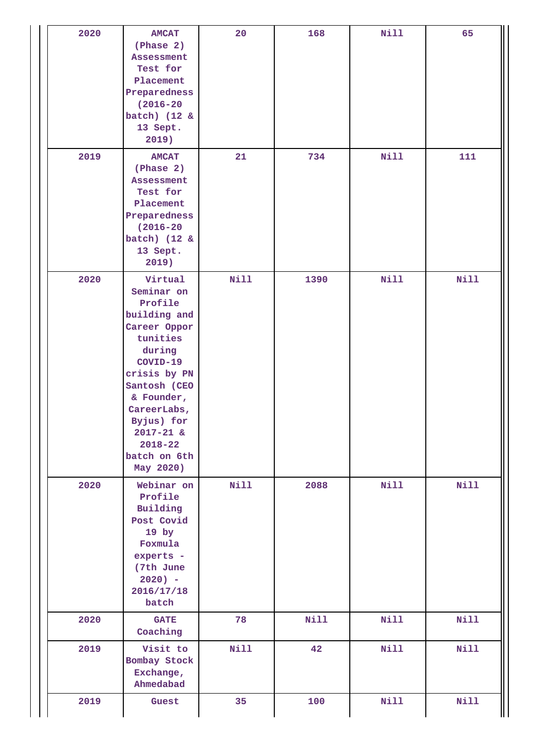| | | | | | |
|---|---|---|---|---|---|
| 2020 | AMCAT (Phase 2) Assessment Test for Placement Preparedness (2016-20 batch) (12 & 13 Sept. 2019) | 20 | 168 | Nill | 65 |
| 2019 | AMCAT (Phase 2) Assessment Test for Placement Preparedness (2016-20 batch) (12 & 13 Sept. 2019) | 21 | 734 | Nill | 111 |
| 2020 | Virtual Seminar on Profile building and Career Oppor tunities during COVID-19 crisis by PN Santosh (CEO & Founder, CareerLabs, Byjus) for 2017-21 & 2018-22 batch on 6th May 2020) | Nill | 1390 | Nill | Nill |
| 2020 | Webinar on Profile Building Post Covid 19 by Foxmula experts - (7th June 2020) - 2016/17/18 batch | Nill | 2088 | Nill | Nill |
| 2020 | GATE Coaching | 78 | Nill | Nill | Nill |
| 2019 | Visit to Bombay Stock Exchange, Ahmedabad | Nill | 42 | Nill | Nill |
| 2019 | Guest | 35 | 100 | Nill | Nill |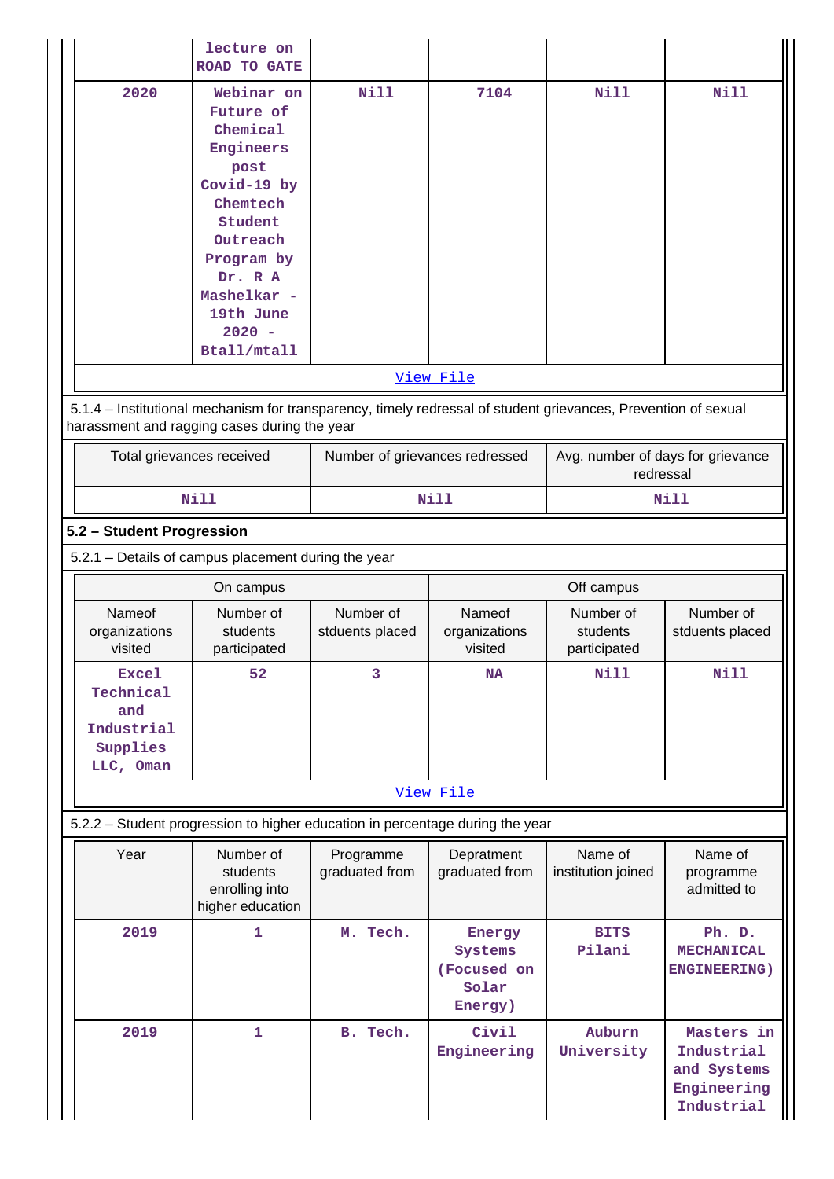| | lecture on ROAD TO GATE | | | | |
|---|---|---|---|---|---|
| 2020 | Webinar on Future of Chemical Engineers post Covid-19 by Chemtech Student Outreach Program by Dr. R A Mashelkar - 19th June 2020 - Btall/mtall | Nill | 7104 | Nill | Nill |

View File

5.1.4 – Institutional mechanism for transparency, timely redressal of student grievances, Prevention of sexual harassment and ragging cases during the year

| Total grievances received | Number of grievances redressed | Avg. number of days for grievance redressal |
|---|---|---|
| Nill | Nill | Nill |

**5.2 – Student Progression**

5.2.1 – Details of campus placement during the year

| On campus | | | Off campus | | |
|---|---|---|---|---|---|
| Nameof organizations visited | Number of students participated | Number of stduents placed | Nameof organizations visited | Number of students participated | Number of stduents placed |
| Excel Technical and Industrial Supplies LLC, Oman | 52 | 3 | NA | Nill | Nill |

View File

5.2.2 – Student progression to higher education in percentage during the year

| Year | Number of students enrolling into higher education | Programme graduated from | Depratment graduated from | Name of institution joined | Name of programme admitted to |
|---|---|---|---|---|---|
| 2019 | 1 | M. Tech. | Energy Systems (Focused on Solar Energy) | BITS Pilani | Ph. D. MECHANICAL ENGINEERING) |
| 2019 | 1 | B. Tech. | Civil Engineering | Auburn University | Masters in Industrial and Systems Engineering Industrial |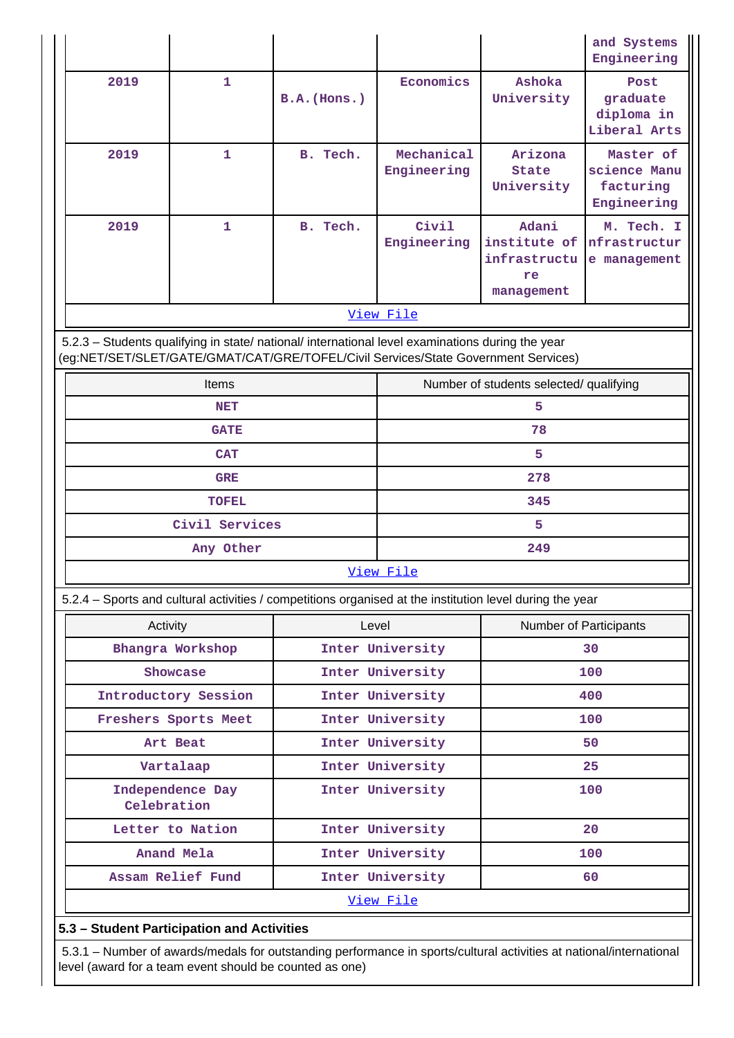| | | | | | and Systems Engineering |
|---|---|---|---|---|---|
| 2019 | 1 | B.A.(Hons.) | Economics | Ashoka University | Post graduate diploma in Liberal Arts |
| 2019 | 1 | B. Tech. | Mechanical Engineering | Arizona State University | Master of science Manu facturing Engineering |
| 2019 | 1 | B. Tech. | Civil Engineering | Adani institute of infrastructu re management | M. Tech. I nfrastructur e management |

View File

5.2.3 – Students qualifying in state/ national/ international level examinations during the year (eg:NET/SET/SLET/GATE/GMAT/CAT/GRE/TOFEL/Civil Services/State Government Services)

| Items | Number of students selected/ qualifying |
|---|---|
| NET | 5 |
| GATE | 78 |
| CAT | 5 |
| GRE | 278 |
| TOFEL | 345 |
| Civil Services | 5 |
| Any Other | 249 |

View File

5.2.4 – Sports and cultural activities / competitions organised at the institution level during the year

| Activity | Level | Number of Participants |
|---|---|---|
| Bhangra Workshop | Inter University | 30 |
| Showcase | Inter University | 100 |
| Introductory Session | Inter University | 400 |
| Freshers Sports Meet | Inter University | 100 |
| Art Beat | Inter University | 50 |
| Vartalaap | Inter University | 25 |
| Independence Day Celebration | Inter University | 100 |
| Letter to Nation | Inter University | 20 |
| Anand Mela | Inter University | 100 |
| Assam Relief Fund | Inter University | 60 |

View File

**5.3 – Student Participation and Activities**

5.3.1 – Number of awards/medals for outstanding performance in sports/cultural activities at national/international level (award for a team event should be counted as one)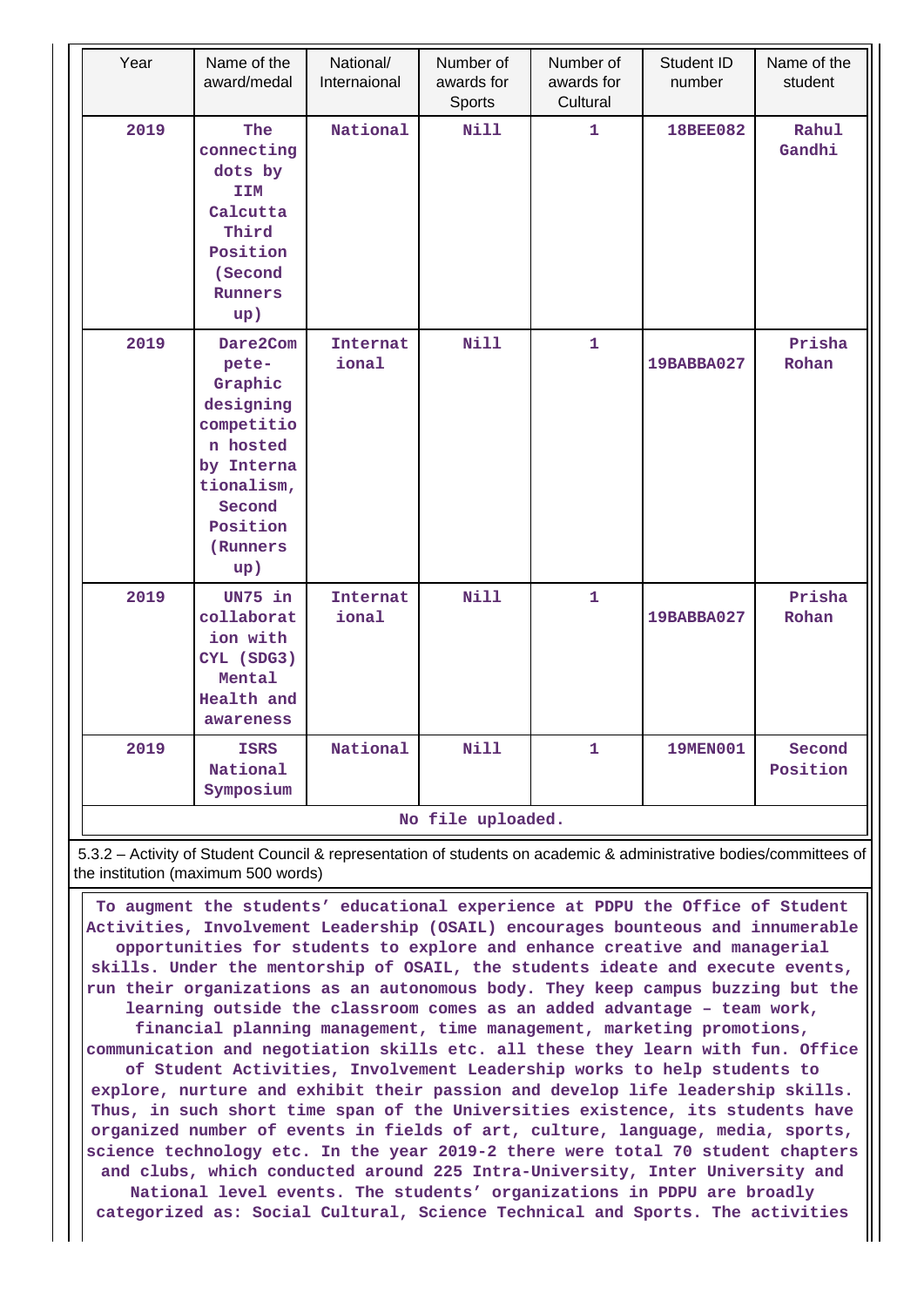| Year | Name of the award/medal | National/ Internaional | Number of awards for Sports | Number of awards for Cultural | Student ID number | Name of the student |
|---|---|---|---|---|---|---|
| 2019 | The connecting dots by IIM Calcutta Third Position (Second Runners up) | National | Nill | 1 | 18BEE082 | Rahul Gandhi |
| 2019 | Dare2Compete- Graphic designing competition hosted by Internationalism, Second Position (Runners up) | International | Nill | 1 | 19BABBA027 | Prisha Rohan |
| 2019 | UN75 in collaboration with CYL (SDG3) Mental Health and awareness | International | Nill | 1 | 19BABBA027 | Prisha Rohan |
| 2019 | ISRS National Symposium | National | Nill | 1 | 19MEN001 | Second Position |

No file uploaded.

5.3.2 – Activity of Student Council & representation of students on academic & administrative bodies/committees of the institution (maximum 500 words)

To augment the students' educational experience at PDPU the Office of Student Activities, Involvement Leadership (OSAIL) encourages bounteous and innumerable opportunities for students to explore and enhance creative and managerial skills. Under the mentorship of OSAIL, the students ideate and execute events, run their organizations as an autonomous body. They keep campus buzzing but the learning outside the classroom comes as an added advantage – team work, financial planning management, time management, marketing promotions, communication and negotiation skills etc. all these they learn with fun. Office of Student Activities, Involvement Leadership works to help students to explore, nurture and exhibit their passion and develop life leadership skills. Thus, in such short time span of the Universities existence, its students have organized number of events in fields of art, culture, language, media, sports, science technology etc. In the year 2019-2 there were total 70 student chapters and clubs, which conducted around 225 Intra-University, Inter University and National level events. The students' organizations in PDPU are broadly categorized as: Social Cultural, Science Technical and Sports. The activities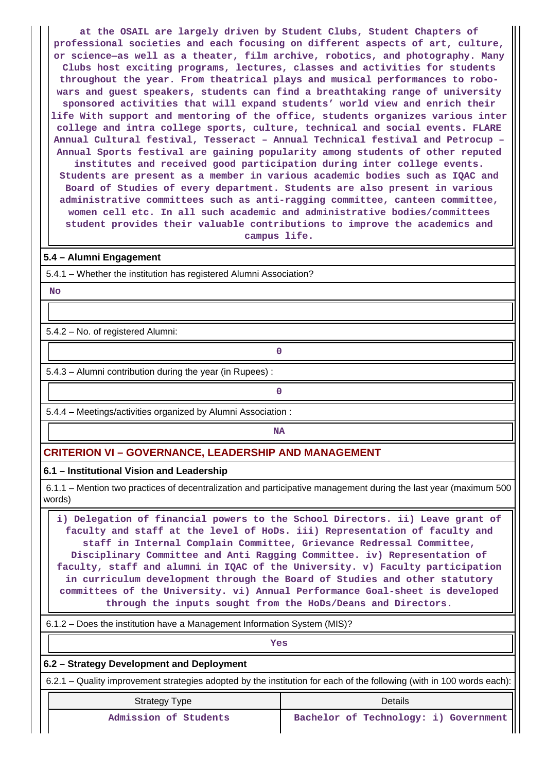at the OSAIL are largely driven by Student Clubs, Student Chapters of professional societies and each focusing on different aspects of art, culture, or science—as well as a theater, film archive, robotics, and photography. Many Clubs host exciting programs, lectures, classes and activities for students throughout the year. From theatrical plays and musical performances to robo-wars and guest speakers, students can find a breathtaking range of university sponsored activities that will expand students' world view and enrich their life With support and mentoring of the office, students organizes various inter college and intra college sports, culture, technical and social events. FLARE Annual Cultural festival, Tesseract – Annual Technical festival and Petrocup – Annual Sports festival are gaining popularity among students of other reputed institutes and received good participation during inter college events. Students are present as a member in various academic bodies such as IQAC and Board of Studies of every department. Students are also present in various administrative committees such as anti-ragging committee, canteen committee, women cell etc. In all such academic and administrative bodies/committees student provides their valuable contributions to improve the academics and campus life.

**5.4 – Alumni Engagement**

5.4.1 – Whether the institution has registered Alumni Association?

No

5.4.2 – No. of registered Alumni:

0

5.4.3 – Alumni contribution during the year (in Rupees) :

0

5.4.4 – Meetings/activities organized by Alumni Association :

NA

## CRITERION VI – GOVERNANCE, LEADERSHIP AND MANAGEMENT

**6.1 – Institutional Vision and Leadership**

6.1.1 – Mention two practices of decentralization and participative management during the last year (maximum 500 words)

i) Delegation of financial powers to the School Directors. ii) Leave grant of faculty and staff at the level of HoDs. iii) Representation of faculty and staff in Internal Complain Committee, Grievance Redressal Committee, Disciplinary Committee and Anti Ragging Committee. iv) Representation of faculty, staff and alumni in IQAC of the University. v) Faculty participation in curriculum development through the Board of Studies and other statutory committees of the University. vi) Annual Performance Goal-sheet is developed through the inputs sought from the HoDs/Deans and Directors.

6.1.2 – Does the institution have a Management Information System (MIS)?

Yes

**6.2 – Strategy Development and Deployment**

6.2.1 – Quality improvement strategies adopted by the institution for each of the following (with in 100 words each):

| Strategy Type | Details |
|---|---|
| Admission of Students | Bachelor of Technology: i) Government |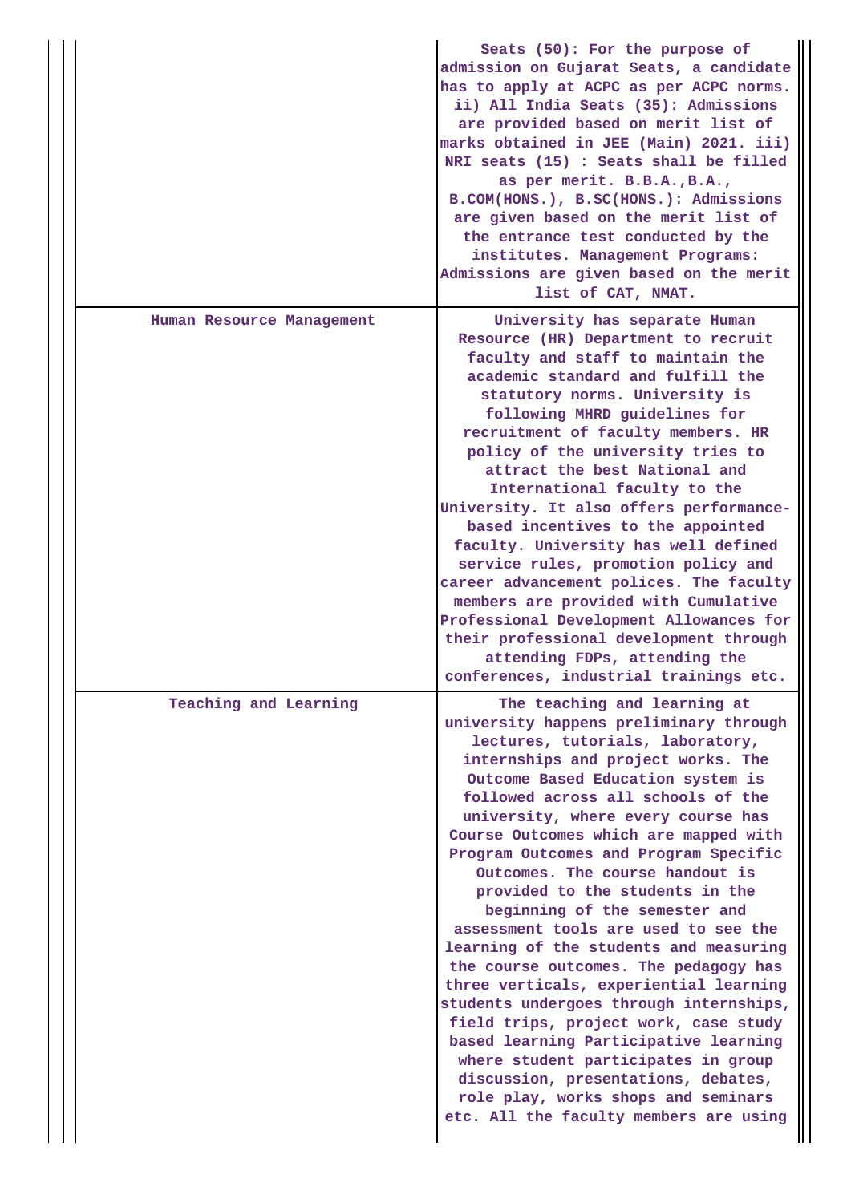| | |
|---|---|
| | Seats (50): For the purpose of admission on Gujarat Seats, a candidate has to apply at ACPC as per ACPC norms. ii) All India Seats (35): Admissions are provided based on merit list of marks obtained in JEE (Main) 2021. iii) NRI seats (15) : Seats shall be filled as per merit. B.B.A.,B.A., B.COM(HONS.), B.SC(HONS.): Admissions are given based on the merit list of the entrance test conducted by the institutes. Management Programs: Admissions are given based on the merit list of CAT, NMAT. |
| Human Resource Management | University has separate Human Resource (HR) Department to recruit faculty and staff to maintain the academic standard and fulfill the statutory norms. University is following MHRD guidelines for recruitment of faculty members. HR policy of the university tries to attract the best National and International faculty to the University. It also offers performance-based incentives to the appointed faculty. University has well defined service rules, promotion policy and career advancement polices. The faculty members are provided with Cumulative Professional Development Allowances for their professional development through attending FDPs, attending the conferences, industrial trainings etc. |
| Teaching and Learning | The teaching and learning at university happens preliminary through lectures, tutorials, laboratory, internships and project works. The Outcome Based Education system is followed across all schools of the university, where every course has Course Outcomes which are mapped with Program Outcomes and Program Specific Outcomes. The course handout is provided to the students in the beginning of the semester and assessment tools are used to see the learning of the students and measuring the course outcomes. The pedagogy has three verticals, experiential learning students undergoes through internships, field trips, project work, case study based learning Participative learning where student participates in group discussion, presentations, debates, role play, works shops and seminars etc. All the faculty members are using |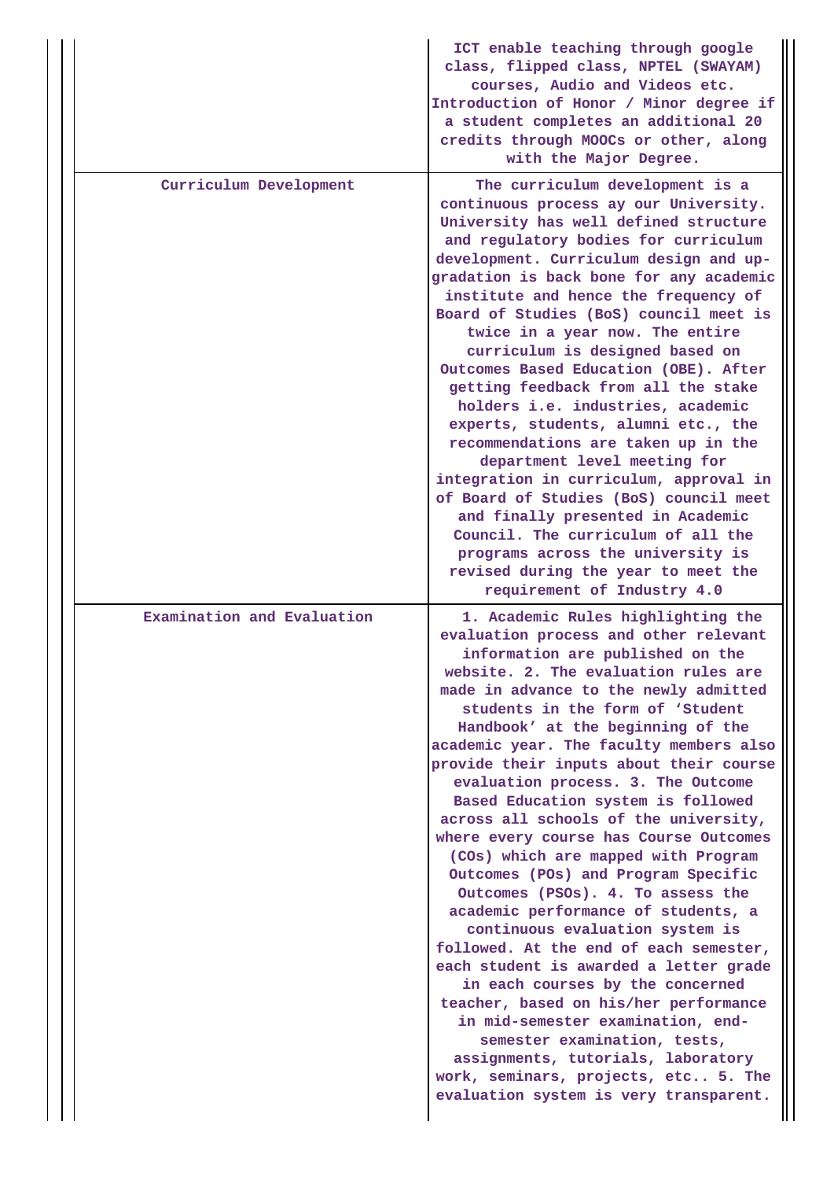| | |
|---|---|
| | ICT enable teaching through google class, flipped class, NPTEL (SWAYAM) courses, Audio and Videos etc. Introduction of Honor / Minor degree if a student completes an additional 20 credits through MOOCs or other, along with the Major Degree. |
| Curriculum Development | The curriculum development is a continuous process ay our University. University has well defined structure and regulatory bodies for curriculum development. Curriculum design and up-gradation is back bone for any academic institute and hence the frequency of Board of Studies (BoS) council meet is twice in a year now. The entire curriculum is designed based on Outcomes Based Education (OBE). After getting feedback from all the stake holders i.e. industries, academic experts, students, alumni etc., the recommendations are taken up in the department level meeting for integration in curriculum, approval in of Board of Studies (BoS) council meet and finally presented in Academic Council. The curriculum of all the programs across the university is revised during the year to meet the requirement of Industry 4.0 |
| Examination and Evaluation | 1. Academic Rules highlighting the evaluation process and other relevant information are published on the website. 2. The evaluation rules are made in advance to the newly admitted students in the form of 'Student Handbook' at the beginning of the academic year. The faculty members also provide their inputs about their course evaluation process. 3. The Outcome Based Education system is followed across all schools of the university, where every course has Course Outcomes (COs) which are mapped with Program Outcomes (POs) and Program Specific Outcomes (PSOs). 4. To assess the academic performance of students, a continuous evaluation system is followed. At the end of each semester, each student is awarded a letter grade in each courses by the concerned teacher, based on his/her performance in mid-semester examination, end-semester examination, tests, assignments, tutorials, laboratory work, seminars, projects, etc.. 5. The evaluation system is very transparent. |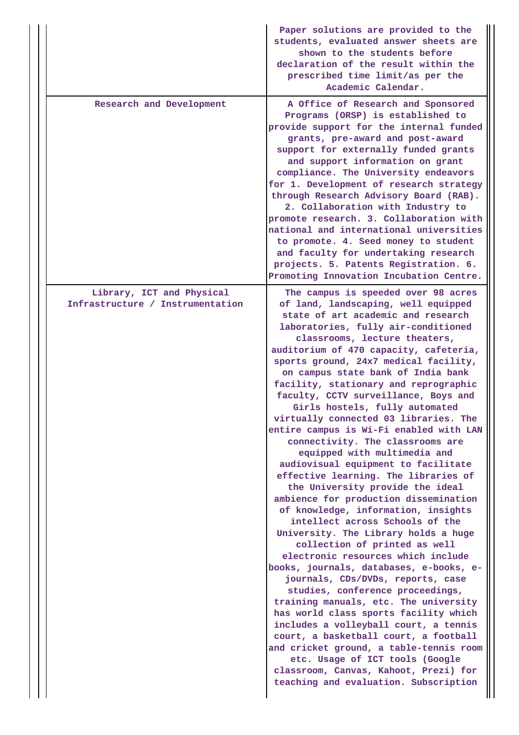| | |
|---|---|
| | Paper solutions are provided to the students, evaluated answer sheets are shown to the students before declaration of the result within the prescribed time limit/as per the Academic Calendar. |
| Research and Development | A Office of Research and Sponsored Programs (ORSP) is established to provide support for the internal funded grants, pre-award and post-award support for externally funded grants and support information on grant compliance. The University endeavors for 1. Development of research strategy through Research Advisory Board (RAB). 2. Collaboration with Industry to promote research. 3. Collaboration with national and international universities to promote. 4. Seed money to student and faculty for undertaking research projects. 5. Patents Registration. 6. Promoting Innovation Incubation Centre. |
| Library, ICT and Physical Infrastructure / Instrumentation | The campus is speeded over 98 acres of land, landscaping, well equipped state of art academic and research laboratories, fully air-conditioned classrooms, lecture theaters, auditorium of 470 capacity, cafeteria, sports ground, 24x7 medical facility, on campus state bank of India bank facility, stationary and reprographic faculty, CCTV surveillance, Boys and Girls hostels, fully automated virtually connected 03 libraries. The entire campus is Wi-Fi enabled with LAN connectivity. The classrooms are equipped with multimedia and audiovisual equipment to facilitate effective learning. The libraries of the University provide the ideal ambience for production dissemination of knowledge, information, insights intellect across Schools of the University. The Library holds a huge collection of printed as well electronic resources which include books, journals, databases, e-books, e-journals, CDs/DVDs, reports, case studies, conference proceedings, training manuals, etc. The university has world class sports facility which includes a volleyball court, a tennis court, a basketball court, a football and cricket ground, a table-tennis room etc. Usage of ICT tools (Google classroom, Canvas, Kahoot, Prezi) for teaching and evaluation. Subscription |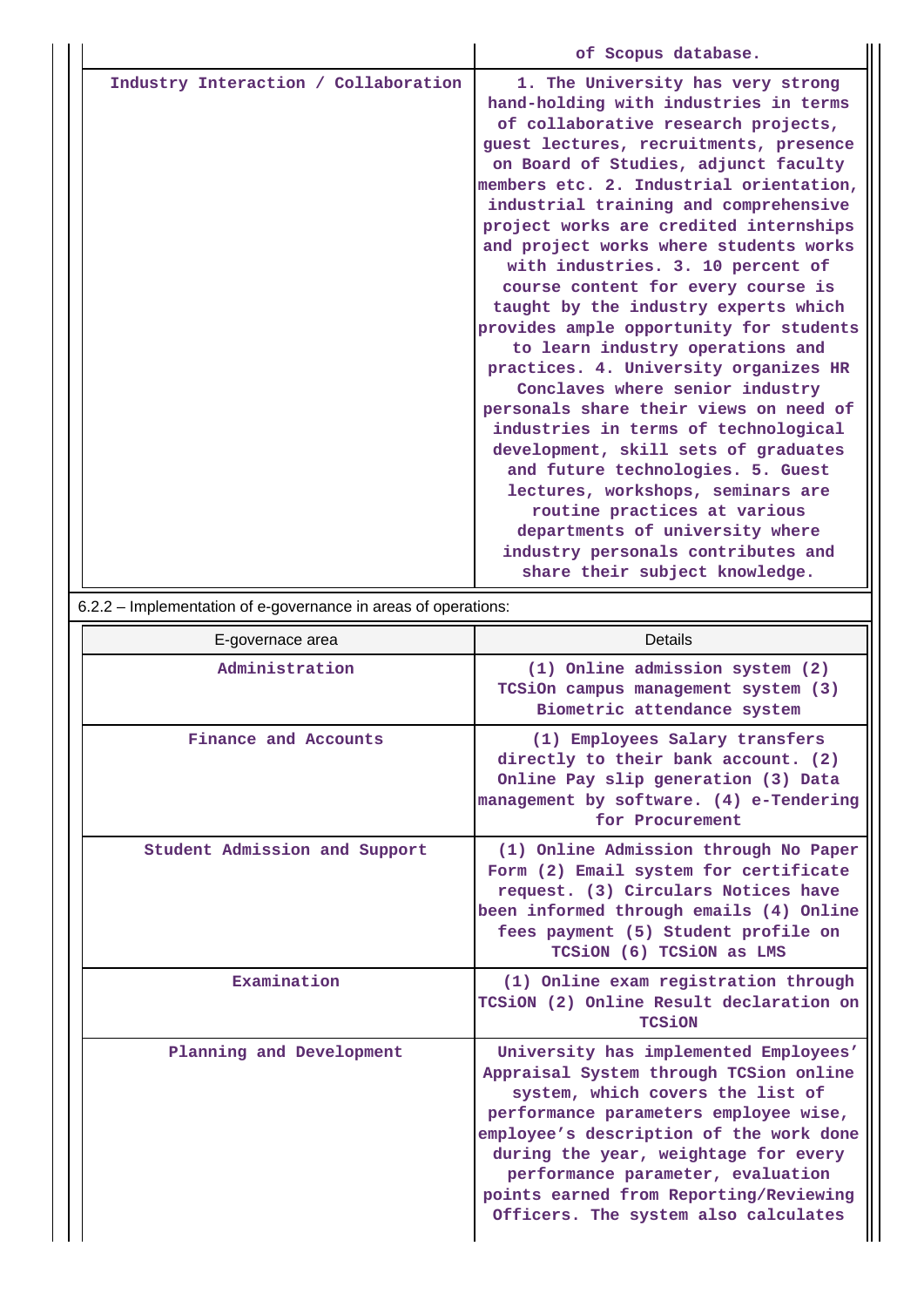| | |
|---|---|
| | of Scopus database. |
| Industry Interaction / Collaboration | 1. The University has very strong hand-holding with industries in terms of collaborative research projects, guest lectures, recruitments, presence on Board of Studies, adjunct faculty members etc. 2. Industrial orientation, industrial training and comprehensive project works are credited internships and project works where students works with industries. 3. 10 percent of course content for every course is taught by the industry experts which provides ample opportunity for students to learn industry operations and practices. 4. University organizes HR Conclaves where senior industry personals share their views on need of industries in terms of technological development, skill sets of graduates and future technologies. 5. Guest lectures, workshops, seminars are routine practices at various departments of university where industry personals contributes and share their subject knowledge. |

6.2.2 – Implementation of e-governance in areas of operations:

| E-governace area | Details |
|---|---|
| Administration | (1) Online admission system (2) TCSiOn campus management system (3) Biometric attendance system |
| Finance and Accounts | (1) Employees Salary transfers directly to their bank account. (2) Online Pay slip generation (3) Data management by software. (4) e-Tendering for Procurement |
| Student Admission and Support | (1) Online Admission through No Paper Form (2) Email system for certificate request. (3) Circulars Notices have been informed through emails (4) Online fees payment (5) Student profile on TCSiON (6) TCSiON as LMS |
| Examination | (1) Online exam registration through TCSiON (2) Online Result declaration on TCSiON |
| Planning and Development | University has implemented Employees' Appraisal System through TCSion online system, which covers the list of performance parameters employee wise, employee's description of the work done during the year, weightage for every performance parameter, evaluation points earned from Reporting/Reviewing Officers. The system also calculates |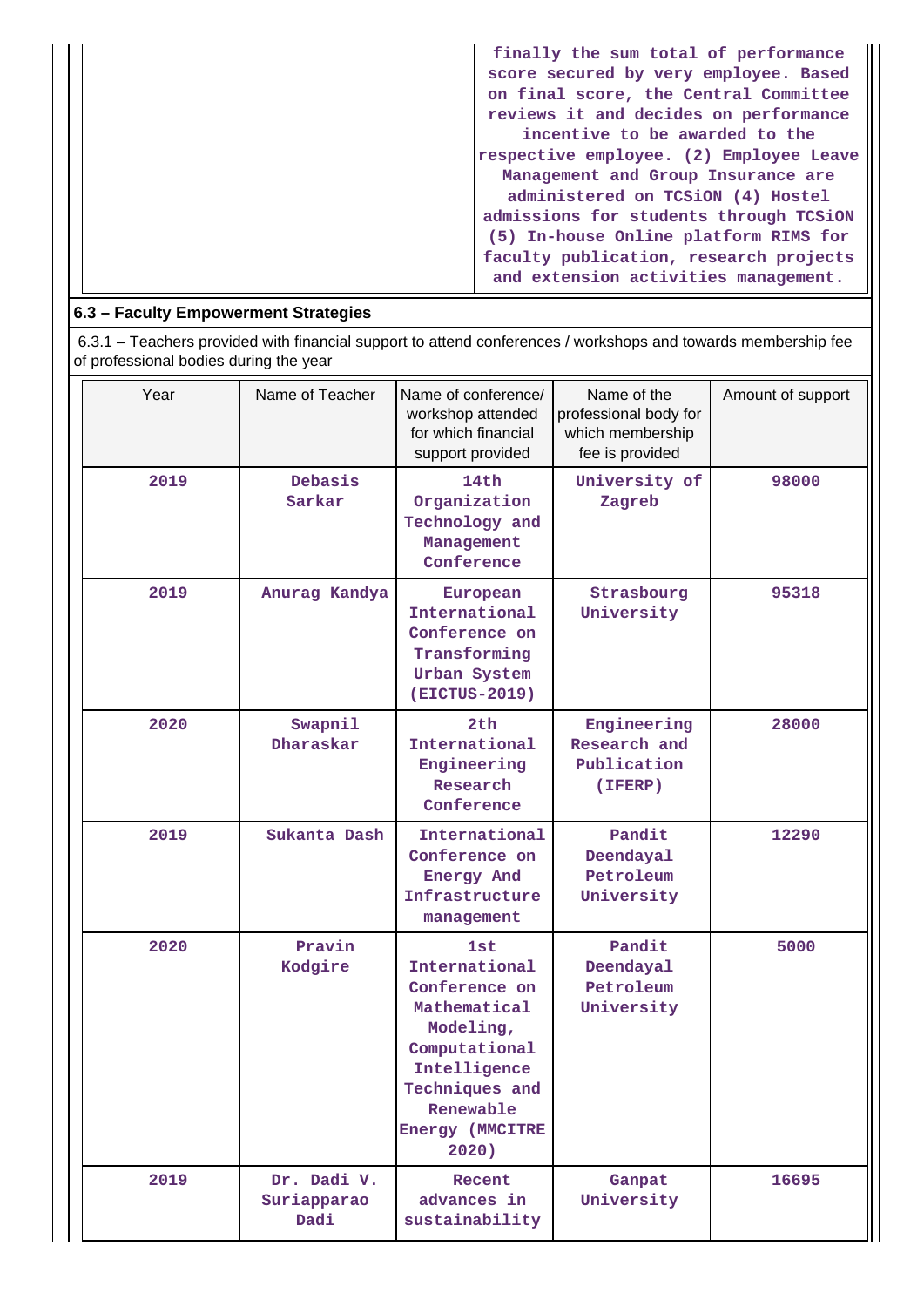| | finally the sum total of performance score secured by very employee. Based on final score, the Central Committee reviews it and decides on performance incentive to be awarded to the respective employee. (2) Employee Leave Management and Group Insurance are administered on TCSiON (4) Hostel admissions for students through TCSiON (5) In-house Online platform RIMS for faculty publication, research projects and extension activities management. |
|---|---|

## 6.3 – Faculty Empowerment Strategies

6.3.1 – Teachers provided with financial support to attend conferences / workshops and towards membership fee of professional bodies during the year

| Year | Name of Teacher | Name of conference/ workshop attended for which financial support provided | Name of the professional body for which membership fee is provided | Amount of support |
|---|---|---|---|---|
| 2019 | Debasis Sarkar | 14th Organization Technology and Management Conference | University of Zagreb | 98000 |
| 2019 | Anurag Kandya | European International Conference on Transforming Urban System (EICTUS-2019) | Strasbourg University | 95318 |
| 2020 | Swapnil Dharaskar | 2th International Engineering Research Conference | Engineering Research and Publication (IFERP) | 28000 |
| 2019 | Sukanta Dash | International Conference on Energy And Infrastructure management | Pandit Deendayal Petroleum University | 12290 |
| 2020 | Pravin Kodgire | 1st International Conference on Mathematical Modeling, Computational Intelligence Techniques and Renewable Energy (MMCITRE 2020) | Pandit Deendayal Petroleum University | 5000 |
| 2019 | Dr. Dadi V. Suriapparao Dadi | Recent advances in sustainability | Ganpat University | 16695 |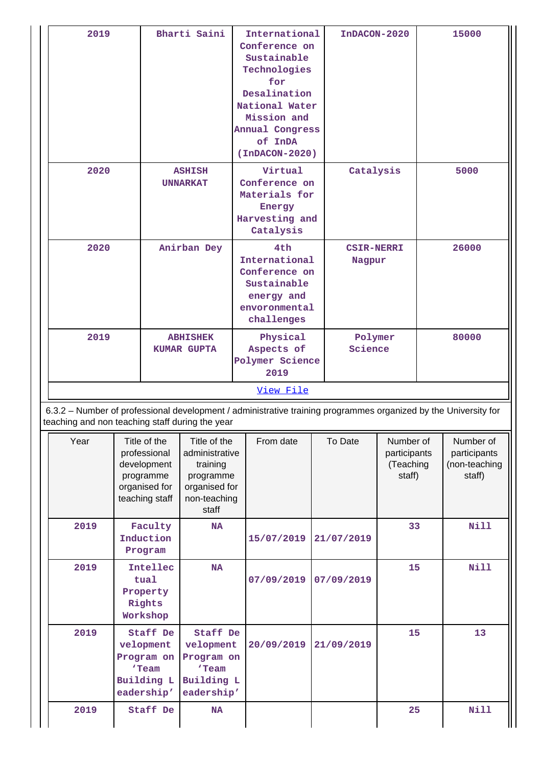| | | | | |
|---|---|---|---|---|
| 2019 | Bharti Saini | International Conference on Sustainable Technologies for Desalination National Water Mission and Annual Congress of InDA (InDACON-2020) | InDACON-2020 | 15000 |
| 2020 | ASHISH UNNARKAT | Virtual Conference on Materials for Energy Harvesting and Catalysis | Catalysis | 5000 |
| 2020 | Anirban Dey | 4th International Conference on Sustainable energy and envoronmental challenges | CSIR-NERRI Nagpur | 26000 |
| 2019 | ABHISHEK KUMAR GUPTA | Physical Aspects of Polymer Science 2019 | Polymer Science | 80000 |

[View File]

6.3.2 – Number of professional development / administrative training programmes organized by the University for teaching and non teaching staff during the year

| Year | Title of the professional development programme organised for teaching staff | Title of the administrative training programme organised for non-teaching staff | From date | To Date | Number of participants (Teaching staff) | Number of participants (non-teaching staff) |
|---|---|---|---|---|---|---|
| 2019 | Faculty Induction Program | NA | 15/07/2019 | 21/07/2019 | 33 | Nill |
| 2019 | Intellectual Property Rights Workshop | NA | 07/09/2019 | 07/09/2019 | 15 | Nill |
| 2019 | Staff Development Program on 'Team Building Leadership' | Staff Development Program on 'Team Building Leadership' | 20/09/2019 | 21/09/2019 | 15 | 13 |
| 2019 | Staff De | NA | | | 25 | Nill |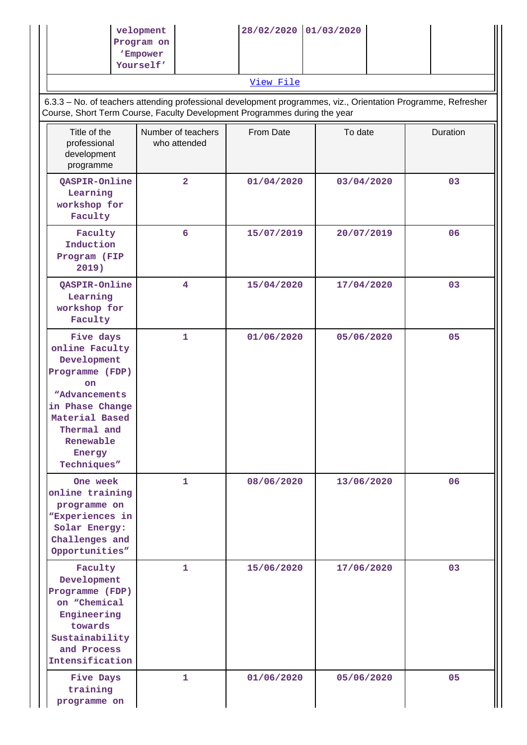| | velopment Program on 'Empower Yourself' | | 28/02/2020 | 01/03/2020 | | |
|---|---|---|---|---|---|---|

[View File]

6.3.3 – No. of teachers attending professional development programmes, viz., Orientation Programme, Refresher Course, Short Term Course, Faculty Development Programmes during the year

| Title of the professional development programme | Number of teachers who attended | From Date | To date | Duration |
|---|---|---|---|---|
| QASPIR-Online Learning workshop for Faculty | 2 | 01/04/2020 | 03/04/2020 | 03 |
| Faculty Induction Program (FIP 2019) | 6 | 15/07/2019 | 20/07/2019 | 06 |
| QASPIR-Online Learning workshop for Faculty | 4 | 15/04/2020 | 17/04/2020 | 03 |
| Five days online Faculty Development Programme (FDP) on "Advancements in Phase Change Material Based Thermal and Renewable Energy Techniques" | 1 | 01/06/2020 | 05/06/2020 | 05 |
| One week online training programme on "Experiences in Solar Energy: Challenges and Opportunities" | 1 | 08/06/2020 | 13/06/2020 | 06 |
| Faculty Development Programme (FDP) on "Chemical Engineering towards Sustainability and Process Intensification | 1 | 15/06/2020 | 17/06/2020 | 03 |
| Five Days training programme on | 1 | 01/06/2020 | 05/06/2020 | 05 |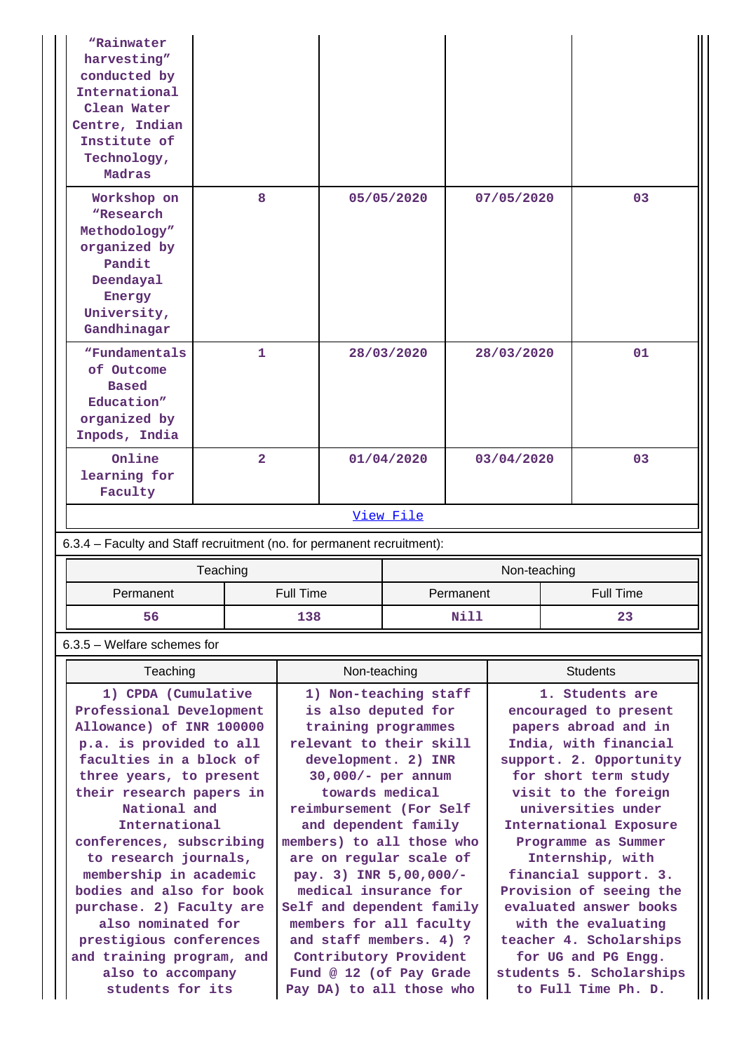| | | | | |
|---|---|---|---|---|
| "Rainwater harvesting" conducted by International Clean Water Centre, Indian Institute of Technology, Madras | | | | |
| Workshop on "Research Methodology" organized by Pandit Deendayal Energy University, Gandhinagar | 8 | 05/05/2020 | 07/05/2020 | 03 |
| "Fundamentals of Outcome Based Education" organized by Inpods, India | 1 | 28/03/2020 | 28/03/2020 | 01 |
| Online learning for Faculty | 2 | 01/04/2020 | 03/04/2020 | 03 |

View File

6.3.4 – Faculty and Staff recruitment (no. for permanent recruitment):

| Teaching | | Non-teaching | |
|---|---|---|---|
| Permanent | Full Time | Permanent | Full Time |
| 56 | 138 | Nill | 23 |

6.3.5 – Welfare schemes for

| Teaching | Non-teaching | Students |
|---|---|---|
| 1) CPDA (Cumulative Professional Development Allowance) of INR 100000 p.a. is provided to all faculties in a block of three years, to present their research papers in National and International conferences, subscribing to research journals, membership in academic bodies and also for book purchase. 2) Faculty are also nominated for prestigious conferences and training program, and also to accompany students for its | 1) Non-teaching staff is also deputed for training programmes relevant to their skill development. 2) INR 30,000/- per annum towards medical reimbursement (For Self and dependent family members) to all those who are on regular scale of pay. 3) INR 5,00,000/- medical insurance for Self and dependent family members for all faculty and staff members. 4) ? Contributory Provident Fund @ 12 (of Pay Grade Pay DA) to all those who | 1. Students are encouraged to present papers abroad and in India, with financial support. 2. Opportunity for short term study visit to the foreign universities under International Exposure Programme as Summer Internship, with financial support. 3. Provision of seeing the evaluated answer books with the evaluating teacher 4. Scholarships for UG and PG Engg. students 5. Scholarships to Full Time Ph. D. |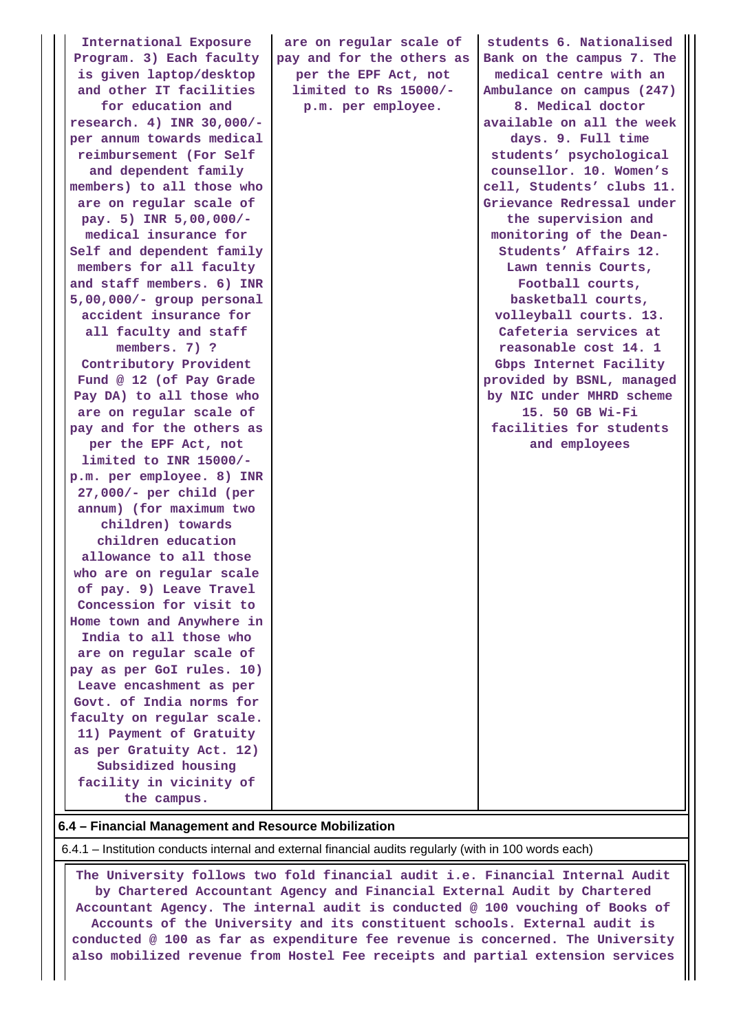| | | |
|---|---|---|
| International Exposure Program. 3) Each faculty is given laptop/desktop and other IT facilities for education and research. 4) INR 30,000/- per annum towards medical reimbursement (For Self and dependent family members) to all those who are on regular scale of pay. 5) INR 5,00,000/- medical insurance for Self and dependent family members for all faculty and staff members. 6) INR 5,00,000/- group personal accident insurance for all faculty and staff members. 7) ? Contributory Provident Fund @ 12 (of Pay Grade Pay DA) to all those who are on regular scale of pay and for the others as per the EPF Act, not limited to INR 15000/- p.m. per employee. 8) INR 27,000/- per child (per annum) (for maximum two children) towards children education allowance to all those who are on regular scale of pay. 9) Leave Travel Concession for visit to Home town and Anywhere in India to all those who are on regular scale of pay as per GoI rules. 10) Leave encashment as per Govt. of India norms for faculty on regular scale. 11) Payment of Gratuity as per Gratuity Act. 12) Subsidized housing facility in vicinity of the campus. | are on regular scale of pay and for the others as per the EPF Act, not limited to Rs 15000/- p.m. per employee. | students 6. Nationalised Bank on the campus 7. The medical centre with an Ambulance on campus (247) 8. Medical doctor available on all the week days. 9. Full time students' psychological counsellor. 10. Women's cell, Students' clubs 11. Grievance Redressal under the supervision and monitoring of the Dean-Students' Affairs 12. Lawn tennis Courts, Football courts, basketball courts, volleyball courts. 13. Cafeteria services at reasonable cost 14. 1 Gbps Internet Facility provided by BSNL, managed by NIC under MHRD scheme 15. 50 GB Wi-Fi facilities for students and employees |

**6.4 – Financial Management and Resource Mobilization**

6.4.1 – Institution conducts internal and external financial audits regularly (with in 100 words each)

The University follows two fold financial audit i.e. Financial Internal Audit by Chartered Accountant Agency and Financial External Audit by Chartered Accountant Agency. The internal audit is conducted @ 100 vouching of Books of Accounts of the University and its constituent schools. External audit is conducted @ 100 as far as expenditure fee revenue is concerned. The University also mobilized revenue from Hostel Fee receipts and partial extension services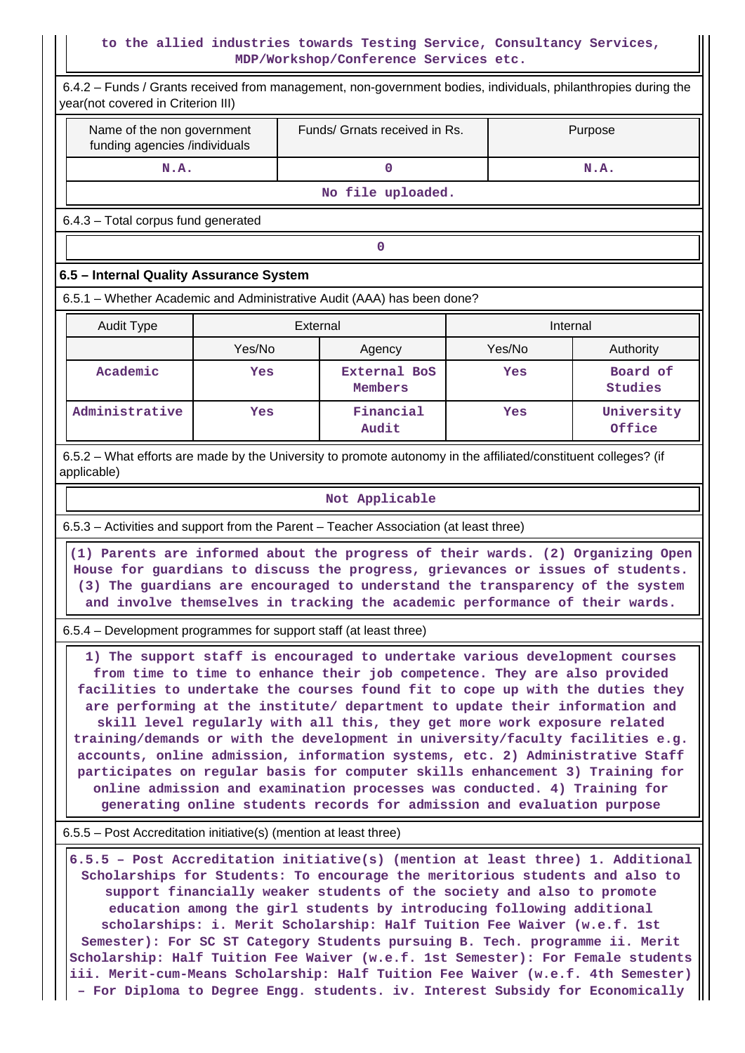to the allied industries towards Testing Service, Consultancy Services, MDP/Workshop/Conference Services etc.

6.4.2 – Funds / Grants received from management, non-government bodies, individuals, philanthropies during the year(not covered in Criterion III)

| Name of the non government funding agencies /individuals | Funds/ Grnats received in Rs. | Purpose |
|---|---|---|
| N.A. | 0 | N.A. |
| No file uploaded. | | |

6.4.3 – Total corpus fund generated

0

### 6.5 – Internal Quality Assurance System

6.5.1 – Whether Academic and Administrative Audit (AAA) has been done?

| Audit Type | External | | Internal | |
|---|---|---|---|---|
| | Yes/No | Agency | Yes/No | Authority |
| Academic | Yes | External BoS Members | Yes | Board of Studies |
| Administrative | Yes | Financial Audit | Yes | University Office |

6.5.2 – What efforts are made by the University to promote autonomy in the affiliated/constituent colleges? (if applicable)

Not Applicable

6.5.3 – Activities and support from the Parent – Teacher Association (at least three)

(1) Parents are informed about the progress of their wards. (2) Organizing Open House for guardians to discuss the progress, grievances or issues of students. (3) The guardians are encouraged to understand the transparency of the system and involve themselves in tracking the academic performance of their wards.

6.5.4 – Development programmes for support staff (at least three)

1) The support staff is encouraged to undertake various development courses from time to time to enhance their job competence. They are also provided facilities to undertake the courses found fit to cope up with the duties they are performing at the institute/ department to update their information and skill level regularly with all this, they get more work exposure related training/demands or with the development in university/faculty facilities e.g. accounts, online admission, information systems, etc. 2) Administrative Staff participates on regular basis for computer skills enhancement 3) Training for online admission and examination processes was conducted. 4) Training for generating online students records for admission and evaluation purpose

6.5.5 – Post Accreditation initiative(s) (mention at least three)

6.5.5 – Post Accreditation initiative(s) (mention at least three) 1. Additional Scholarships for Students: To encourage the meritorious students and also to support financially weaker students of the society and also to promote education among the girl students by introducing following additional scholarships: i. Merit Scholarship: Half Tuition Fee Waiver (w.e.f. 1st Semester): For SC ST Category Students pursuing B. Tech. programme ii. Merit Scholarship: Half Tuition Fee Waiver (w.e.f. 1st Semester): For Female students iii. Merit-cum-Means Scholarship: Half Tuition Fee Waiver (w.e.f. 4th Semester) – For Diploma to Degree Engg. students. iv. Interest Subsidy for Economically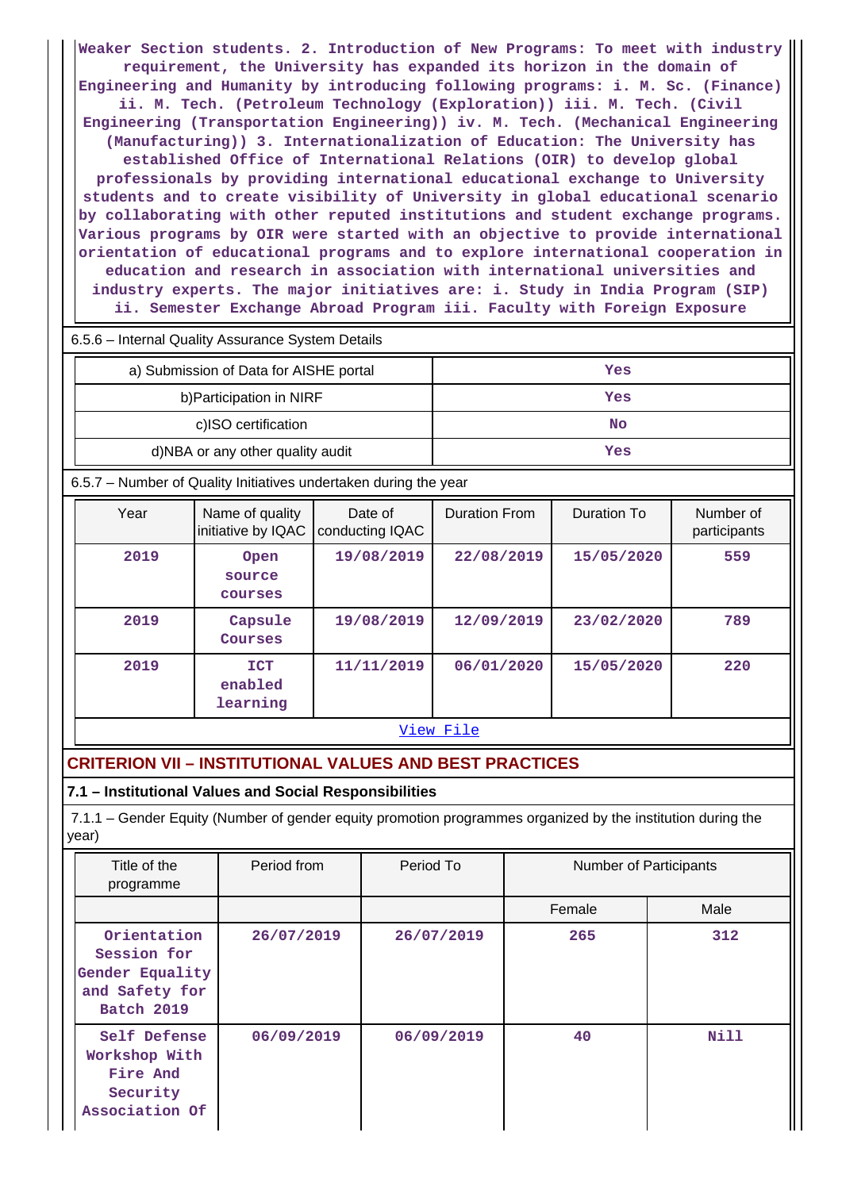Weaker Section students. 2. Introduction of New Programs: To meet with industry requirement, the University has expanded its horizon in the domain of Engineering and Humanity by introducing following programs: i. M. Sc. (Finance) ii. M. Tech. (Petroleum Technology (Exploration)) iii. M. Tech. (Civil Engineering (Transportation Engineering)) iv. M. Tech. (Mechanical Engineering (Manufacturing)) 3. Internationalization of Education: The University has established Office of International Relations (OIR) to develop global professionals by providing international educational exchange to University students and to create visibility of University in global educational scenario by collaborating with other reputed institutions and student exchange programs. Various programs by OIR were started with an objective to provide international orientation of educational programs and to explore international cooperation in education and research in association with international universities and industry experts. The major initiatives are: i. Study in India Program (SIP) ii. Semester Exchange Abroad Program iii. Faculty with Foreign Exposure

6.5.6 – Internal Quality Assurance System Details

| | |
|---|---|
| a) Submission of Data for AISHE portal | Yes |
| b)Participation in NIRF | Yes |
| c)ISO certification | No |
| d)NBA or any other quality audit | Yes |

6.5.7 – Number of Quality Initiatives undertaken during the year

| Year | Name of quality initiative by IQAC | Date of conducting IQAC | Duration From | Duration To | Number of participants |
|---|---|---|---|---|---|
| 2019 | Open source courses | 19/08/2019 | 22/08/2019 | 15/05/2020 | 559 |
| 2019 | Capsule Courses | 19/08/2019 | 12/09/2019 | 23/02/2020 | 789 |
| 2019 | ICT enabled learning | 11/11/2019 | 06/01/2020 | 15/05/2020 | 220 |

View File

## CRITERION VII – INSTITUTIONAL VALUES AND BEST PRACTICES

### 7.1 – Institutional Values and Social Responsibilities

7.1.1 – Gender Equity (Number of gender equity promotion programmes organized by the institution during the year)

| Title of the programme | Period from | Period To | Number of Participants | |
|---|---|---|---|---|
| | | | Female | Male |
| Orientation Session for Gender Equality and Safety for Batch 2019 | 26/07/2019 | 26/07/2019 | 265 | 312 |
| Self Defense Workshop With Fire And Security Association Of | 06/09/2019 | 06/09/2019 | 40 | Nill |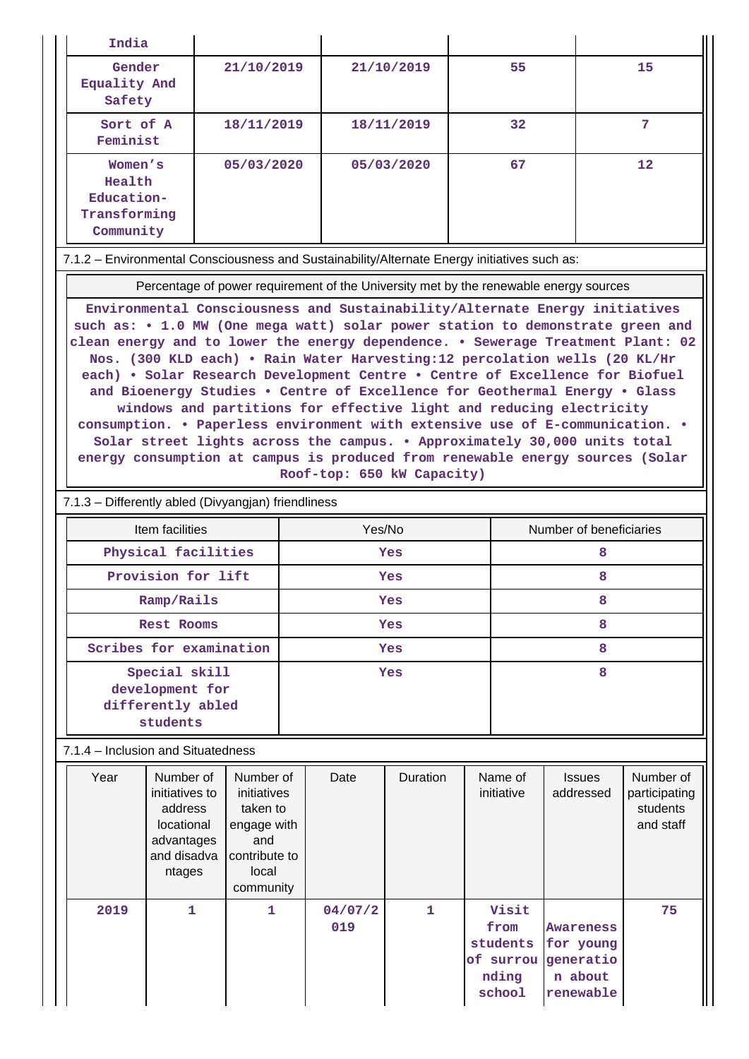| India | | | | |
|---|---|---|---|---|
| Gender Equality And Safety | 21/10/2019 | 21/10/2019 | 55 | 15 |
| Sort of A Feminist | 18/11/2019 | 18/11/2019 | 32 | 7 |
| Women's Health Education-Transforming Community | 05/03/2020 | 05/03/2020 | 67 | 12 |

7.1.2 – Environmental Consciousness and Sustainability/Alternate Energy initiatives such as:

| Percentage of power requirement of the University met by the renewable energy sources |
|---|
| Environmental Consciousness and Sustainability/Alternate Energy initiatives such as: • 1.0 MW (One mega watt) solar power station to demonstrate green and clean energy and to lower the energy dependence. • Sewerage Treatment Plant: 02 Nos. (300 KLD each) • Rain Water Harvesting:12 percolation wells (20 KL/Hr each) • Solar Research Development Centre • Centre of Excellence for Biofuel and Bioenergy Studies • Centre of Excellence for Geothermal Energy • Glass windows and partitions for effective light and reducing electricity consumption. • Paperless environment with extensive use of E-communication. • Solar street lights across the campus. • Approximately 30,000 units total energy consumption at campus is produced from renewable energy sources (Solar Roof-top: 650 kW Capacity) |

7.1.3 – Differently abled (Divyangjan) friendliness

| Item facilities | Yes/No | Number of beneficiaries |
|---|---|---|
| Physical facilities | Yes | 8 |
| Provision for lift | Yes | 8 |
| Ramp/Rails | Yes | 8 |
| Rest Rooms | Yes | 8 |
| Scribes for examination | Yes | 8 |
| Special skill development for differently abled students | Yes | 8 |

7.1.4 – Inclusion and Situatedness

| Year | Number of initiatives to address locational advantages and disadvantages | Number of initiatives taken to engage with and contribute to local community | Date | Duration | Name of initiative | Issues addressed | Number of participating students and staff |
|---|---|---|---|---|---|---|---|
| 2019 | 1 | 1 | 04/07/2019 | 1 | Visit from students of surrounding school | Awareness for young generation about renewable | 75 |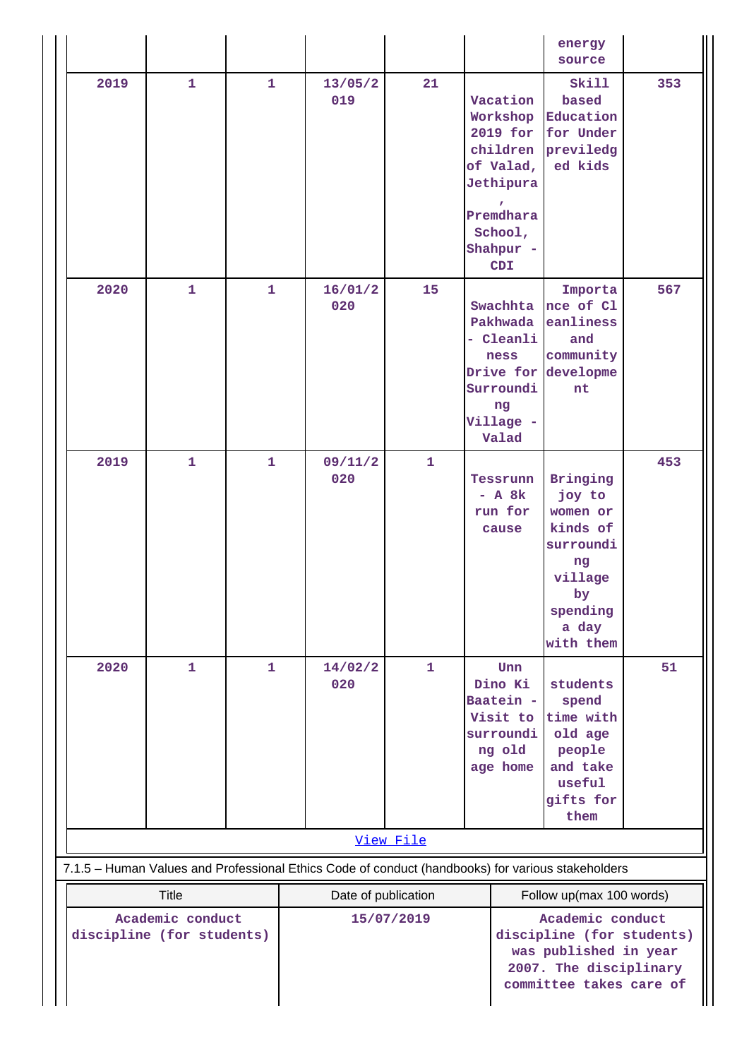|  |  |  |  |  |  | energy source |  |
|---|---|---|---|---|---|---|---|
| 2019 | 1 | 1 | 13/05/2019 | 21 | Vacation Workshop 2019 for children of Valad, Jethipura , Premdhara School, Shahpur - CDI | Skill based Education for Under previledged kids | 353 |
| 2020 | 1 | 1 | 16/01/2020 | 15 | Swachhta Pakhwada - Cleanliness Drive for Surrounding Village - Valad | Importance of Cleanliness and community development | 567 |
| 2019 | 1 | 1 | 09/11/2020 | 1 | Tessrunn - A 8k run for cause | Bringing joy to women or kinds of surrounding village by spending a day with them | 453 |
| 2020 | 1 | 1 | 14/02/2020 | 1 | Unn Dino Ki Baatein - Visit to surrounding old age home | students spend time with old age people and take useful gifts for them | 51 |

[View File]

7.1.5 – Human Values and Professional Ethics Code of conduct (handbooks) for various stakeholders

| Title | Date of publication | Follow up(max 100 words) |
|---|---|---|
| Academic conduct discipline (for students) | 15/07/2019 | Academic conduct discipline (for students) was published in year 2007. The disciplinary committee takes care of |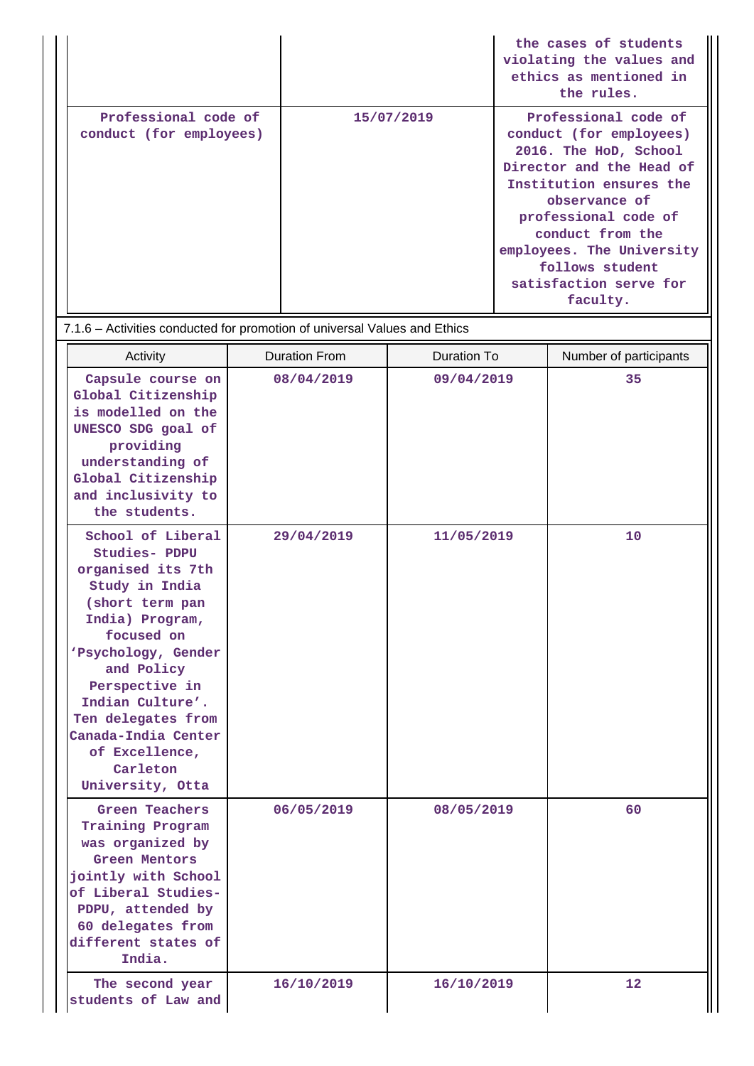| | | |
|---|---|---|
| | | the cases of students violating the values and ethics as mentioned in the rules. |
| Professional code of conduct (for employees) | 15/07/2019 | Professional code of conduct (for employees) 2016. The HoD, School Director and the Head of Institution ensures the observance of professional code of conduct from the employees. The University follows student satisfaction serve for faculty. |

7.1.6 – Activities conducted for promotion of universal Values and Ethics

| Activity | Duration From | Duration To | Number of participants |
|---|---|---|---|
| Capsule course on Global Citizenship is modelled on the UNESCO SDG goal of providing understanding of Global Citizenship and inclusivity to the students. | 08/04/2019 | 09/04/2019 | 35 |
| School of Liberal Studies- PDPU organised its 7th Study in India (short term pan India) Program, focused on 'Psychology, Gender and Policy Perspective in Indian Culture'. Ten delegates from Canada-India Center of Excellence, Carleton University, Otta | 29/04/2019 | 11/05/2019 | 10 |
| Green Teachers Training Program was organized by Green Mentors jointly with School of Liberal Studies-PDPU, attended by 60 delegates from different states of India. | 06/05/2019 | 08/05/2019 | 60 |
| The second year students of Law and | 16/10/2019 | 16/10/2019 | 12 |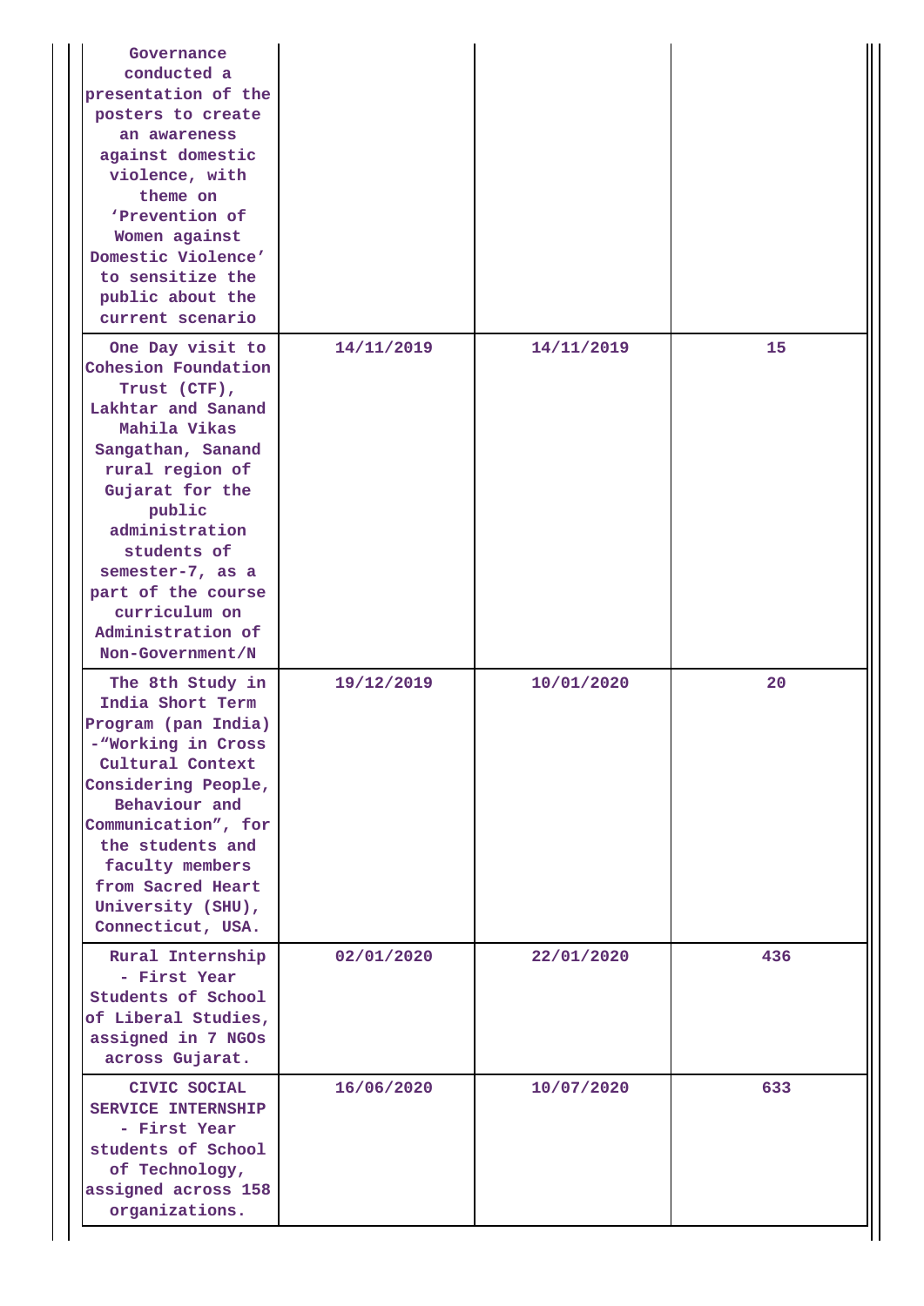| | | | |
|---|---|---|---|
| Governance conducted a presentation of the posters to create an awareness against domestic violence, with theme on 'Prevention of Women against Domestic Violence' to sensitize the public about the current scenario | | | |
| One Day visit to Cohesion Foundation Trust (CTF), Lakhtar and Sanand Mahila Vikas Sangathan, Sanand rural region of Gujarat for the public administration students of semester-7, as a part of the course curriculum on Administration of Non-Government/N | 14/11/2019 | 14/11/2019 | 15 |
| The 8th Study in India Short Term Program (pan India) -"Working in Cross Cultural Context Considering People, Behaviour and Communication", for the students and faculty members from Sacred Heart University (SHU), Connecticut, USA. | 19/12/2019 | 10/01/2020 | 20 |
| Rural Internship - First Year Students of School of Liberal Studies, assigned in 7 NGOs across Gujarat. | 02/01/2020 | 22/01/2020 | 436 |
| CIVIC SOCIAL SERVICE INTERNSHIP - First Year students of School of Technology, assigned across 158 organizations. | 16/06/2020 | 10/07/2020 | 633 |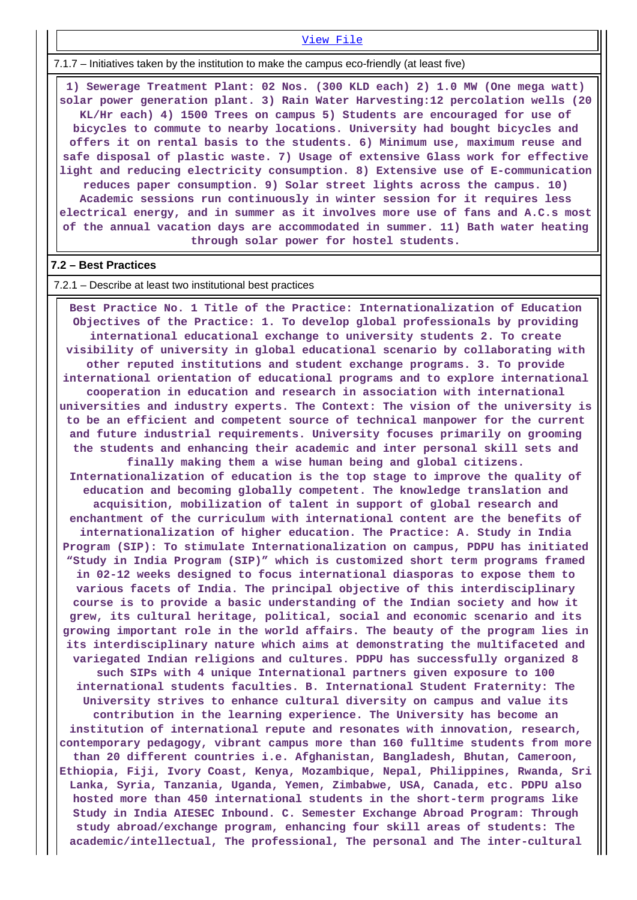View File

7.1.7 – Initiatives taken by the institution to make the campus eco-friendly (at least five)

**1) Sewerage Treatment Plant: 02 Nos. (300 KLD each) 2) 1.0 MW (One mega watt) solar power generation plant. 3) Rain Water Harvesting:12 percolation wells (20 KL/Hr each) 4) 1500 Trees on campus 5) Students are encouraged for use of bicycles to commute to nearby locations. University had bought bicycles and offers it on rental basis to the students. 6) Minimum use, maximum reuse and safe disposal of plastic waste. 7) Usage of extensive Glass work for effective light and reducing electricity consumption. 8) Extensive use of E-communication reduces paper consumption. 9) Solar street lights across the campus. 10) Academic sessions run continuously in winter session for it requires less electrical energy, and in summer as it involves more use of fans and A.C.s most of the annual vacation days are accommodated in summer. 11) Bath water heating through solar power for hostel students.**

## 7.2 – Best Practices

7.2.1 – Describe at least two institutional best practices

**Best Practice No. 1 Title of the Practice: Internationalization of Education Objectives of the Practice: 1. To develop global professionals by providing international educational exchange to university students 2. To create visibility of university in global educational scenario by collaborating with other reputed institutions and student exchange programs. 3. To provide international orientation of educational programs and to explore international cooperation in education and research in association with international universities and industry experts. The Context: The vision of the university is to be an efficient and competent source of technical manpower for the current and future industrial requirements. University focuses primarily on grooming the students and enhancing their academic and inter personal skill sets and finally making them a wise human being and global citizens. Internationalization of education is the top stage to improve the quality of education and becoming globally competent. The knowledge translation and acquisition, mobilization of talent in support of global research and enchantment of the curriculum with international content are the benefits of internationalization of higher education. The Practice: A. Study in India Program (SIP): To stimulate Internationalization on campus, PDPU has initiated “Study in India Program (SIP)” which is customized short term programs framed in 02-12 weeks designed to focus international diasporas to expose them to various facets of India. The principal objective of this interdisciplinary course is to provide a basic understanding of the Indian society and how it grew, its cultural heritage, political, social and economic scenario and its growing important role in the world affairs. The beauty of the program lies in its interdisciplinary nature which aims at demonstrating the multifaceted and variegated Indian religions and cultures. PDPU has successfully organized 8 such SIPs with 4 unique International partners given exposure to 100 international students faculties. B. International Student Fraternity: The University strives to enhance cultural diversity on campus and value its contribution in the learning experience. The University has become an institution of international repute and resonates with innovation, research, contemporary pedagogy, vibrant campus more than 160 fulltime students from more than 20 different countries i.e. Afghanistan, Bangladesh, Bhutan, Cameroon, Ethiopia, Fiji, Ivory Coast, Kenya, Mozambique, Nepal, Philippines, Rwanda, Sri Lanka, Syria, Tanzania, Uganda, Yemen, Zimbabwe, USA, Canada, etc. PDPU also hosted more than 450 international students in the short-term programs like Study in India AIESEC Inbound. C. Semester Exchange Abroad Program: Through study abroad/exchange program, enhancing four skill areas of students: The academic/intellectual, The professional, The personal and The inter-cultural**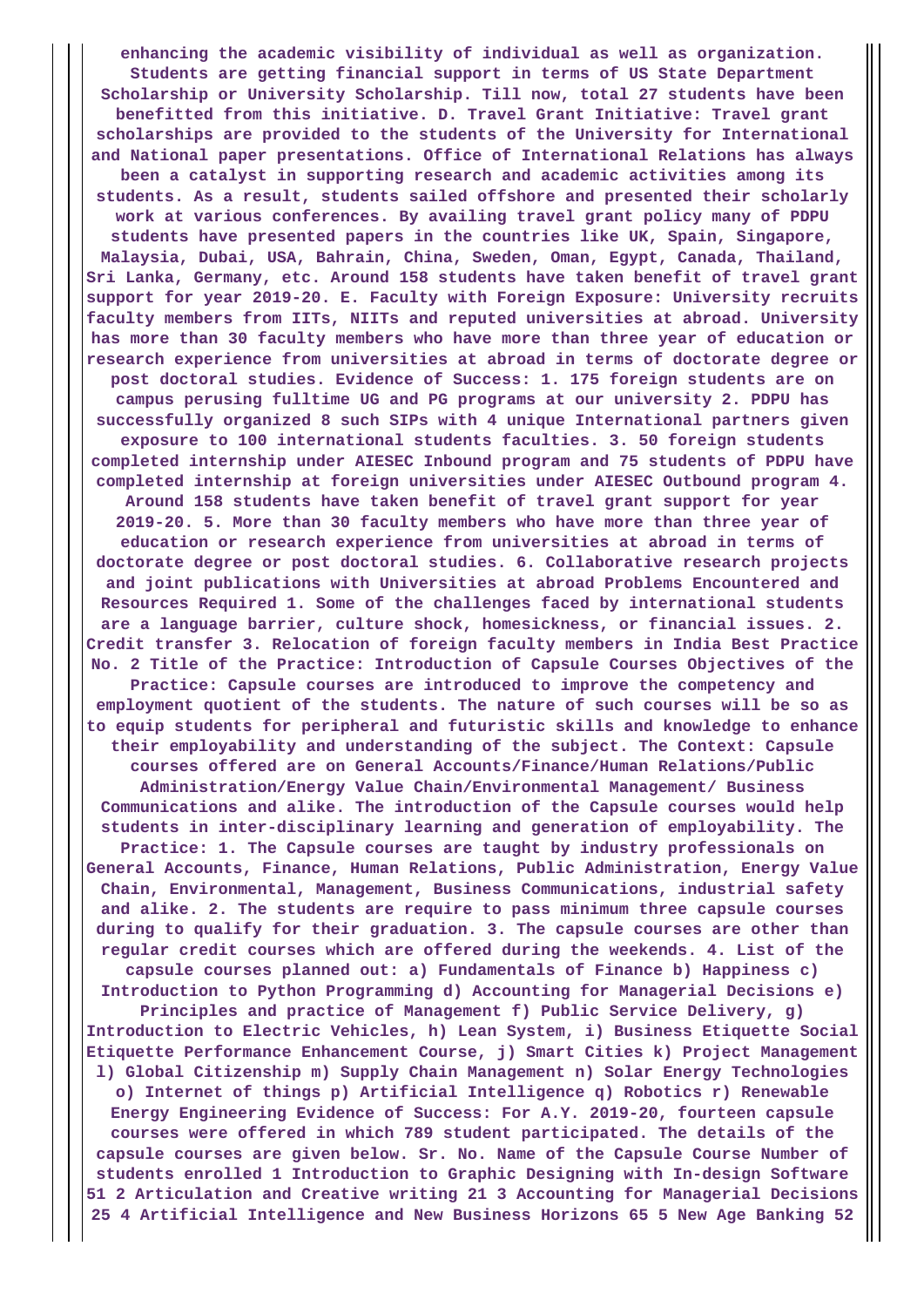enhancing the academic visibility of individual as well as organization. Students are getting financial support in terms of US State Department Scholarship or University Scholarship. Till now, total 27 students have been benefitted from this initiative. D. Travel Grant Initiative: Travel grant scholarships are provided to the students of the University for International and National paper presentations. Office of International Relations has always been a catalyst in supporting research and academic activities among its students. As a result, students sailed offshore and presented their scholarly work at various conferences. By availing travel grant policy many of PDPU students have presented papers in the countries like UK, Spain, Singapore, Malaysia, Dubai, USA, Bahrain, China, Sweden, Oman, Egypt, Canada, Thailand, Sri Lanka, Germany, etc. Around 158 students have taken benefit of travel grant support for year 2019-20. E. Faculty with Foreign Exposure: University recruits faculty members from IITs, NIITs and reputed universities at abroad. University has more than 30 faculty members who have more than three year of education or research experience from universities at abroad in terms of doctorate degree or post doctoral studies. Evidence of Success: 1. 175 foreign students are on campus perusing fulltime UG and PG programs at our university 2. PDPU has successfully organized 8 such SIPs with 4 unique International partners given exposure to 100 international students faculties. 3. 50 foreign students completed internship under AIESEC Inbound program and 75 students of PDPU have completed internship at foreign universities under AIESEC Outbound program 4. Around 158 students have taken benefit of travel grant support for year 2019-20. 5. More than 30 faculty members who have more than three year of education or research experience from universities at abroad in terms of doctorate degree or post doctoral studies. 6. Collaborative research projects and joint publications with Universities at abroad Problems Encountered and Resources Required 1. Some of the challenges faced by international students are a language barrier, culture shock, homesickness, or financial issues. 2. Credit transfer 3. Relocation of foreign faculty members in India Best Practice No. 2 Title of the Practice: Introduction of Capsule Courses Objectives of the Practice: Capsule courses are introduced to improve the competency and employment quotient of the students. The nature of such courses will be so as to equip students for peripheral and futuristic skills and knowledge to enhance their employability and understanding of the subject. The Context: Capsule courses offered are on General Accounts/Finance/Human Relations/Public Administration/Energy Value Chain/Environmental Management/ Business Communications and alike. The introduction of the Capsule courses would help students in inter-disciplinary learning and generation of employability. The Practice: 1. The Capsule courses are taught by industry professionals on General Accounts, Finance, Human Relations, Public Administration, Energy Value Chain, Environmental, Management, Business Communications, industrial safety and alike. 2. The students are require to pass minimum three capsule courses during to qualify for their graduation. 3. The capsule courses are other than regular credit courses which are offered during the weekends. 4. List of the capsule courses planned out: a) Fundamentals of Finance b) Happiness c) Introduction to Python Programming d) Accounting for Managerial Decisions e) Principles and practice of Management f) Public Service Delivery, g) Introduction to Electric Vehicles, h) Lean System, i) Business Etiquette Social Etiquette Performance Enhancement Course, j) Smart Cities k) Project Management l) Global Citizenship m) Supply Chain Management n) Solar Energy Technologies o) Internet of things p) Artificial Intelligence q) Robotics r) Renewable Energy Engineering Evidence of Success: For A.Y. 2019-20, fourteen capsule courses were offered in which 789 student participated. The details of the capsule courses are given below. Sr. No. Name of the Capsule Course Number of students enrolled 1 Introduction to Graphic Designing with In-design Software 51 2 Articulation and Creative writing 21 3 Accounting for Managerial Decisions 25 4 Artificial Intelligence and New Business Horizons 65 5 New Age Banking 52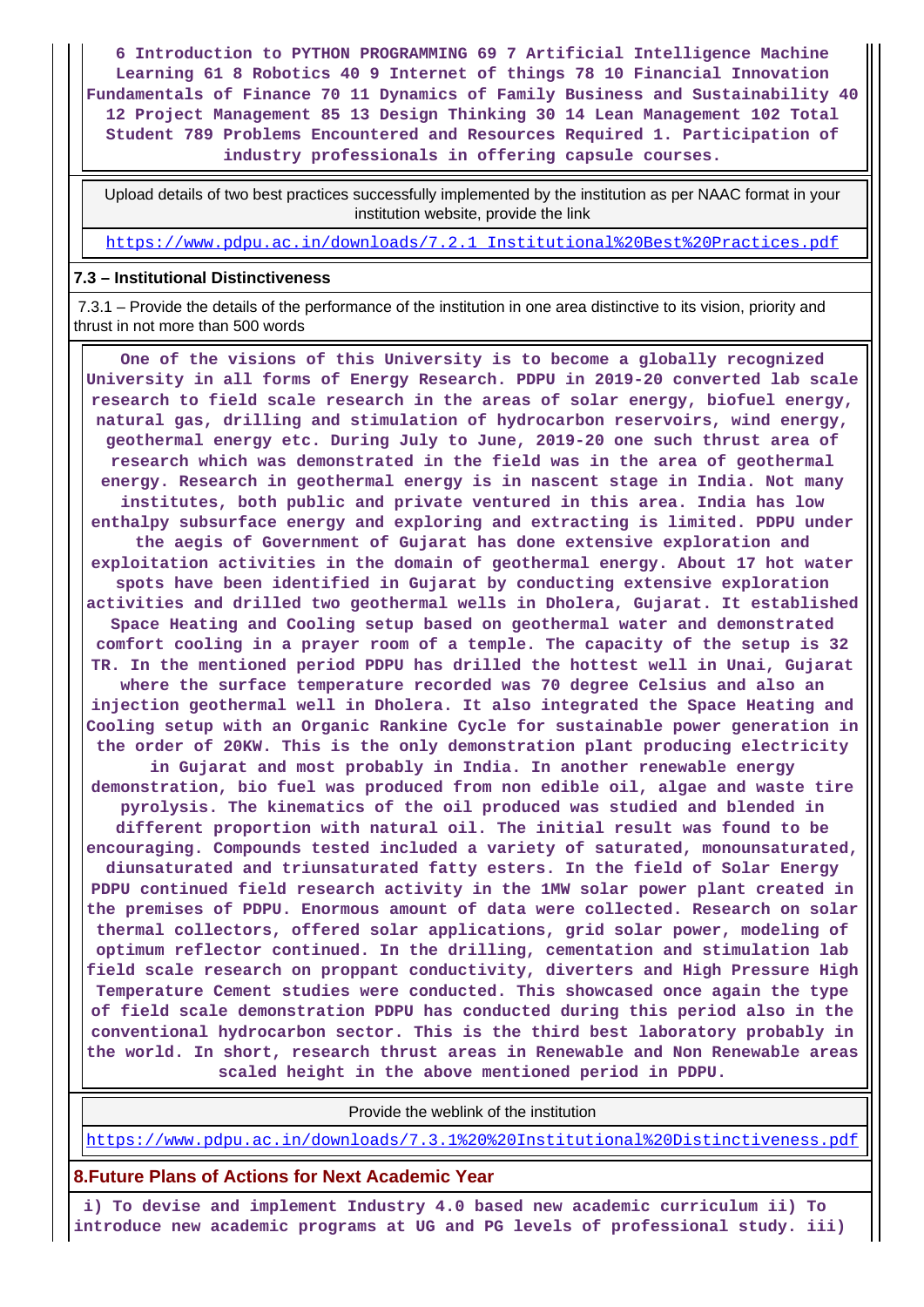6 Introduction to PYTHON PROGRAMMING 69 7 Artificial Intelligence Machine Learning 61 8 Robotics 40 9 Internet of things 78 10 Financial Innovation Fundamentals of Finance 70 11 Dynamics of Family Business and Sustainability 40 12 Project Management 85 13 Design Thinking 30 14 Lean Management 102 Total Student 789 Problems Encountered and Resources Required 1. Participation of industry professionals in offering capsule courses.

Upload details of two best practices successfully implemented by the institution as per NAAC format in your institution website, provide the link

https://www.pdpu.ac.in/downloads/7.2.1 Institutional%20Best%20Practices.pdf

### 7.3 – Institutional Distinctiveness

7.3.1 – Provide the details of the performance of the institution in one area distinctive to its vision, priority and thrust in not more than 500 words

One of the visions of this University is to become a globally recognized University in all forms of Energy Research. PDPU in 2019-20 converted lab scale research to field scale research in the areas of solar energy, biofuel energy, natural gas, drilling and stimulation of hydrocarbon reservoirs, wind energy, geothermal energy etc. During July to June, 2019-20 one such thrust area of research which was demonstrated in the field was in the area of geothermal energy. Research in geothermal energy is in nascent stage in India. Not many institutes, both public and private ventured in this area. India has low enthalpy subsurface energy and exploring and extracting is limited. PDPU under the aegis of Government of Gujarat has done extensive exploration and exploitation activities in the domain of geothermal energy. About 17 hot water spots have been identified in Gujarat by conducting extensive exploration activities and drilled two geothermal wells in Dholera, Gujarat. It established Space Heating and Cooling setup based on geothermal water and demonstrated comfort cooling in a prayer room of a temple. The capacity of the setup is 32 TR. In the mentioned period PDPU has drilled the hottest well in Unai, Gujarat where the surface temperature recorded was 70 degree Celsius and also an injection geothermal well in Dholera. It also integrated the Space Heating and Cooling setup with an Organic Rankine Cycle for sustainable power generation in the order of 20KW. This is the only demonstration plant producing electricity in Gujarat and most probably in India. In another renewable energy demonstration, bio fuel was produced from non edible oil, algae and waste tire pyrolysis. The kinematics of the oil produced was studied and blended in different proportion with natural oil. The initial result was found to be encouraging. Compounds tested included a variety of saturated, monounsaturated, diunsaturated and triunsaturated fatty esters. In the field of Solar Energy PDPU continued field research activity in the 1MW solar power plant created in the premises of PDPU. Enormous amount of data were collected. Research on solar thermal collectors, offered solar applications, grid solar power, modeling of optimum reflector continued. In the drilling, cementation and stimulation lab field scale research on proppant conductivity, diverters and High Pressure High Temperature Cement studies were conducted. This showcased once again the type of field scale demonstration PDPU has conducted during this period also in the conventional hydrocarbon sector. This is the third best laboratory probably in the world. In short, research thrust areas in Renewable and Non Renewable areas scaled height in the above mentioned period in PDPU.

Provide the weblink of the institution

https://www.pdpu.ac.in/downloads/7.3.1%20%20Institutional%20Distinctiveness.pdf

## 8.Future Plans of Actions for Next Academic Year

i) To devise and implement Industry 4.0 based new academic curriculum ii) To introduce new academic programs at UG and PG levels of professional study. iii)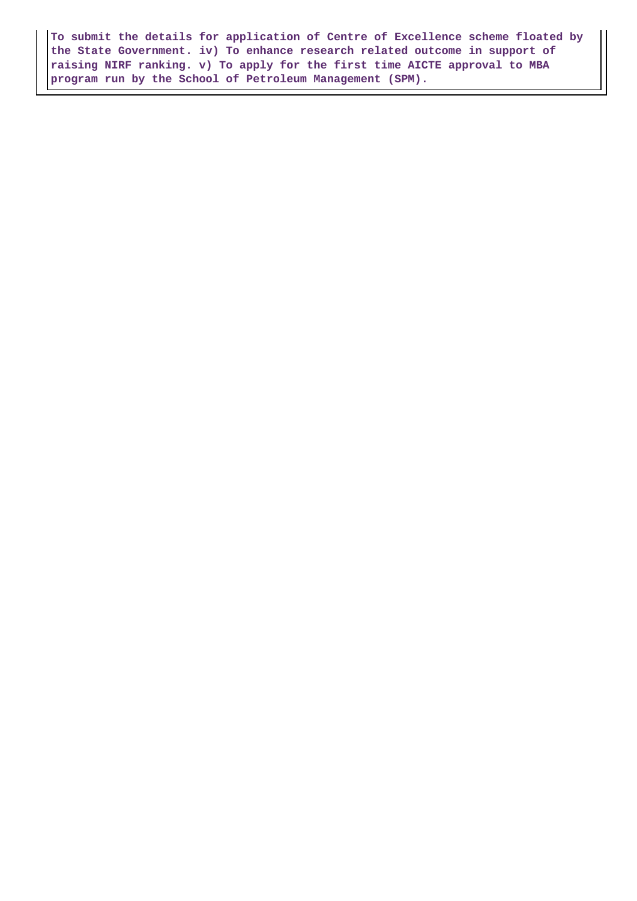To submit the details for application of Centre of Excellence scheme floated by the State Government. iv) To enhance research related outcome in support of raising NIRF ranking. v) To apply for the first time AICTE approval to MBA program run by the School of Petroleum Management (SPM).